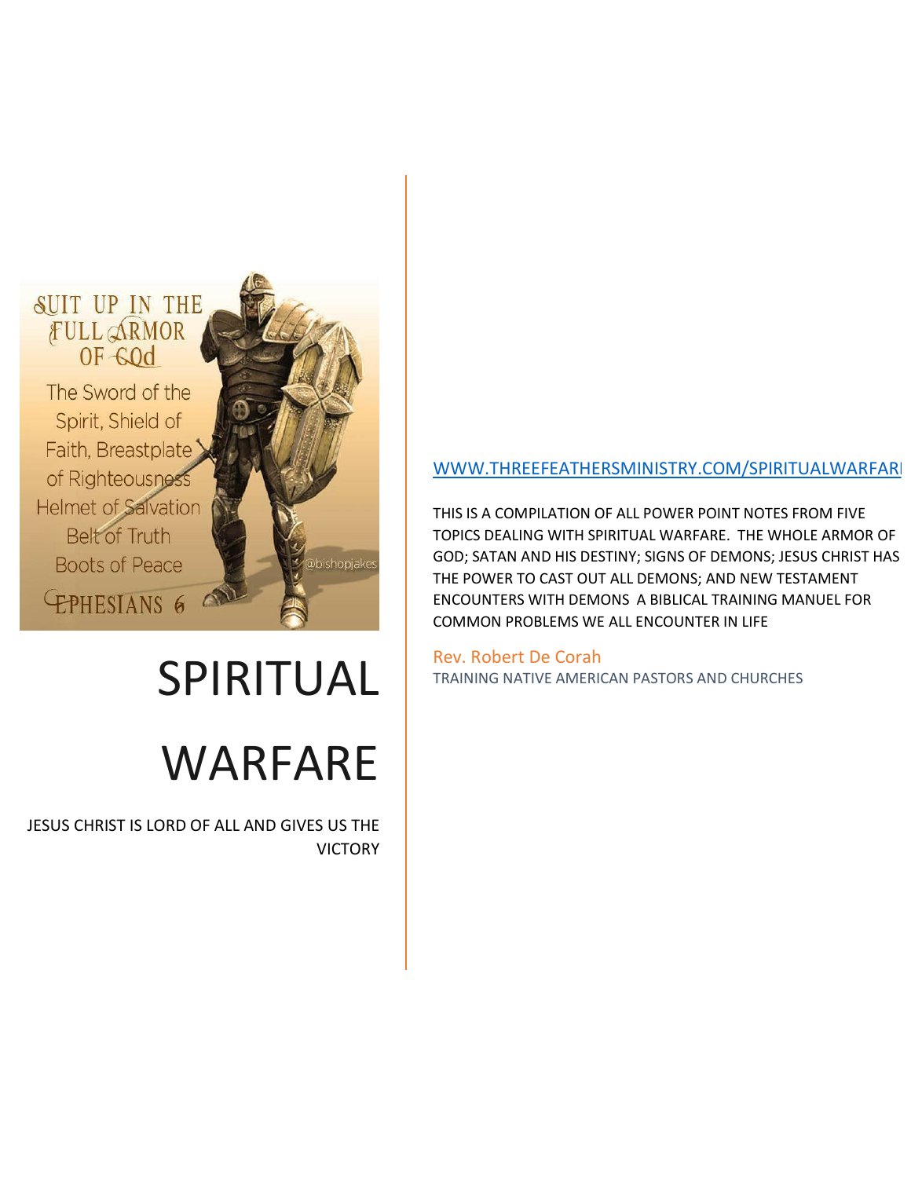# SPIRITUAL WARFARE

JESUS CHRIST IS LORD OF ALL AND GIVES US THE VICTORY

WWW.THREEFEATHERSMINISTRY.COM/SPIRITUALWARFARE

THIS IS A COMPILATION OF ALL POWER POINT NOTES FROM FIVE TOPICS DEALING WITH SPIRITUAL WARFARE. THE WHOLE ARMOR OF GOD; SATAN AND HIS DESTINY; SIGNS OF DEMONS; JESUS CHRIST HAS THE POWER TO CAST OUT ALL DEMONS; AND NEW TESTAMENT ENCOUNTERS WITH DEMONS A BIBLICAL TRAINING MANUEL FOR COMMON PROBLEMS WE ALL ENCOUNTER IN LIFE

Rev. Robert De Corah

TRAINING NATIVE AMERICAN PASTORS AND CHURCHES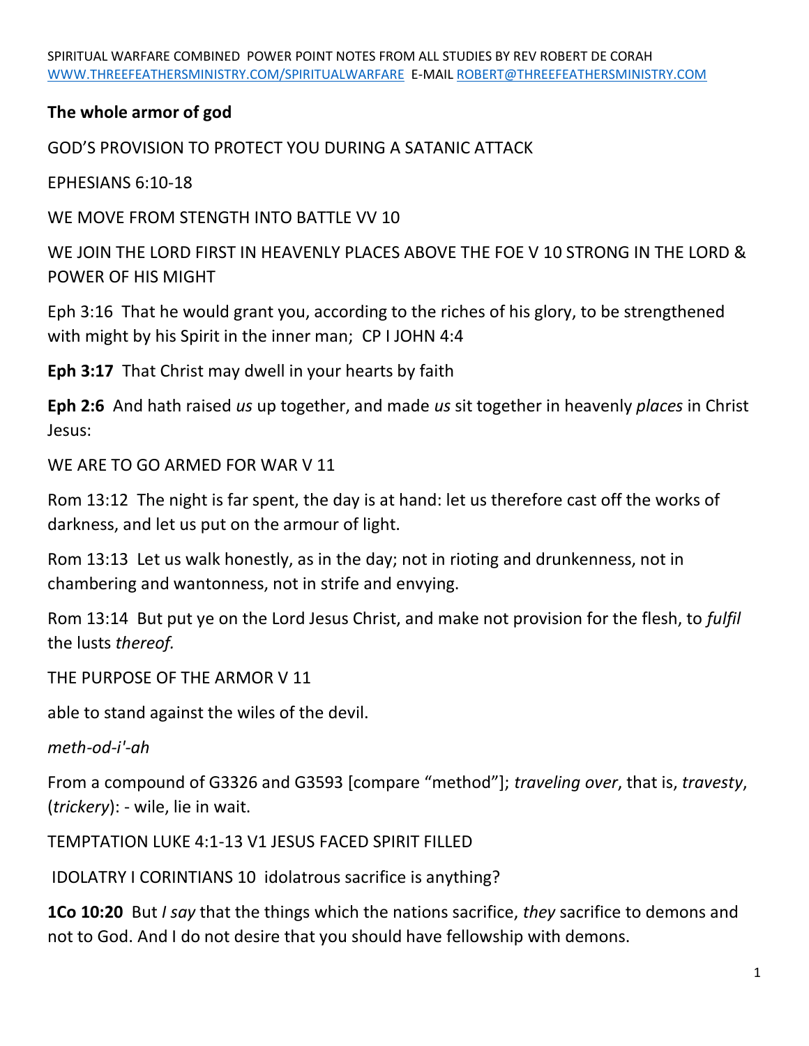SPIRITUAL WARFARE COMBINED POWER POINT NOTES FROM ALL STUDIES BY REV ROBERT DE CORAH
[WWW.THREEFEATHERSMINISTRY.COM/SPIRITUALWARFARE](http://WWW.THREEFEATHERSMINISTRY.COM/SPIRITUALWARFARE) E-MAIL [ROBERT@THREEFEATHERSMINISTRY.COM](mailto:ROBERT@THREEFEATHERSMINISTRY.COM)

**The whole armor of god**

GOD'S PROVISION TO PROTECT YOU DURING A SATANIC ATTACK

EPHESIANS 6:10-18

WE MOVE FROM STENGTH INTO BATTLE VV 10

WE JOIN THE LORD FIRST IN HEAVENLY PLACES ABOVE THE FOE V 10 STRONG IN THE LORD & POWER OF HIS MIGHT

Eph 3:16 That he would grant you, according to the riches of his glory, to be strengthened with might by his Spirit in the inner man; CP I JOHN 4:4

**Eph 3:17** That Christ may dwell in your hearts by faith

**Eph 2:6** And hath raised *us* up together, and made *us* sit together in heavenly *places* in Christ Jesus:

WE ARE TO GO ARMED FOR WAR V 11

Rom 13:12 The night is far spent, the day is at hand: let us therefore cast off the works of darkness, and let us put on the armour of light.

Rom 13:13 Let us walk honestly, as in the day; not in rioting and drunkenness, not in chambering and wantonness, not in strife and envying.

Rom 13:14 But put ye on the Lord Jesus Christ, and make not provision for the flesh, to *fulfil* the lusts *thereof.*

THE PURPOSE OF THE ARMOR V 11

able to stand against the wiles of the devil.

*meth-od-i'-ah*

From a compound of G3326 and G3593 [compare "method"]; *traveling over*, that is, *travesty*, (*trickery*): - wile, lie in wait.

TEMPTATION LUKE 4:1-13 V1 JESUS FACED SPIRIT FILLED

IDOLATRY I CORINTIANS 10 idolatrous sacrifice is anything?

**1Co 10:20** But *I say* that the things which the nations sacrifice, *they* sacrifice to demons and not to God. And I do not desire that you should have fellowship with demons.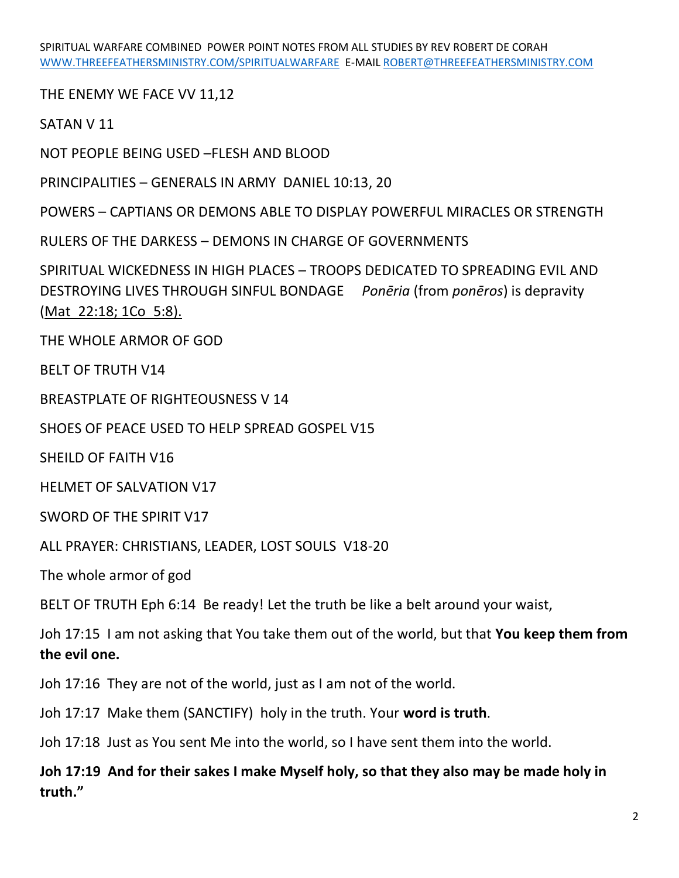THE ENEMY WE FACE VV 11,12

SATAN V 11

NOT PEOPLE BEING USED –FLESH AND BLOOD

PRINCIPALITIES – GENERALS IN ARMY  DANIEL 10:13, 20

POWERS – CAPTIANS OR DEMONS ABLE TO DISPLAY POWERFUL MIRACLES OR STRENGTH

RULERS OF THE DARKESS – DEMONS IN CHARGE OF GOVERNMENTS

SPIRITUAL WICKEDNESS IN HIGH PLACES – TROOPS DEDICATED TO SPREADING EVIL AND DESTROYING LIVES THROUGH SINFUL BONDAGE    *Ponēria* (from *ponēros*) is depravity (Mat  22:18; 1Co  5:8).

THE WHOLE ARMOR OF GOD

BELT OF TRUTH V14

BREASTPLATE OF RIGHTEOUSNESS V 14

SHOES OF PEACE USED TO HELP SPREAD GOSPEL V15

SHEILD OF FAITH V16

HELMET OF SALVATION V17

SWORD OF THE SPIRIT V17

ALL PRAYER: CHRISTIANS, LEADER, LOST SOULS  V18-20

The whole armor of god

BELT OF TRUTH Eph 6:14  Be ready! Let the truth be like a belt around your waist,

Joh 17:15  I am not asking that You take them out of the world, but that **You keep them from the evil one.**

Joh 17:16  They are not of the world, just as I am not of the world.

Joh 17:17  Make them (SANCTIFY)  holy in the truth. Your **word is truth**.

Joh 17:18  Just as You sent Me into the world, so I have sent them into the world.

**Joh 17:19  And for their sakes I make Myself holy, so that they also may be made holy in truth."**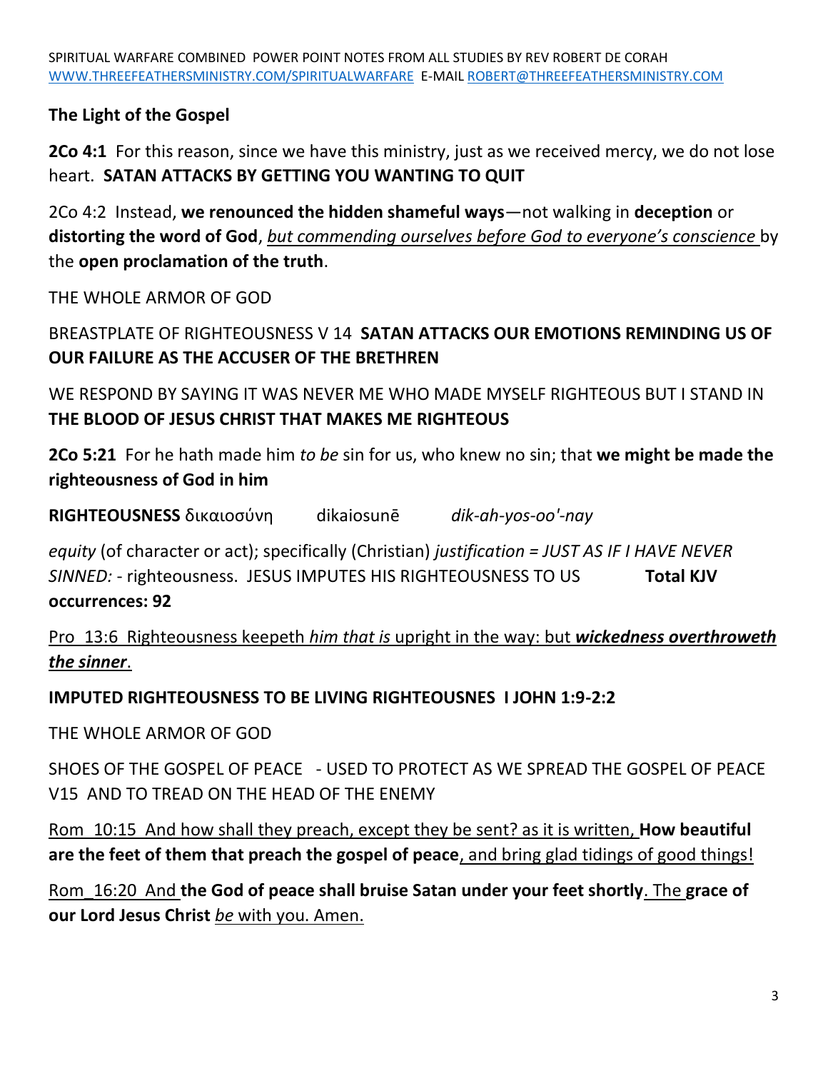## The Light of the Gospel

**2Co 4:1** For this reason, since we have this ministry, just as we received mercy, we do not lose heart. **SATAN ATTACKS BY GETTING YOU WANTING TO QUIT**

2Co 4:2 Instead, **we renounced the hidden shameful ways**—not walking in **deception** or **distorting the word of God**, *but commending ourselves before God to everyone's conscience* by the **open proclamation of the truth**.

THE WHOLE ARMOR OF GOD

BREASTPLATE OF RIGHTEOUSNESS V 14 **SATAN ATTACKS OUR EMOTIONS REMINDING US OF OUR FAILURE AS THE ACCUSER OF THE BRETHREN**

WE RESPOND BY SAYING IT WAS NEVER ME WHO MADE MYSELF RIGHTEOUS BUT I STAND IN **THE BLOOD OF JESUS CHRIST THAT MAKES ME RIGHTEOUS**

**2Co 5:21** For he hath made him *to be* sin for us, who knew no sin; that **we might be made the righteousness of God in him**

**RIGHTEOUSNESS** δικαιοσύνη dikaiosunē *dik-ah-yos-oo'-nay*

*equity* (of character or act); specifically (Christian) *justification = JUST AS IF I HAVE NEVER SINNED:* - righteousness. JESUS IMPUTES HIS RIGHTEOUSNESS TO US **Total KJV occurrences: 92**

Pro 13:6 Righteousness keepeth *him that is* upright in the way: but ***wickedness overthroweth the sinner***.

**IMPUTED RIGHTEOUSNESS TO BE LIVING RIGHTEOUSNES I JOHN 1:9-2:2**

THE WHOLE ARMOR OF GOD

SHOES OF THE GOSPEL OF PEACE - USED TO PROTECT AS WE SPREAD THE GOSPEL OF PEACE V15 AND TO TREAD ON THE HEAD OF THE ENEMY

Rom 10:15 And how shall they preach, except they be sent? as it is written, **How beautiful are the feet of them that preach the gospel of peace**, and bring glad tidings of good things!

Rom 16:20 And **the God of peace shall bruise Satan under your feet shortly**. The **grace of our Lord Jesus Christ** *be* with you. Amen.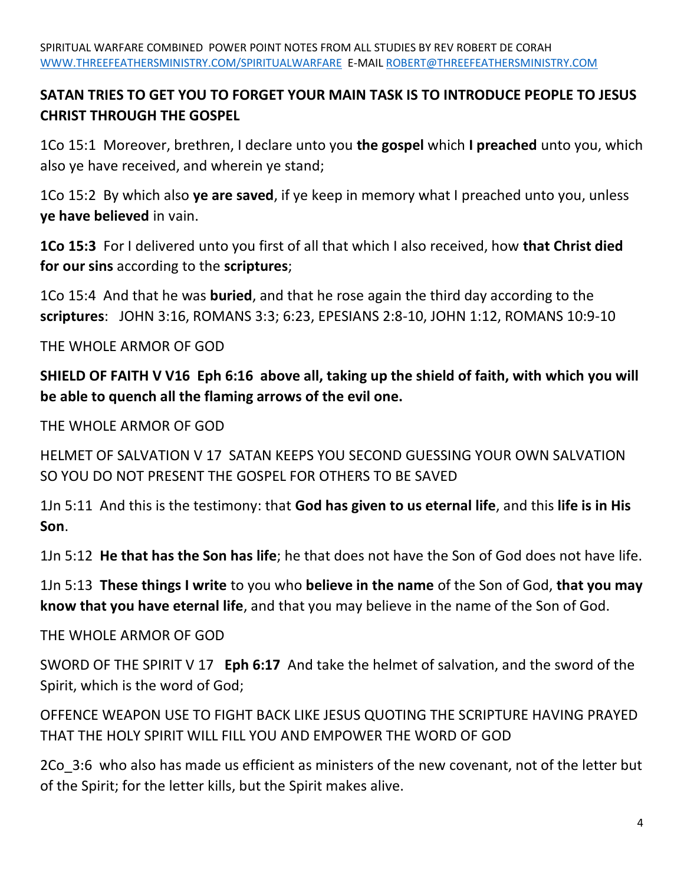**SATAN TRIES TO GET YOU TO FORGET YOUR MAIN TASK IS TO INTRODUCE PEOPLE TO JESUS CHRIST THROUGH THE GOSPEL**

1Co 15:1 Moreover, brethren, I declare unto you **the gospel** which **I preached** unto you, which also ye have received, and wherein ye stand;

1Co 15:2 By which also **ye are saved**, if ye keep in memory what I preached unto you, unless **ye have believed** in vain.

**1Co 15:3** For I delivered unto you first of all that which I also received, how **that Christ died for our sins** according to the **scriptures**;

1Co 15:4 And that he was **buried**, and that he rose again the third day according to the **scriptures**: JOHN 3:16, ROMANS 3:3; 6:23, EPESIANS 2:8-10, JOHN 1:12, ROMANS 10:9-10

THE WHOLE ARMOR OF GOD

**SHIELD OF FAITH V V16 Eph 6:16 above all, taking up the shield of faith, with which you will be able to quench all the flaming arrows of the evil one.**

THE WHOLE ARMOR OF GOD

HELMET OF SALVATION V 17 SATAN KEEPS YOU SECOND GUESSING YOUR OWN SALVATION SO YOU DO NOT PRESENT THE GOSPEL FOR OTHERS TO BE SAVED

1Jn 5:11 And this is the testimony: that **God has given to us eternal life**, and this **life is in His Son**.

1Jn 5:12 **He that has the Son has life**; he that does not have the Son of God does not have life.

1Jn 5:13 **These things I write** to you who **believe in the name** of the Son of God, **that you may know that you have eternal life**, and that you may believe in the name of the Son of God.

THE WHOLE ARMOR OF GOD

SWORD OF THE SPIRIT V 17 **Eph 6:17** And take the helmet of salvation, and the sword of the Spirit, which is the word of God;

OFFENCE WEAPON USE TO FIGHT BACK LIKE JESUS QUOTING THE SCRIPTURE HAVING PRAYED THAT THE HOLY SPIRIT WILL FILL YOU AND EMPOWER THE WORD OF GOD

2Co_3:6 who also has made us efficient as ministers of the new covenant, not of the letter but of the Spirit; for the letter kills, but the Spirit makes alive.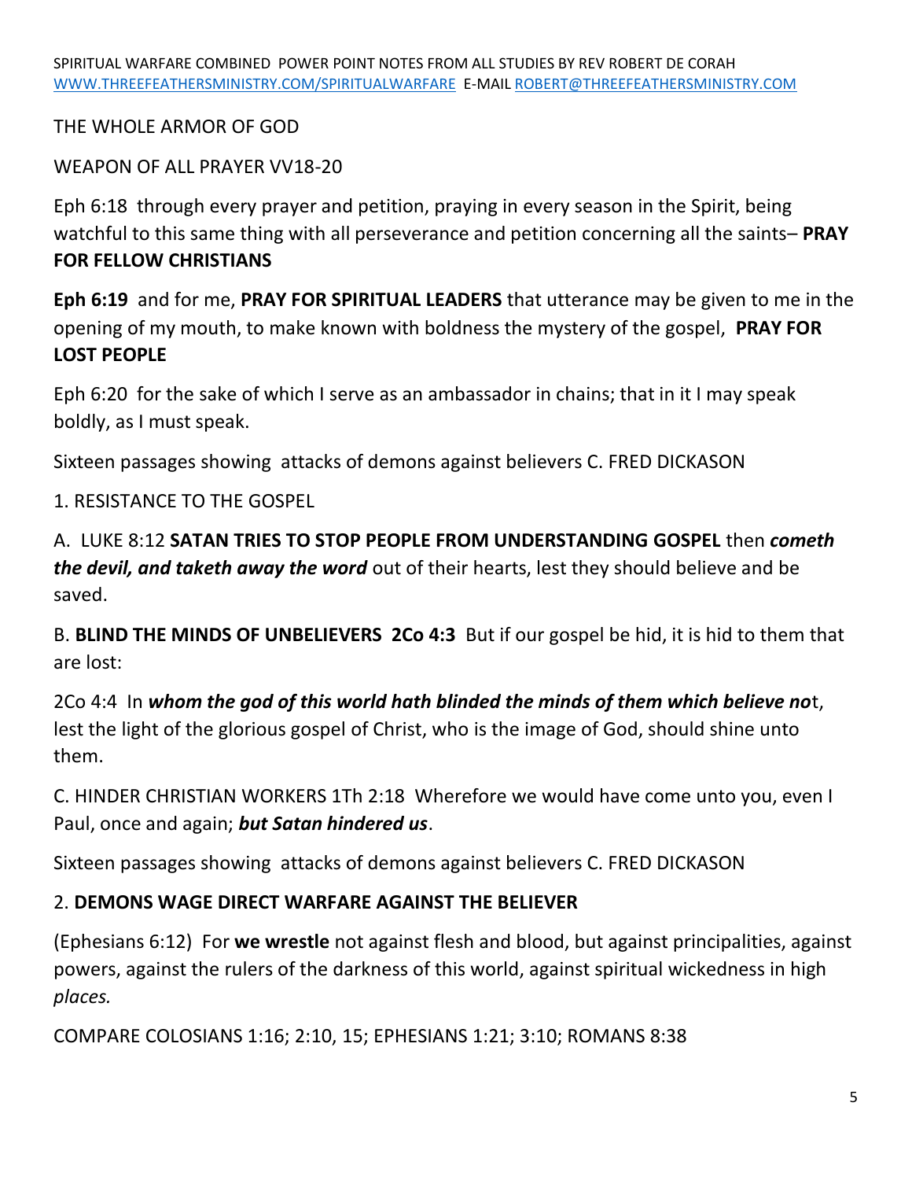THE WHOLE ARMOR OF GOD

WEAPON OF ALL PRAYER VV18-20

Eph 6:18 through every prayer and petition, praying in every season in the Spirit, being watchful to this same thing with all perseverance and petition concerning all the saints– **PRAY FOR FELLOW CHRISTIANS**

**Eph 6:19** and for me, **PRAY FOR SPIRITUAL LEADERS** that utterance may be given to me in the opening of my mouth, to make known with boldness the mystery of the gospel, **PRAY FOR LOST PEOPLE**

Eph 6:20 for the sake of which I serve as an ambassador in chains; that in it I may speak boldly, as I must speak.

Sixteen passages showing attacks of demons against believers C. FRED DICKASON

1. RESISTANCE TO THE GOSPEL

A. LUKE 8:12 **SATAN TRIES TO STOP PEOPLE FROM UNDERSTANDING GOSPEL** then ***cometh the devil, and taketh away the word*** out of their hearts, lest they should believe and be saved.

B. **BLIND THE MINDS OF UNBELIEVERS 2Co 4:3** But if our gospel be hid, it is hid to them that are lost:

2Co 4:4 In ***whom the god of this world hath blinded the minds of them which believe no***t, lest the light of the glorious gospel of Christ, who is the image of God, should shine unto them.

C. HINDER CHRISTIAN WORKERS 1Th 2:18 Wherefore we would have come unto you, even I Paul, once and again; ***but Satan hindered us***.

Sixteen passages showing attacks of demons against believers C. FRED DICKASON

2. **DEMONS WAGE DIRECT WARFARE AGAINST THE BELIEVER**

(Ephesians 6:12) For **we wrestle** not against flesh and blood, but against principalities, against powers, against the rulers of the darkness of this world, against spiritual wickedness in high *places.*

COMPARE COLOSIANS 1:16; 2:10, 15; EPHESIANS 1:21; 3:10; ROMANS 8:38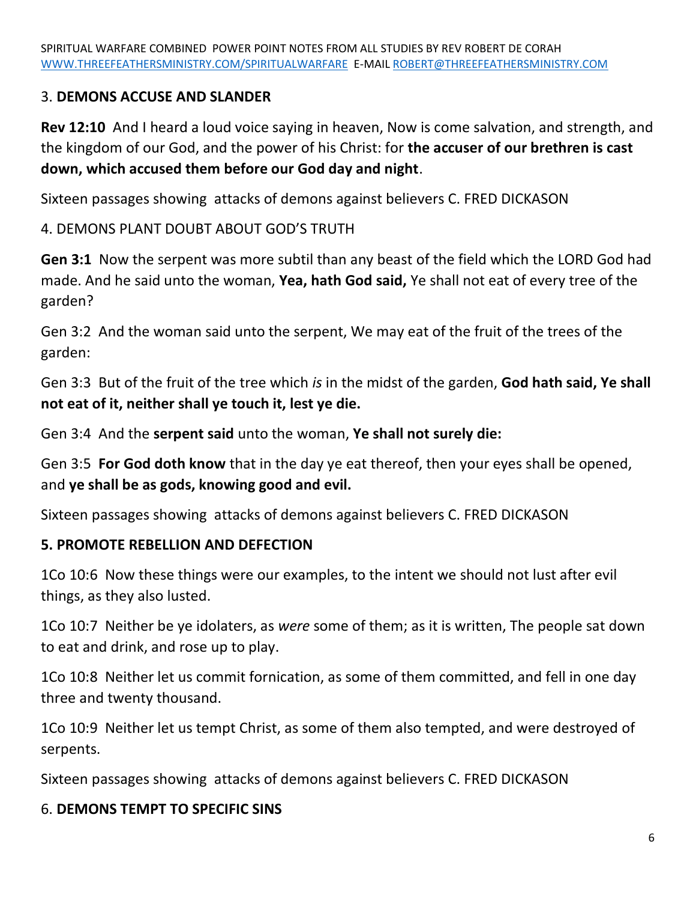### 3. **DEMONS ACCUSE AND SLANDER**

**Rev 12:10** And I heard a loud voice saying in heaven, Now is come salvation, and strength, and the kingdom of our God, and the power of his Christ: for **the accuser of our brethren is cast down, which accused them before our God day and night**.

Sixteen passages showing attacks of demons against believers C. FRED DICKASON

### 4. DEMONS PLANT DOUBT ABOUT GOD'S TRUTH

**Gen 3:1** Now the serpent was more subtil than any beast of the field which the LORD God had made. And he said unto the woman, **Yea, hath God said,** Ye shall not eat of every tree of the garden?

Gen 3:2 And the woman said unto the serpent, We may eat of the fruit of the trees of the garden:

Gen 3:3 But of the fruit of the tree which *is* in the midst of the garden, **God hath said, Ye shall not eat of it, neither shall ye touch it, lest ye die.**

Gen 3:4 And the **serpent said** unto the woman, **Ye shall not surely die:**

Gen 3:5 **For God doth know** that in the day ye eat thereof, then your eyes shall be opened, and **ye shall be as gods, knowing good and evil.**

Sixteen passages showing attacks of demons against believers C. FRED DICKASON

### **5. PROMOTE REBELLION AND DEFECTION**

1Co 10:6 Now these things were our examples, to the intent we should not lust after evil things, as they also lusted.

1Co 10:7 Neither be ye idolaters, as *were* some of them; as it is written, The people sat down to eat and drink, and rose up to play.

1Co 10:8 Neither let us commit fornication, as some of them committed, and fell in one day three and twenty thousand.

1Co 10:9 Neither let us tempt Christ, as some of them also tempted, and were destroyed of serpents.

Sixteen passages showing attacks of demons against believers C. FRED DICKASON

### 6. **DEMONS TEMPT TO SPECIFIC SINS**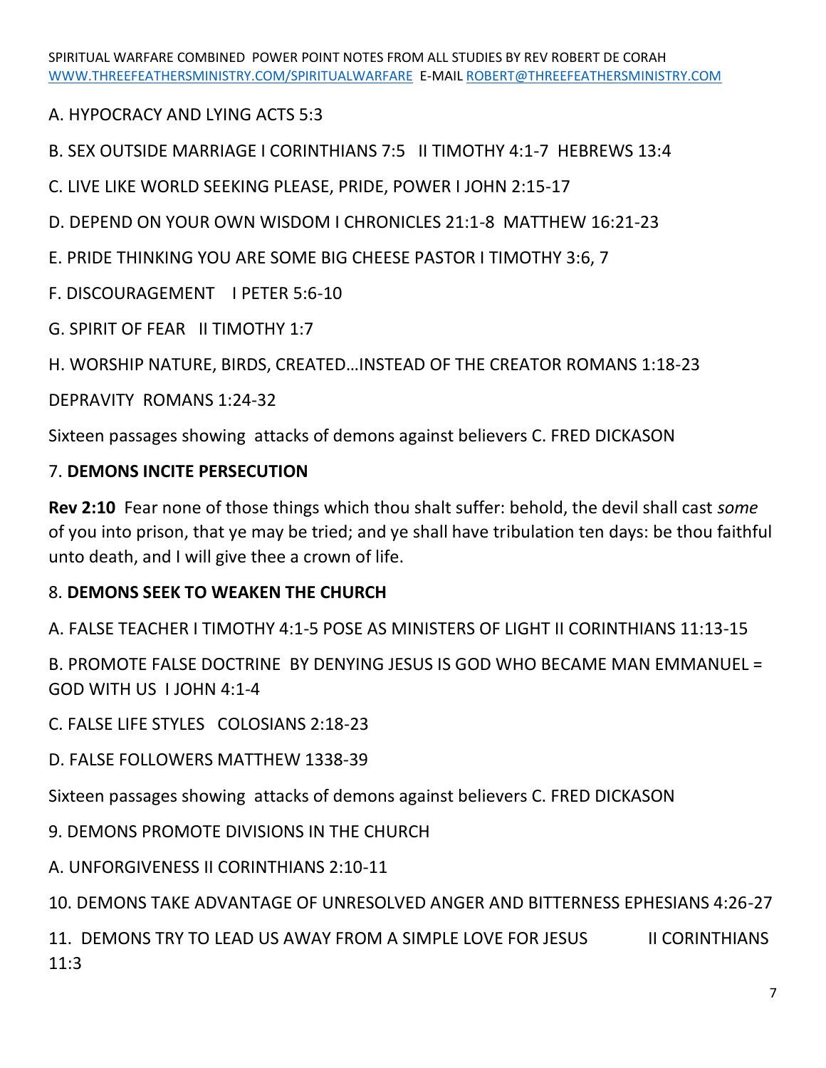A. HYPOCRACY AND LYING ACTS 5:3

B. SEX OUTSIDE MARRIAGE I CORINTHIANS 7:5   II TIMOTHY 4:1-7  HEBREWS 13:4

C. LIVE LIKE WORLD SEEKING PLEASE, PRIDE, POWER I JOHN 2:15-17

D. DEPEND ON YOUR OWN WISDOM I CHRONICLES 21:1-8  MATTHEW 16:21-23

E. PRIDE THINKING YOU ARE SOME BIG CHEESE PASTOR I TIMOTHY 3:6, 7

F. DISCOURAGEMENT    I PETER 5:6-10

G. SPIRIT OF FEAR   II TIMOTHY 1:7

H. WORSHIP NATURE, BIRDS, CREATED…INSTEAD OF THE CREATOR ROMANS 1:18-23

DEPRAVITY  ROMANS 1:24-32

Sixteen passages showing  attacks of demons against believers C. FRED DICKASON

7. **DEMONS INCITE PERSECUTION**

**Rev 2:10**  Fear none of those things which thou shalt suffer: behold, the devil shall cast *some* of you into prison, that ye may be tried; and ye shall have tribulation ten days: be thou faithful unto death, and I will give thee a crown of life.

8. **DEMONS SEEK TO WEAKEN THE CHURCH**

A. FALSE TEACHER I TIMOTHY 4:1-5 POSE AS MINISTERS OF LIGHT II CORINTHIANS 11:13-15

B. PROMOTE FALSE DOCTRINE  BY DENYING JESUS IS GOD WHO BECAME MAN EMMANUEL = GOD WITH US  I JOHN 4:1-4

C. FALSE LIFE STYLES   COLOSIANS 2:18-23

D. FALSE FOLLOWERS MATTHEW 1338-39

Sixteen passages showing  attacks of demons against believers C. FRED DICKASON

9. DEMONS PROMOTE DIVISIONS IN THE CHURCH

A. UNFORGIVENESS II CORINTHIANS 2:10-11

10. DEMONS TAKE ADVANTAGE OF UNRESOLVED ANGER AND BITTERNESS EPHESIANS 4:26-27

11.  DEMONS TRY TO LEAD US AWAY FROM A SIMPLE LOVE FOR JESUS            II CORINTHIANS 11:3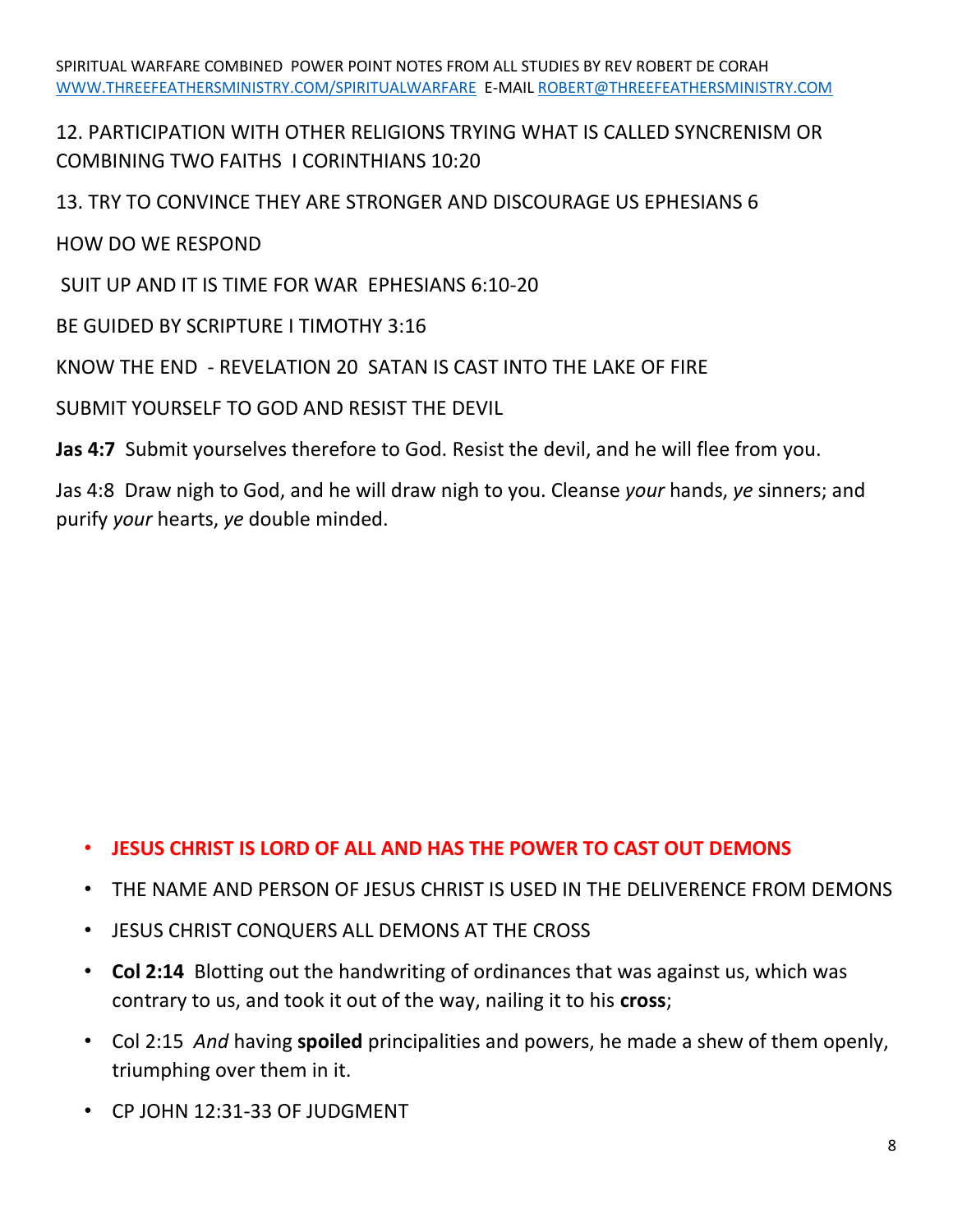12. PARTICIPATION WITH OTHER RELIGIONS TRYING WHAT IS CALLED SYNCRENISM OR COMBINING TWO FAITHS I CORINTHIANS 10:20

13. TRY TO CONVINCE THEY ARE STRONGER AND DISCOURAGE US EPHESIANS 6

HOW DO WE RESPOND

SUIT UP AND IT IS TIME FOR WAR EPHESIANS 6:10-20

BE GUIDED BY SCRIPTURE I TIMOTHY 3:16

KNOW THE END - REVELATION 20 SATAN IS CAST INTO THE LAKE OF FIRE

SUBMIT YOURSELF TO GOD AND RESIST THE DEVIL

**Jas 4:7** Submit yourselves therefore to God. Resist the devil, and he will flee from you.

Jas 4:8 Draw nigh to God, and he will draw nigh to you. Cleanse *your* hands, *ye* sinners; and purify *your* hearts, *ye* double minded.

- **JESUS CHRIST IS LORD OF ALL AND HAS THE POWER TO CAST OUT DEMONS**
- THE NAME AND PERSON OF JESUS CHRIST IS USED IN THE DELIVERENCE FROM DEMONS
- JESUS CHRIST CONQUERS ALL DEMONS AT THE CROSS
- **Col 2:14** Blotting out the handwriting of ordinances that was against us, which was contrary to us, and took it out of the way, nailing it to his **cross**;
- Col 2:15 *And* having **spoiled** principalities and powers, he made a shew of them openly, triumphing over them in it.
- CP JOHN 12:31-33 OF JUDGMENT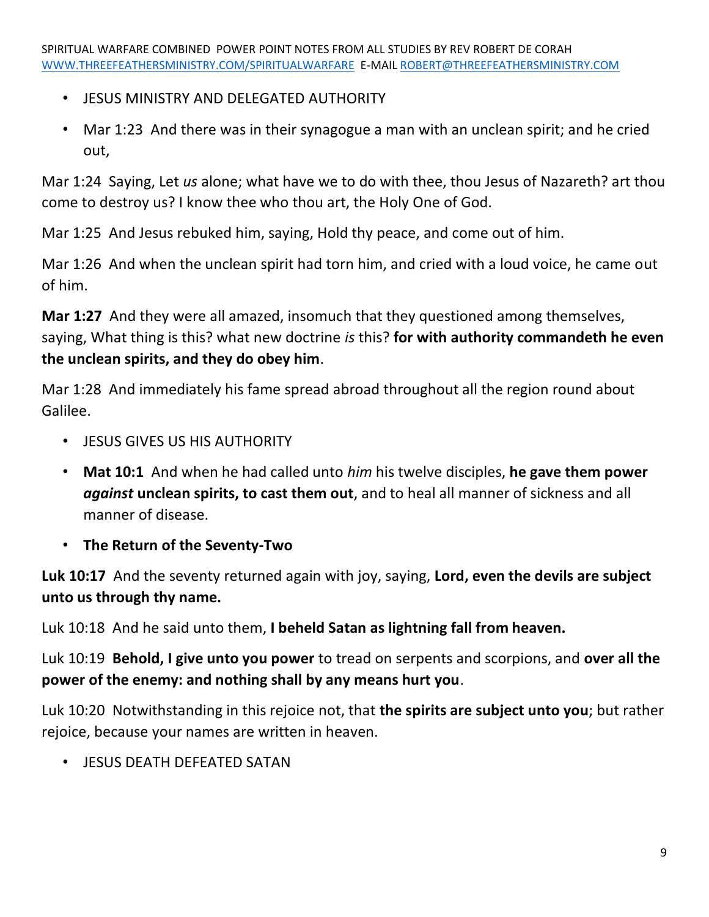- JESUS MINISTRY AND DELEGATED AUTHORITY
- Mar 1:23  And there was in their synagogue a man with an unclean spirit; and he cried out,

Mar 1:24  Saying, Let *us* alone; what have we to do with thee, thou Jesus of Nazareth? art thou come to destroy us? I know thee who thou art, the Holy One of God.

Mar 1:25  And Jesus rebuked him, saying, Hold thy peace, and come out of him.

Mar 1:26  And when the unclean spirit had torn him, and cried with a loud voice, he came out of him.

**Mar 1:27**  And they were all amazed, insomuch that they questioned among themselves, saying, What thing is this? what new doctrine *is* this? **for with authority commandeth he even the unclean spirits, and they do obey him**.

Mar 1:28  And immediately his fame spread abroad throughout all the region round about Galilee.

- JESUS GIVES US HIS AUTHORITY
- **Mat 10:1**  And when he had called unto *him* his twelve disciples, **he gave them power *against* unclean spirits, to cast them out**, and to heal all manner of sickness and all manner of disease.
- **The Return of the Seventy-Two**

**Luk 10:17**  And the seventy returned again with joy, saying, **Lord, even the devils are subject unto us through thy name.**

Luk 10:18  And he said unto them, **I beheld Satan as lightning fall from heaven.**

Luk 10:19  **Behold, I give unto you power** to tread on serpents and scorpions, and **over all the power of the enemy: and nothing shall by any means hurt you**.

Luk 10:20  Notwithstanding in this rejoice not, that **the spirits are subject unto you**; but rather rejoice, because your names are written in heaven.

- JESUS DEATH DEFEATED SATAN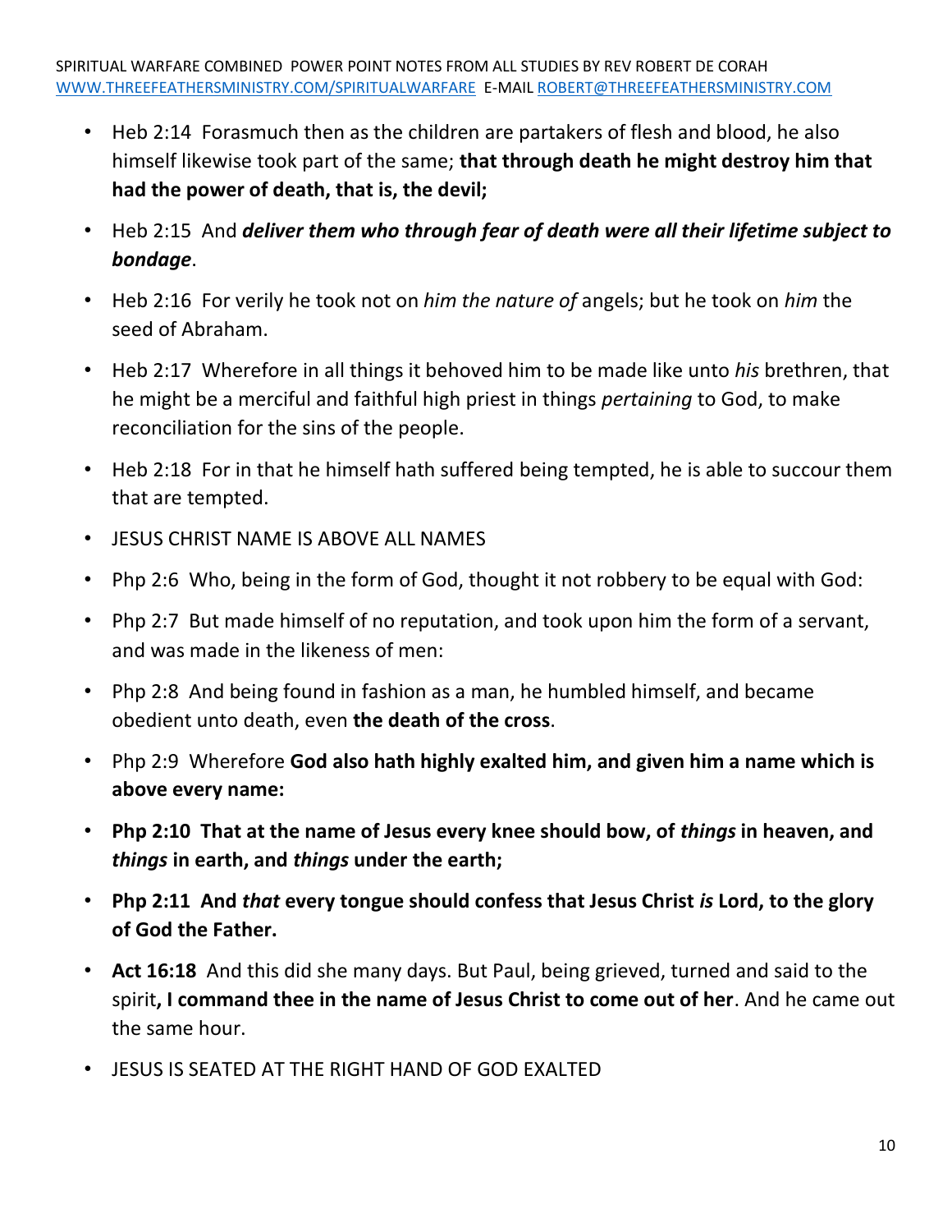- Heb 2:14  Forasmuch then as the children are partakers of flesh and blood, he also himself likewise took part of the same; **that through death he might destroy him that had the power of death, that is, the devil;**
- Heb 2:15  And ***deliver them who through fear of death were all their lifetime subject to bondage***.
- Heb 2:16  For verily he took not on *him the nature of* angels; but he took on *him* the seed of Abraham.
- Heb 2:17  Wherefore in all things it behoved him to be made like unto *his* brethren, that he might be a merciful and faithful high priest in things *pertaining* to God, to make reconciliation for the sins of the people.
- Heb 2:18  For in that he himself hath suffered being tempted, he is able to succour them that are tempted.
- JESUS CHRIST NAME IS ABOVE ALL NAMES
- Php 2:6  Who, being in the form of God, thought it not robbery to be equal with God:
- Php 2:7  But made himself of no reputation, and took upon him the form of a servant, and was made in the likeness of men:
- Php 2:8  And being found in fashion as a man, he humbled himself, and became obedient unto death, even **the death of the cross**.
- Php 2:9  Wherefore **God also hath highly exalted him, and given him a name which is above every name:**
- **Php 2:10  That at the name of Jesus every knee should bow, of *things* in heaven, and *things* in earth, and *things* under the earth;**
- **Php 2:11  And *that* every tongue should confess that Jesus Christ *is* Lord, to the glory of God the Father.**
- **Act 16:18**  And this did she many days. But Paul, being grieved, turned and said to the spirit**, I command thee in the name of Jesus Christ to come out of her**. And he came out the same hour.
- JESUS IS SEATED AT THE RIGHT HAND OF GOD EXALTED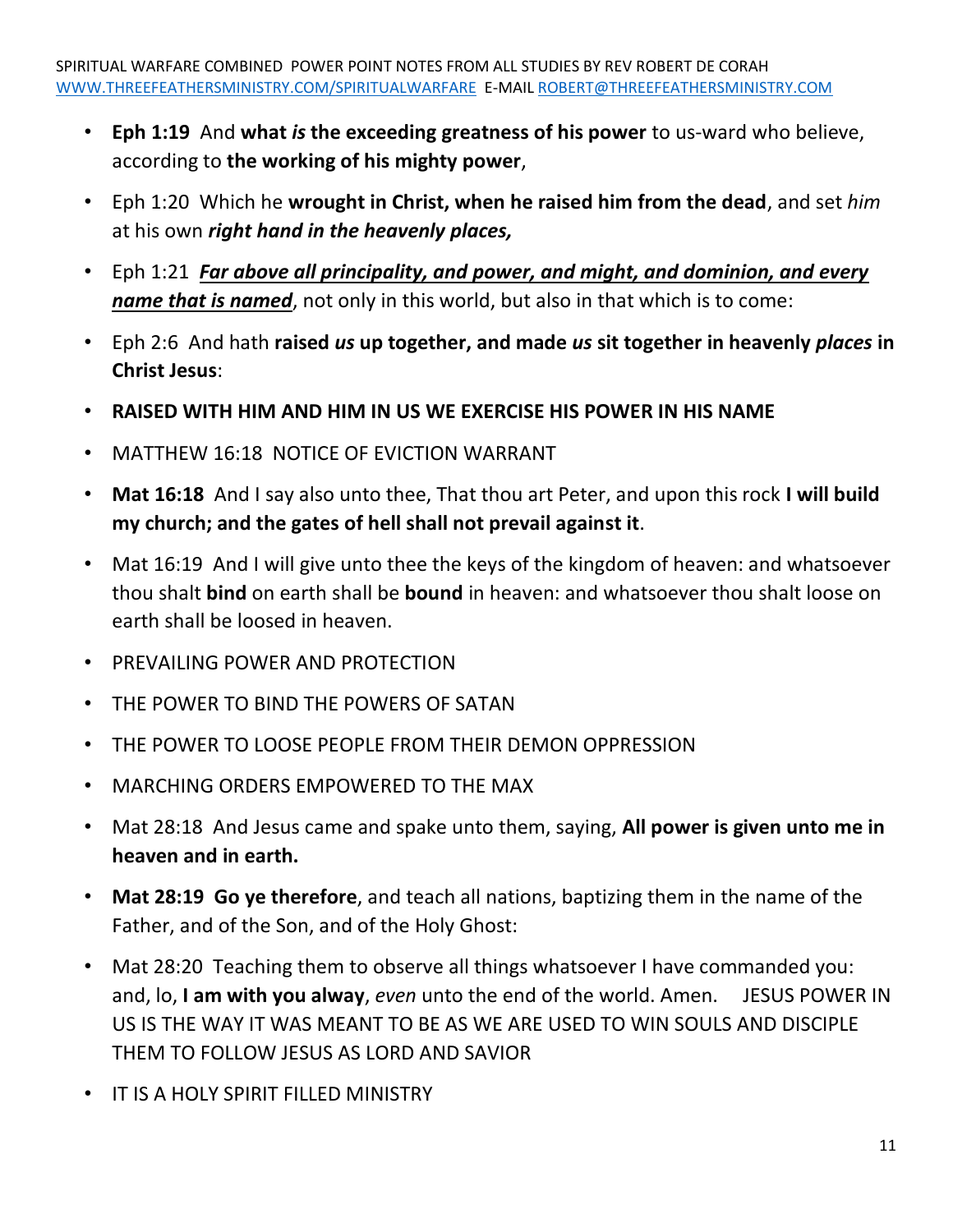- **Eph 1:19** And **what *is* the exceeding greatness of his power** to us-ward who believe, according to **the working of his mighty power**,
- Eph 1:20 Which he **wrought in Christ, when he raised him from the dead**, and set *him* at his own ***right hand in the heavenly places,***
- Eph 1:21 ***<u>Far above all principality, and power, and might, and dominion, and every name that is named</u>***, not only in this world, but also in that which is to come:
- Eph 2:6 And hath **raised *us* up together, and made *us* sit together in heavenly *places* in Christ Jesus**:
- **RAISED WITH HIM AND HIM IN US WE EXERCISE HIS POWER IN HIS NAME**
- MATTHEW 16:18 NOTICE OF EVICTION WARRANT
- **Mat 16:18** And I say also unto thee, That thou art Peter, and upon this rock **I will build my church; and the gates of hell shall not prevail against it**.
- Mat 16:19 And I will give unto thee the keys of the kingdom of heaven: and whatsoever thou shalt **bind** on earth shall be **bound** in heaven: and whatsoever thou shalt loose on earth shall be loosed in heaven.
- PREVAILING POWER AND PROTECTION
- THE POWER TO BIND THE POWERS OF SATAN
- THE POWER TO LOOSE PEOPLE FROM THEIR DEMON OPPRESSION
- MARCHING ORDERS EMPOWERED TO THE MAX
- Mat 28:18 And Jesus came and spake unto them, saying, **All power is given unto me in heaven and in earth.**
- **Mat 28:19 Go ye therefore**, and teach all nations, baptizing them in the name of the Father, and of the Son, and of the Holy Ghost:
- Mat 28:20 Teaching them to observe all things whatsoever I have commanded you: and, lo, **I am with you alway**, *even* unto the end of the world. Amen. JESUS POWER IN US IS THE WAY IT WAS MEANT TO BE AS WE ARE USED TO WIN SOULS AND DISCIPLE THEM TO FOLLOW JESUS AS LORD AND SAVIOR
- IT IS A HOLY SPIRIT FILLED MINISTRY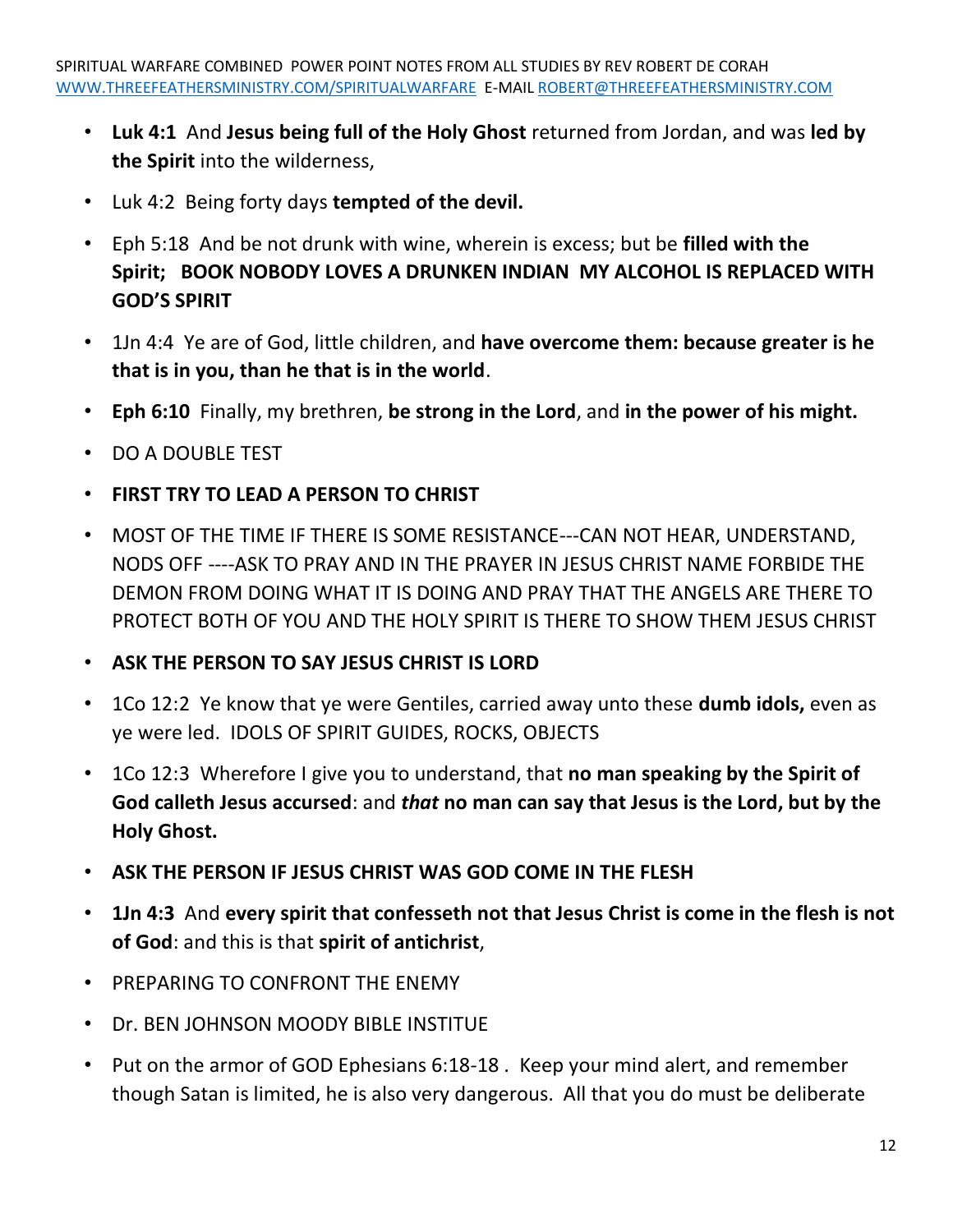- **Luk 4:1** And **Jesus being full of the Holy Ghost** returned from Jordan, and was **led by the Spirit** into the wilderness,
- Luk 4:2 Being forty days **tempted of the devil.**
- Eph 5:18 And be not drunk with wine, wherein is excess; but be **filled with the Spirit; BOOK NOBODY LOVES A DRUNKEN INDIAN MY ALCOHOL IS REPLACED WITH GOD'S SPIRIT**
- 1Jn 4:4 Ye are of God, little children, and **have overcome them: because greater is he that is in you, than he that is in the world**.
- **Eph 6:10** Finally, my brethren, **be strong in the Lord**, and **in the power of his might.**
- DO A DOUBLE TEST
- **FIRST TRY TO LEAD A PERSON TO CHRIST**
- MOST OF THE TIME IF THERE IS SOME RESISTANCE---CAN NOT HEAR, UNDERSTAND, NODS OFF ----ASK TO PRAY AND IN THE PRAYER IN JESUS CHRIST NAME FORBIDE THE DEMON FROM DOING WHAT IT IS DOING AND PRAY THAT THE ANGELS ARE THERE TO PROTECT BOTH OF YOU AND THE HOLY SPIRIT IS THERE TO SHOW THEM JESUS CHRIST
- **ASK THE PERSON TO SAY JESUS CHRIST IS LORD**
- 1Co 12:2 Ye know that ye were Gentiles, carried away unto these **dumb idols,** even as ye were led. IDOLS OF SPIRIT GUIDES, ROCKS, OBJECTS
- 1Co 12:3 Wherefore I give you to understand, that **no man speaking by the Spirit of God calleth Jesus accursed**: and ***that*** **no man can say that Jesus is the Lord, but by the Holy Ghost.**
- **ASK THE PERSON IF JESUS CHRIST WAS GOD COME IN THE FLESH**
- **1Jn 4:3** And **every spirit that confesseth not that Jesus Christ is come in the flesh is not of God**: and this is that **spirit of antichrist**,
- PREPARING TO CONFRONT THE ENEMY
- Dr. BEN JOHNSON MOODY BIBLE INSTITUE
- Put on the armor of GOD Ephesians 6:18-18 . Keep your mind alert, and remember though Satan is limited, he is also very dangerous. All that you do must be deliberate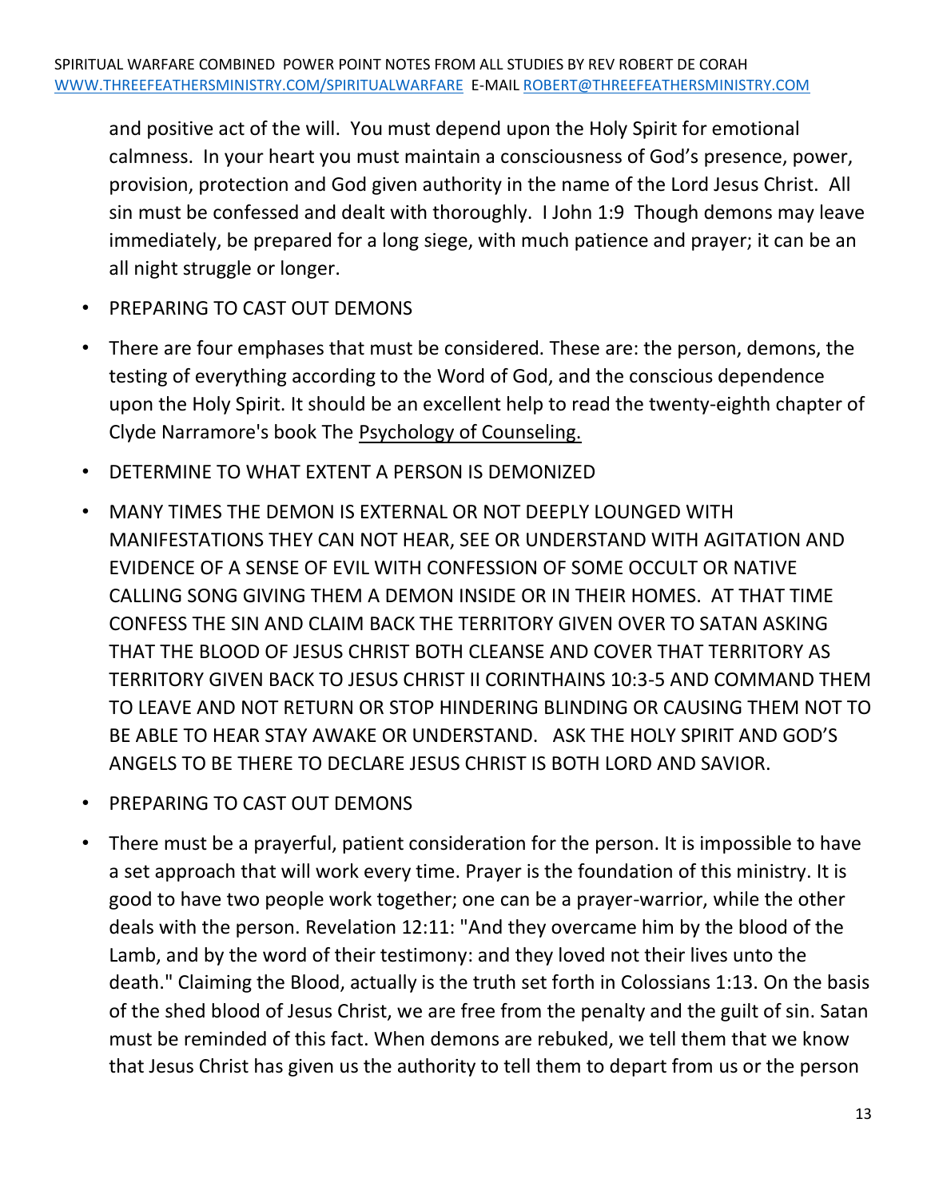and positive act of the will. You must depend upon the Holy Spirit for emotional calmness. In your heart you must maintain a consciousness of God's presence, power, provision, protection and God given authority in the name of the Lord Jesus Christ. All sin must be confessed and dealt with thoroughly. I John 1:9 Though demons may leave immediately, be prepared for a long siege, with much patience and prayer; it can be an all night struggle or longer.

- PREPARING TO CAST OUT DEMONS
- There are four emphases that must be considered. These are: the person, demons, the testing of everything according to the Word of God, and the conscious dependence upon the Holy Spirit. It should be an excellent help to read the twenty-eighth chapter of Clyde Narramore's book The Psychology of Counseling.
- DETERMINE TO WHAT EXTENT A PERSON IS DEMONIZED
- MANY TIMES THE DEMON IS EXTERNAL OR NOT DEEPLY LOUNGED WITH MANIFESTATIONS THEY CAN NOT HEAR, SEE OR UNDERSTAND WITH AGITATION AND EVIDENCE OF A SENSE OF EVIL WITH CONFESSION OF SOME OCCULT OR NATIVE CALLING SONG GIVING THEM A DEMON INSIDE OR IN THEIR HOMES. AT THAT TIME CONFESS THE SIN AND CLAIM BACK THE TERRITORY GIVEN OVER TO SATAN ASKING THAT THE BLOOD OF JESUS CHRIST BOTH CLEANSE AND COVER THAT TERRITORY AS TERRITORY GIVEN BACK TO JESUS CHRIST II CORINTHAINS 10:3-5 AND COMMAND THEM TO LEAVE AND NOT RETURN OR STOP HINDERING BLINDING OR CAUSING THEM NOT TO BE ABLE TO HEAR STAY AWAKE OR UNDERSTAND. ASK THE HOLY SPIRIT AND GOD'S ANGELS TO BE THERE TO DECLARE JESUS CHRIST IS BOTH LORD AND SAVIOR.
- PREPARING TO CAST OUT DEMONS
- There must be a prayerful, patient consideration for the person. It is impossible to have a set approach that will work every time. Prayer is the foundation of this ministry. It is good to have two people work together; one can be a prayer-warrior, while the other deals with the person. Revelation 12:11: "And they overcame him by the blood of the Lamb, and by the word of their testimony: and they loved not their lives unto the death." Claiming the Blood, actually is the truth set forth in Colossians 1:13. On the basis of the shed blood of Jesus Christ, we are free from the penalty and the guilt of sin. Satan must be reminded of this fact. When demons are rebuked, we tell them that we know that Jesus Christ has given us the authority to tell them to depart from us or the person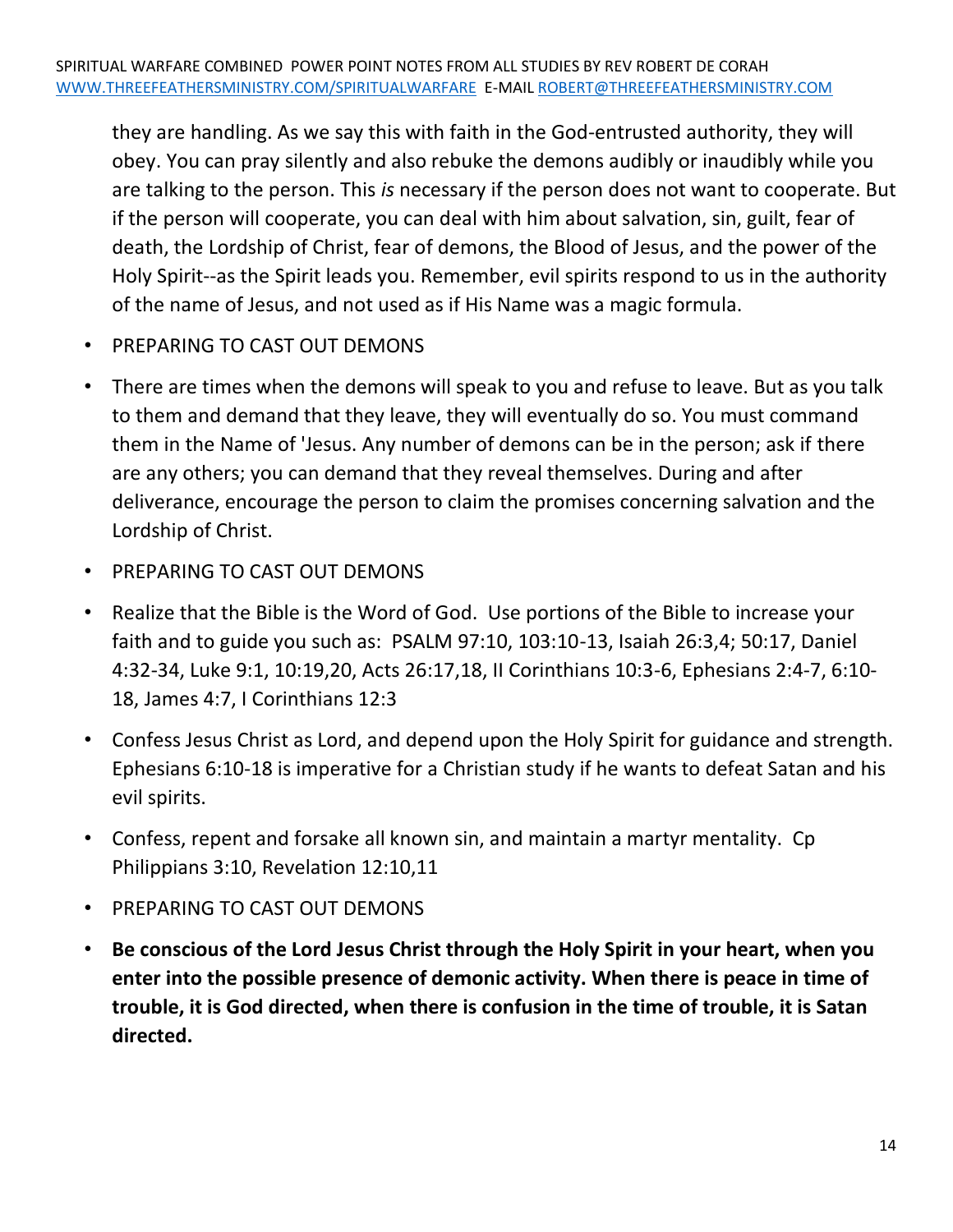they are handling. As we say this with faith in the God-entrusted authority, they will obey. You can pray silently and also rebuke the demons audibly or inaudibly while you are talking to the person. This *is* necessary if the person does not want to cooperate. But if the person will cooperate, you can deal with him about salvation, sin, guilt, fear of death, the Lordship of Christ, fear of demons, the Blood of Jesus, and the power of the Holy Spirit--as the Spirit leads you. Remember, evil spirits respond to us in the authority of the name of Jesus, and not used as if His Name was a magic formula.

- PREPARING TO CAST OUT DEMONS
- There are times when the demons will speak to you and refuse to leave. But as you talk to them and demand that they leave, they will eventually do so. You must command them in the Name of 'Jesus. Any number of demons can be in the person; ask if there are any others; you can demand that they reveal themselves. During and after deliverance, encourage the person to claim the promises concerning salvation and the Lordship of Christ.
- PREPARING TO CAST OUT DEMONS
- Realize that the Bible is the Word of God. Use portions of the Bible to increase your faith and to guide you such as: PSALM 97:10, 103:10-13, Isaiah 26:3,4; 50:17, Daniel 4:32-34, Luke 9:1, 10:19,20, Acts 26:17,18, II Corinthians 10:3-6, Ephesians 2:4-7, 6:10-18, James 4:7, I Corinthians 12:3
- Confess Jesus Christ as Lord, and depend upon the Holy Spirit for guidance and strength. Ephesians 6:10-18 is imperative for a Christian study if he wants to defeat Satan and his evil spirits.
- Confess, repent and forsake all known sin, and maintain a martyr mentality. Cp Philippians 3:10, Revelation 12:10,11
- PREPARING TO CAST OUT DEMONS
- **Be conscious of the Lord Jesus Christ through the Holy Spirit in your heart, when you enter into the possible presence of demonic activity. When there is peace in time of trouble, it is God directed, when there is confusion in the time of trouble, it is Satan directed.**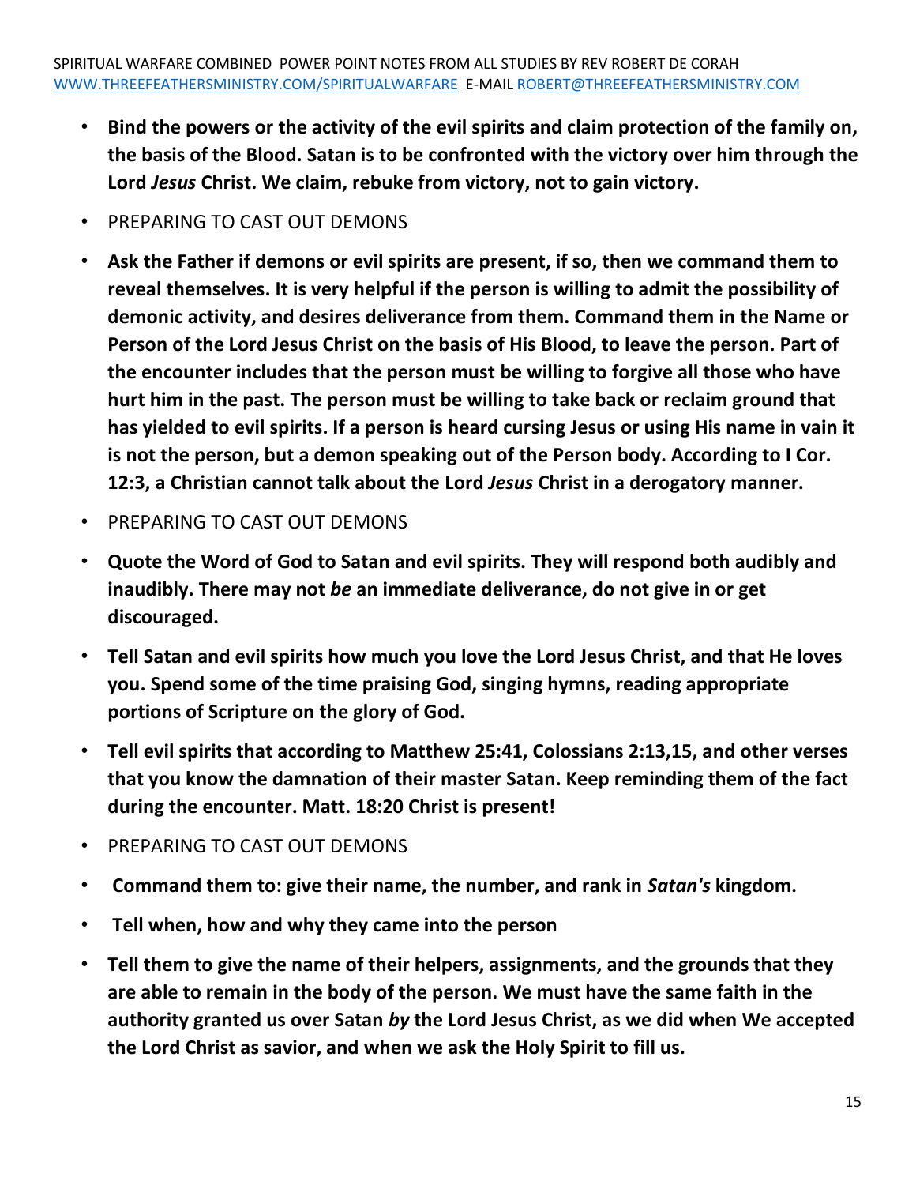- **Bind the powers or the activity of the evil spirits and claim protection of the family on, the basis of the Blood. Satan is to be confronted with the victory over him through the Lord *Jesus* Christ. We claim, rebuke from victory, not to gain victory.**
- PREPARING TO CAST OUT DEMONS
- **Ask the Father if demons or evil spirits are present, if so, then we command them to reveal themselves. It is very helpful if the person is willing to admit the possibility of demonic activity, and desires deliverance from them. Command them in the Name or Person of the Lord Jesus Christ on the basis of His Blood, to leave the person. Part of the encounter includes that the person must be willing to forgive all those who have hurt him in the past. The person must be willing to take back or reclaim ground that has yielded to evil spirits. If a person is heard cursing Jesus or using His name in vain it is not the person, but a demon speaking out of the Person body. According to I Cor. 12:3, a Christian cannot talk about the Lord *Jesus* Christ in a derogatory manner.**
- PREPARING TO CAST OUT DEMONS
- **Quote the Word of God to Satan and evil spirits. They will respond both audibly and inaudibly. There may not *be* an immediate deliverance, do not give in or get discouraged.**
- **Tell Satan and evil spirits how much you love the Lord Jesus Christ, and that He loves you. Spend some of the time praising God, singing hymns, reading appropriate portions of Scripture on the glory of God.**
- **Tell evil spirits that according to Matthew 25:41, Colossians 2:13,15, and other verses that you know the damnation of their master Satan. Keep reminding them of the fact during the encounter. Matt. 18:20 Christ is present!**
- PREPARING TO CAST OUT DEMONS
- **Command them to: give their name, the number, and rank in *Satan's* kingdom.**
- **Tell when, how and why they came into the person**
- **Tell them to give the name of their helpers, assignments, and the grounds that they are able to remain in the body of the person. We must have the same faith in the authority granted us over Satan *by* the Lord Jesus Christ, as we did when We accepted the Lord Christ as savior, and when we ask the Holy Spirit to fill us.**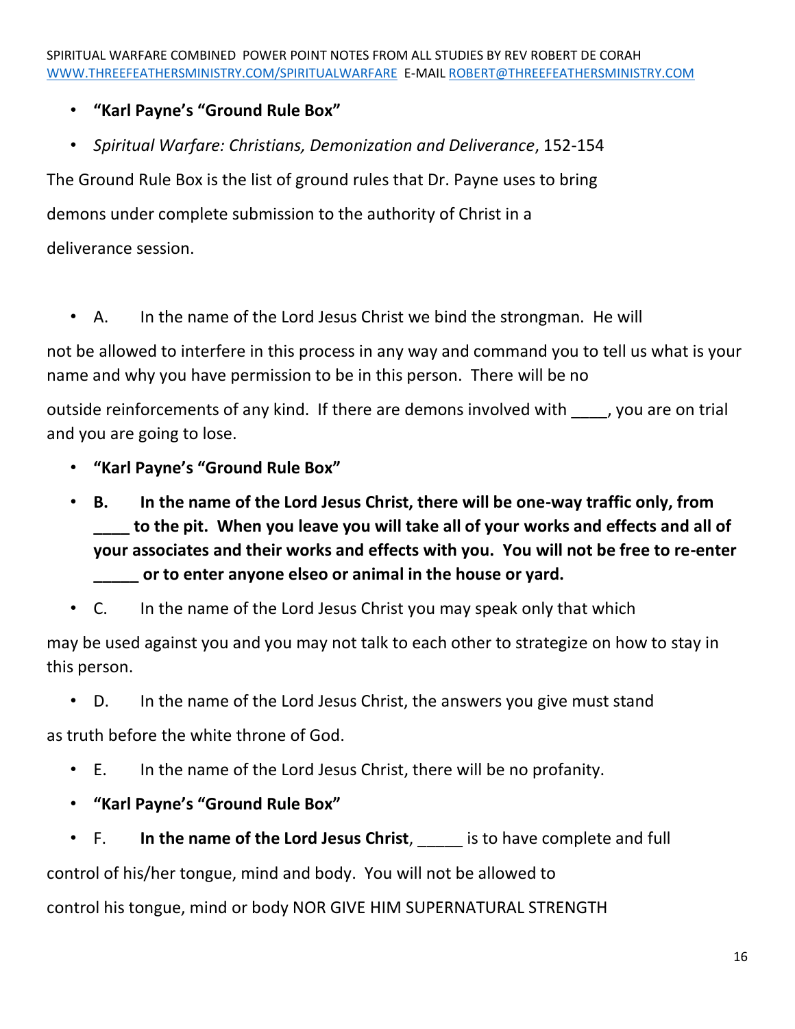- **"Karl Payne's "Ground Rule Box"**
- *Spiritual Warfare: Christians, Demonization and Deliverance*, 152-154

The Ground Rule Box is the list of ground rules that Dr. Payne uses to bring demons under complete submission to the authority of Christ in a deliverance session.

- A. In the name of the Lord Jesus Christ we bind the strongman. He will

not be allowed to interfere in this process in any way and command you to tell us what is your name and why you have permission to be in this person. There will be no

outside reinforcements of any kind. If there are demons involved with ____, you are on trial and you are going to lose.

- **"Karl Payne's "Ground Rule Box"**
- **B. In the name of the Lord Jesus Christ, there will be one-way traffic only, from ____ to the pit. When you leave you will take all of your works and effects and all of your associates and their works and effects with you. You will not be free to re-enter _____ or to enter anyone elseo or animal in the house or yard.**
- C. In the name of the Lord Jesus Christ you may speak only that which

may be used against you and you may not talk to each other to strategize on how to stay in this person.

- D. In the name of the Lord Jesus Christ, the answers you give must stand

as truth before the white throne of God.

- E. In the name of the Lord Jesus Christ, there will be no profanity.
- **"Karl Payne's "Ground Rule Box"**
- F. **In the name of the Lord Jesus Christ**, _____ is to have complete and full

control of his/her tongue, mind and body. You will not be allowed to

control his tongue, mind or body NOR GIVE HIM SUPERNATURAL STRENGTH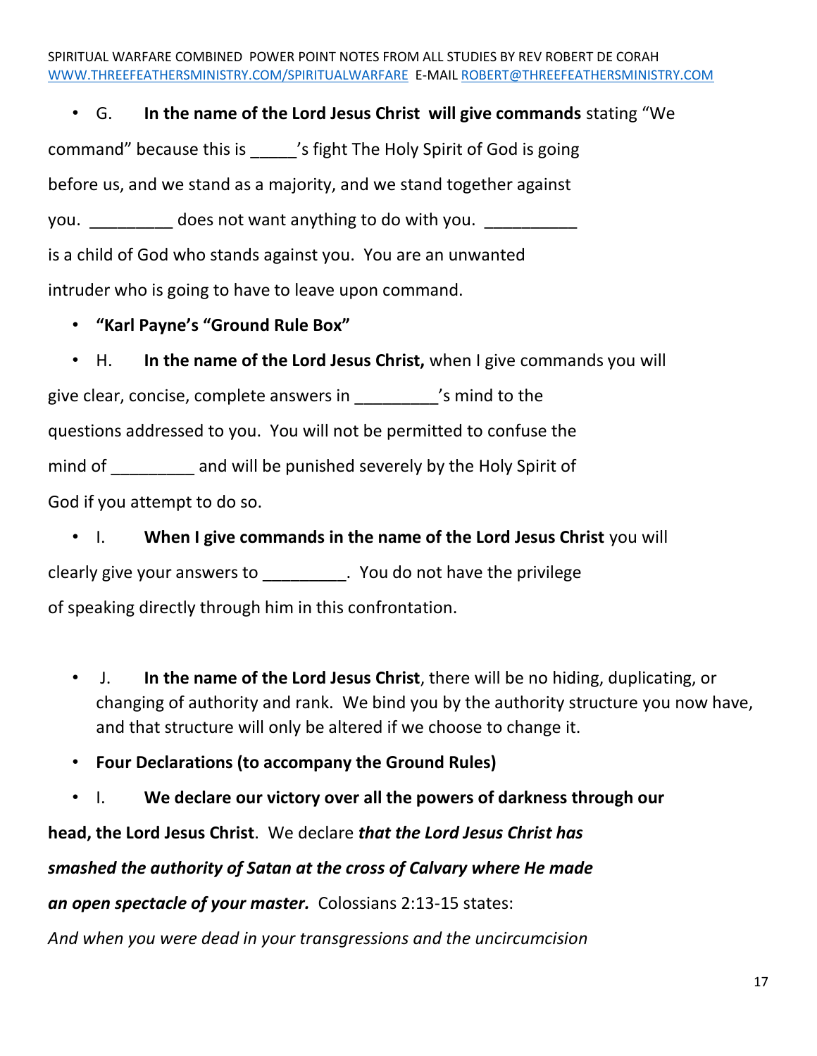- G. **In the name of the Lord Jesus Christ will give commands** stating "We command" because this is _____'s fight The Holy Spirit of God is going before us, and we stand as a majority, and we stand together against you. _________ does not want anything to do with you. __________ is a child of God who stands against you. You are an unwanted intruder who is going to have to leave upon command.
- **"Karl Payne's "Ground Rule Box"**
- H. **In the name of the Lord Jesus Christ,** when I give commands you will give clear, concise, complete answers in _________'s mind to the questions addressed to you. You will not be permitted to confuse the mind of _________ and will be punished severely by the Holy Spirit of God if you attempt to do so.
- I. **When I give commands in the name of the Lord Jesus Christ** you will clearly give your answers to _________. You do not have the privilege of speaking directly through him in this confrontation.

- J. **In the name of the Lord Jesus Christ**, there will be no hiding, duplicating, or changing of authority and rank. We bind you by the authority structure you now have, and that structure will only be altered if we choose to change it.
- **Four Declarations (to accompany the Ground Rules)**
- I. **We declare our victory over all the powers of darkness through our head, the Lord Jesus Christ**. We declare ***that the Lord Jesus Christ has smashed the authority of Satan at the cross of Calvary where He made an open spectacle of your master.*** Colossians 2:13-15 states:

*And when you were dead in your transgressions and the uncircumcision*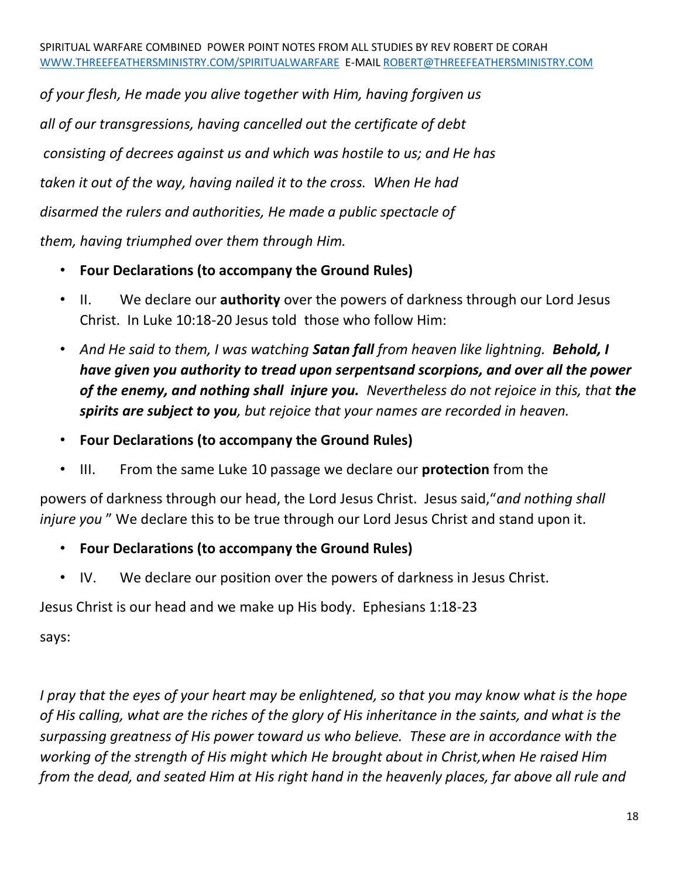*of your flesh, He made you alive together with Him, having forgiven us all of our transgressions, having cancelled out the certificate of debt consisting of decrees against us and which was hostile to us; and He has taken it out of the way, having nailed it to the cross. When He had disarmed the rulers and authorities, He made a public spectacle of them, having triumphed over them through Him.*

- **Four Declarations (to accompany the Ground Rules)**
- II. We declare our **authority** over the powers of darkness through our Lord Jesus Christ. In Luke 10:18-20 Jesus told those who follow Him:
- *And He said to them, I was watching **Satan fall** from heaven like lightning. **Behold, I have given you authority to tread upon serpentsand scorpions, and over all the power of the enemy, and nothing shall injure you.** Nevertheless do not rejoice in this, that **the spirits are subject to you**, but rejoice that your names are recorded in heaven.*
- **Four Declarations (to accompany the Ground Rules)**
- III. From the same Luke 10 passage we declare our **protection** from the

powers of darkness through our head, the Lord Jesus Christ. Jesus said,"*and nothing shall injure you* " We declare this to be true through our Lord Jesus Christ and stand upon it.

- **Four Declarations (to accompany the Ground Rules)**
- IV. We declare our position over the powers of darkness in Jesus Christ.

Jesus Christ is our head and we make up His body. Ephesians 1:18-23 says:

*I pray that the eyes of your heart may be enlightened, so that you may know what is the hope of His calling, what are the riches of the glory of His inheritance in the saints, and what is the surpassing greatness of His power toward us who believe. These are in accordance with the working of the strength of His might which He brought about in Christ,when He raised Him from the dead, and seated Him at His right hand in the heavenly places, far above all rule and*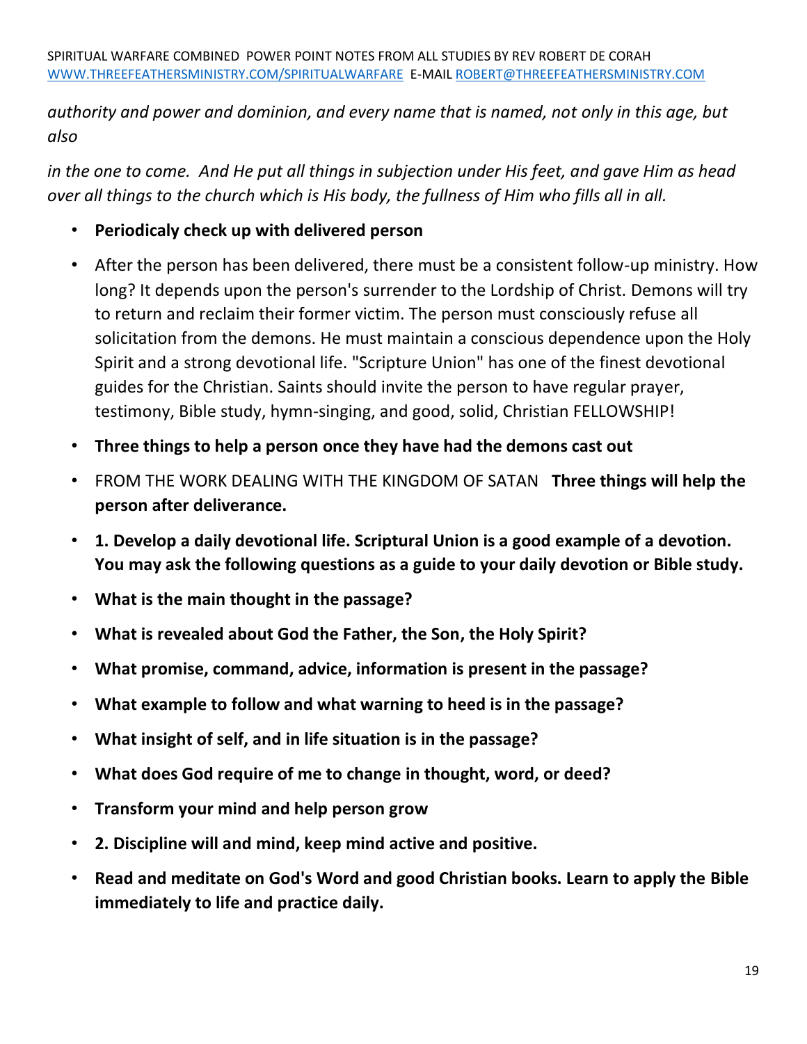*authority and power and dominion, and every name that is named, not only in this age, but also*

*in the one to come. And He put all things in subjection under His feet, and gave Him as head over all things to the church which is His body, the fullness of Him who fills all in all.*

- **Periodicaly check up with delivered person**
- After the person has been delivered, there must be a consistent follow-up ministry. How long? It depends upon the person's surrender to the Lordship of Christ. Demons will try to return and reclaim their former victim. The person must consciously refuse all solicitation from the demons. He must maintain a conscious dependence upon the Holy Spirit and a strong devotional life. "Scripture Union" has one of the finest devotional guides for the Christian. Saints should invite the person to have regular prayer, testimony, Bible study, hymn-singing, and good, solid, Christian FELLOWSHIP!
- **Three things to help a person once they have had the demons cast out**
- FROM THE WORK DEALING WITH THE KINGDOM OF SATAN **Three things will help the person after deliverance.**
- **1. Develop a daily devotional life. Scriptural Union is a good example of a devotion. You may ask the following questions as a guide to your daily devotion or Bible study.**
- **What is the main thought in the passage?**
- **What is revealed about God the Father, the Son, the Holy Spirit?**
- **What promise, command, advice, information is present in the passage?**
- **What example to follow and what warning to heed is in the passage?**
- **What insight of self, and in life situation is in the passage?**
- **What does God require of me to change in thought, word, or deed?**
- **Transform your mind and help person grow**
- **2. Discipline will and mind, keep mind active and positive.**
- **Read and meditate on God's Word and good Christian books. Learn to apply the Bible immediately to life and practice daily.**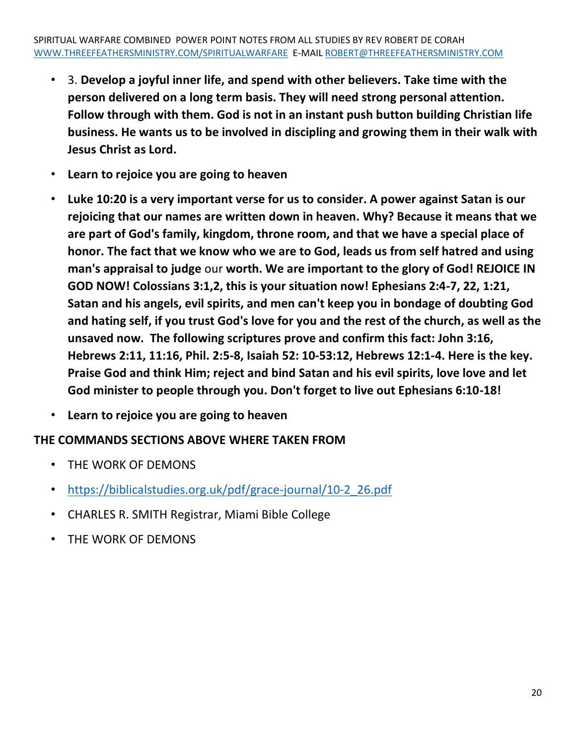- 3. **Develop a joyful inner life, and spend with other believers. Take time with the person delivered on a long term basis. They will need strong personal attention. Follow through with them. God is not in an instant push button building Christian life business. He wants us to be involved in discipling and growing them in their walk with Jesus Christ as Lord.**
- **Learn to rejoice you are going to heaven**
- **Luke 10:20 is a very important verse for us to consider. A power against Satan is our rejoicing that our names are written down in heaven. Why? Because it means that we are part of God's family, kingdom, throne room, and that we have a special place of honor. The fact that we know who we are to God, leads us from self hatred and using man's appraisal to judge** our **worth. We are important to the glory of God! REJOICE IN GOD NOW! Colossians 3:1,2, this is your situation now! Ephesians 2:4-7, 22, 1:21, Satan and his angels, evil spirits, and men can't keep you in bondage of doubting God and hating self, if you trust God's love for you and the rest of the church, as well as the unsaved now. The following scriptures prove and confirm this fact: John 3:16, Hebrews 2:11, 11:16, Phil. 2:5-8, Isaiah 52: 10-53:12, Hebrews 12:1-4. Here is the key. Praise God and think Him; reject and bind Satan and his evil spirits, love love and let God minister to people through you. Don't forget to live out Ephesians 6:10-18!**
- **Learn to rejoice you are going to heaven**

**THE COMMANDS SECTIONS ABOVE WHERE TAKEN FROM**

- THE WORK OF DEMONS
- https://biblicalstudies.org.uk/pdf/grace-journal/10-2_26.pdf
- CHARLES R. SMITH Registrar, Miami Bible College
- THE WORK OF DEMONS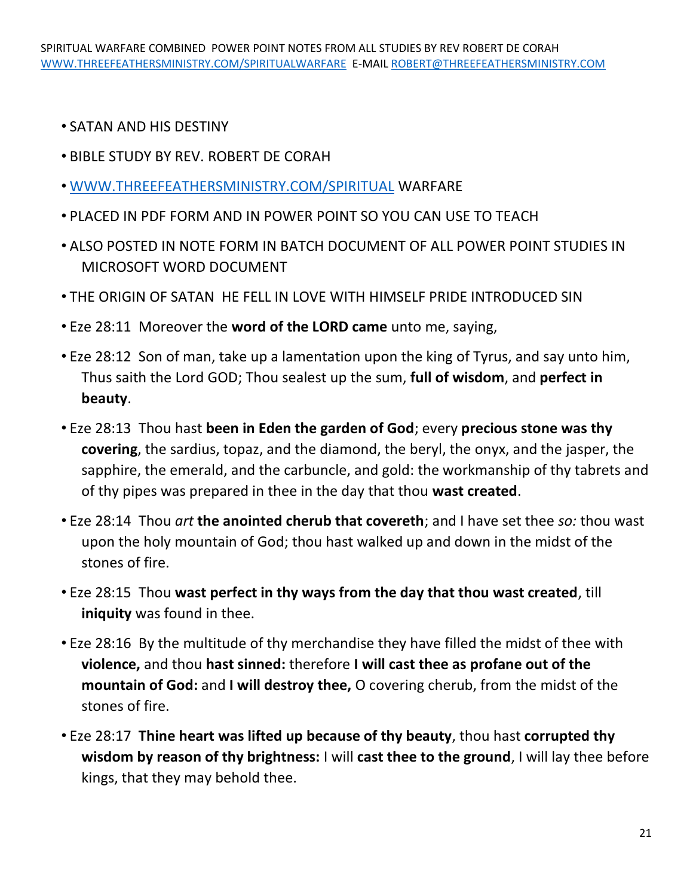- SATAN AND HIS DESTINY
- BIBLE STUDY BY REV. ROBERT DE CORAH
- WWW.THREEFEATHERSMINISTRY.COM/SPIRITUAL WARFARE
- PLACED IN PDF FORM AND IN POWER POINT SO YOU CAN USE TO TEACH
- ALSO POSTED IN NOTE FORM IN BATCH DOCUMENT OF ALL POWER POINT STUDIES IN MICROSOFT WORD DOCUMENT
- THE ORIGIN OF SATAN HE FELL IN LOVE WITH HIMSELF PRIDE INTRODUCED SIN
- Eze 28:11 Moreover the **word of the LORD came** unto me, saying,
- Eze 28:12 Son of man, take up a lamentation upon the king of Tyrus, and say unto him, Thus saith the Lord GOD; Thou sealest up the sum, **full of wisdom**, and **perfect in beauty**.
- Eze 28:13 Thou hast **been in Eden the garden of God**; every **precious stone was thy covering**, the sardius, topaz, and the diamond, the beryl, the onyx, and the jasper, the sapphire, the emerald, and the carbuncle, and gold: the workmanship of thy tabrets and of thy pipes was prepared in thee in the day that thou **wast created**.
- Eze 28:14 Thou *art* **the anointed cherub that covereth**; and I have set thee *so:* thou wast upon the holy mountain of God; thou hast walked up and down in the midst of the stones of fire.
- Eze 28:15 Thou **wast perfect in thy ways from the day that thou wast created**, till **iniquity** was found in thee.
- Eze 28:16 By the multitude of thy merchandise they have filled the midst of thee with **violence,** and thou **hast sinned:** therefore **I will cast thee as profane out of the mountain of God:** and **I will destroy thee,** O covering cherub, from the midst of the stones of fire.
- Eze 28:17 **Thine heart was lifted up because of thy beauty**, thou hast **corrupted thy wisdom by reason of thy brightness:** I will **cast thee to the ground**, I will lay thee before kings, that they may behold thee.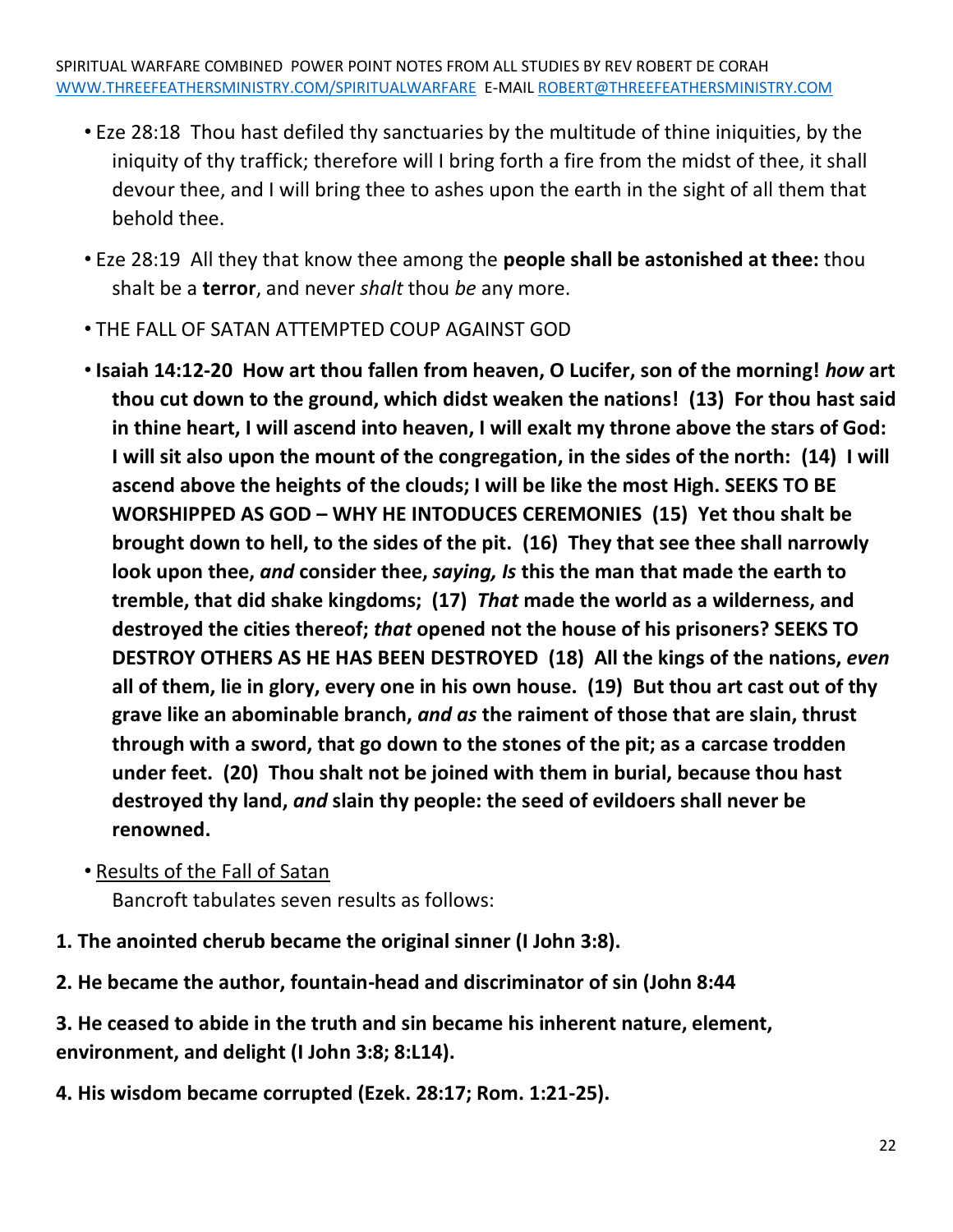- Eze 28:18 Thou hast defiled thy sanctuaries by the multitude of thine iniquities, by the iniquity of thy traffick; therefore will I bring forth a fire from the midst of thee, it shall devour thee, and I will bring thee to ashes upon the earth in the sight of all them that behold thee.
- Eze 28:19 All they that know thee among the **people shall be astonished at thee:** thou shalt be a **terror**, and never *shalt* thou *be* any more.
- THE FALL OF SATAN ATTEMPTED COUP AGAINST GOD
- **Isaiah 14:12-20 How art thou fallen from heaven, O Lucifer, son of the morning! *how* art thou cut down to the ground, which didst weaken the nations! (13) For thou hast said in thine heart, I will ascend into heaven, I will exalt my throne above the stars of God: I will sit also upon the mount of the congregation, in the sides of the north: (14) I will ascend above the heights of the clouds; I will be like the most High. SEEKS TO BE WORSHIPPED AS GOD – WHY HE INTODUCES CEREMONIES (15) Yet thou shalt be brought down to hell, to the sides of the pit. (16) They that see thee shall narrowly look upon thee, *and* consider thee, *saying, Is* this the man that made the earth to tremble, that did shake kingdoms; (17) *That* made the world as a wilderness, and destroyed the cities thereof; *that* opened not the house of his prisoners? SEEKS TO DESTROY OTHERS AS HE HAS BEEN DESTROYED (18) All the kings of the nations, *even* all of them, lie in glory, every one in his own house. (19) But thou art cast out of thy grave like an abominable branch, *and as* the raiment of those that are slain, thrust through with a sword, that go down to the stones of the pit; as a carcase trodden under feet. (20) Thou shalt not be joined with them in burial, because thou hast destroyed thy land, *and* slain thy people: the seed of evildoers shall never be renowned.**
- <u>Results of the Fall of Satan</u>

  Bancroft tabulates seven results as follows:

**1. The anointed cherub became the original sinner (I John 3:8).**

**2. He became the author, fountain-head and discriminator of sin (John 8:44**

**3. He ceased to abide in the truth and sin became his inherent nature, element, environment, and delight (I John 3:8; 8:L14).**

**4. His wisdom became corrupted (Ezek. 28:17; Rom. 1:21-25).**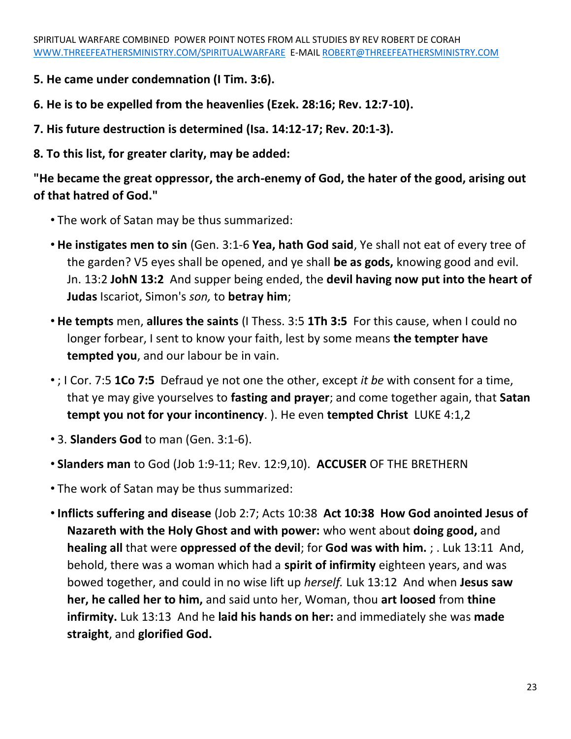**5. He came under condemnation (I Tim. 3:6).**

**6. He is to be expelled from the heavenlies (Ezek. 28:16; Rev. 12:7-10).**

**7. His future destruction is determined (Isa. 14:12-17; Rev. 20:1-3).**

**8. To this list, for greater clarity, may be added:**

**"He became the great oppressor, the arch-enemy of God, the hater of the good, arising out of that hatred of God."**

- The work of Satan may be thus summarized:
- **He instigates men to sin** (Gen. 3:1-6 **Yea, hath God said**, Ye shall not eat of every tree of the garden? V5 eyes shall be opened, and ye shall **be as gods,** knowing good and evil. Jn. 13:2 **JohN 13:2** And supper being ended, the **devil having now put into the heart of Judas** Iscariot, Simon's *son,* to **betray him**;
- **He tempts** men, **allures the saints** (I Thess. 3:5 **1Th 3:5** For this cause, when I could no longer forbear, I sent to know your faith, lest by some means **the tempter have tempted you**, and our labour be in vain.
- ; I Cor. 7:5 **1Co 7:5** Defraud ye not one the other, except *it be* with consent for a time, that ye may give yourselves to **fasting and prayer**; and come together again, that **Satan tempt you not for your incontinency**. ). He even **tempted Christ** LUKE 4:1,2
- 3. **Slanders God** to man (Gen. 3:1-6).
- **Slanders man** to God (Job 1:9-11; Rev. 12:9,10). **ACCUSER** OF THE BRETHERN
- The work of Satan may be thus summarized:
- **Inflicts suffering and disease** (Job 2:7; Acts 10:38 **Act 10:38 How God anointed Jesus of Nazareth with the Holy Ghost and with power:** who went about **doing good,** and **healing all** that were **oppressed of the devil**; for **God was with him.** ; . Luk 13:11 And, behold, there was a woman which had a **spirit of infirmity** eighteen years, and was bowed together, and could in no wise lift up *herself.* Luk 13:12 And when **Jesus saw her, he called her to him,** and said unto her, Woman, thou **art loosed** from **thine infirmity.** Luk 13:13 And he **laid his hands on her:** and immediately she was **made straight**, and **glorified God.**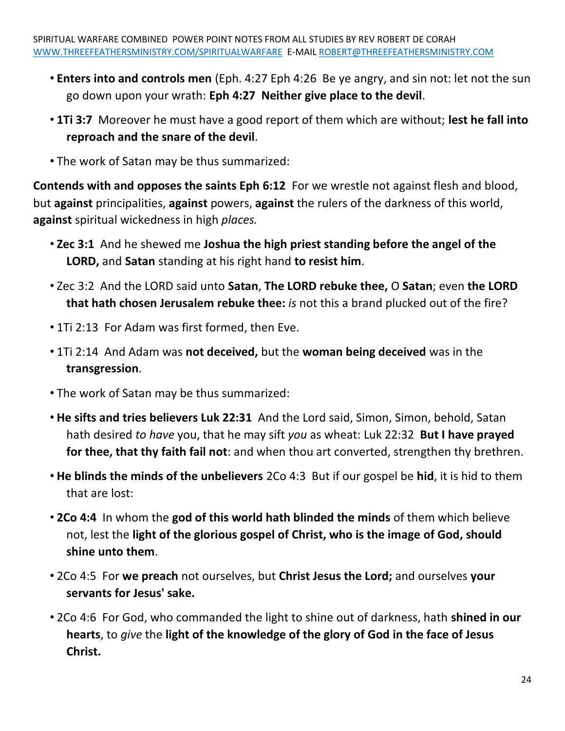- **Enters into and controls men** (Eph. 4:27 Eph 4:26  Be ye angry, and sin not: let not the sun go down upon your wrath: **Eph 4:27  Neither give place to the devil**.
- **1Ti 3:7**  Moreover he must have a good report of them which are without; **lest he fall into reproach and the snare of the devil**.
- The work of Satan may be thus summarized:

**Contends with and opposes the saints Eph 6:12**  For we wrestle not against flesh and blood, but **against** principalities, **against** powers, **against** the rulers of the darkness of this world, **against** spiritual wickedness in high *places.*

- **Zec 3:1**  And he shewed me **Joshua the high priest standing before the angel of the LORD,** and **Satan** standing at his right hand **to resist him**.
- Zec 3:2  And the LORD said unto **Satan**, **The LORD rebuke thee,** O **Satan**; even **the LORD that hath chosen Jerusalem rebuke thee:** *is* not this a brand plucked out of the fire?
- 1Ti 2:13  For Adam was first formed, then Eve.
- 1Ti 2:14  And Adam was **not deceived,** but the **woman being deceived** was in the **transgression**.
- The work of Satan may be thus summarized:
- **He sifts and tries believers Luk 22:31**  And the Lord said, Simon, Simon, behold, Satan hath desired *to have* you, that he may sift *you* as wheat: Luk 22:32  **But I have prayed for thee, that thy faith fail not**: and when thou art converted, strengthen thy brethren.
- **He blinds the minds of the unbelievers** 2Co 4:3  But if our gospel be **hid**, it is hid to them that are lost:
- **2Co 4:4**  In whom the **god of this world hath blinded the minds** of them which believe not, lest the **light of the glorious gospel of Christ, who is the image of God, should shine unto them**.
- 2Co 4:5  For **we preach** not ourselves, but **Christ Jesus the Lord;** and ourselves **your servants for Jesus' sake.**
- 2Co 4:6  For God, who commanded the light to shine out of darkness, hath **shined in our hearts**, to *give* the **light of the knowledge of the glory of God in the face of Jesus Christ.**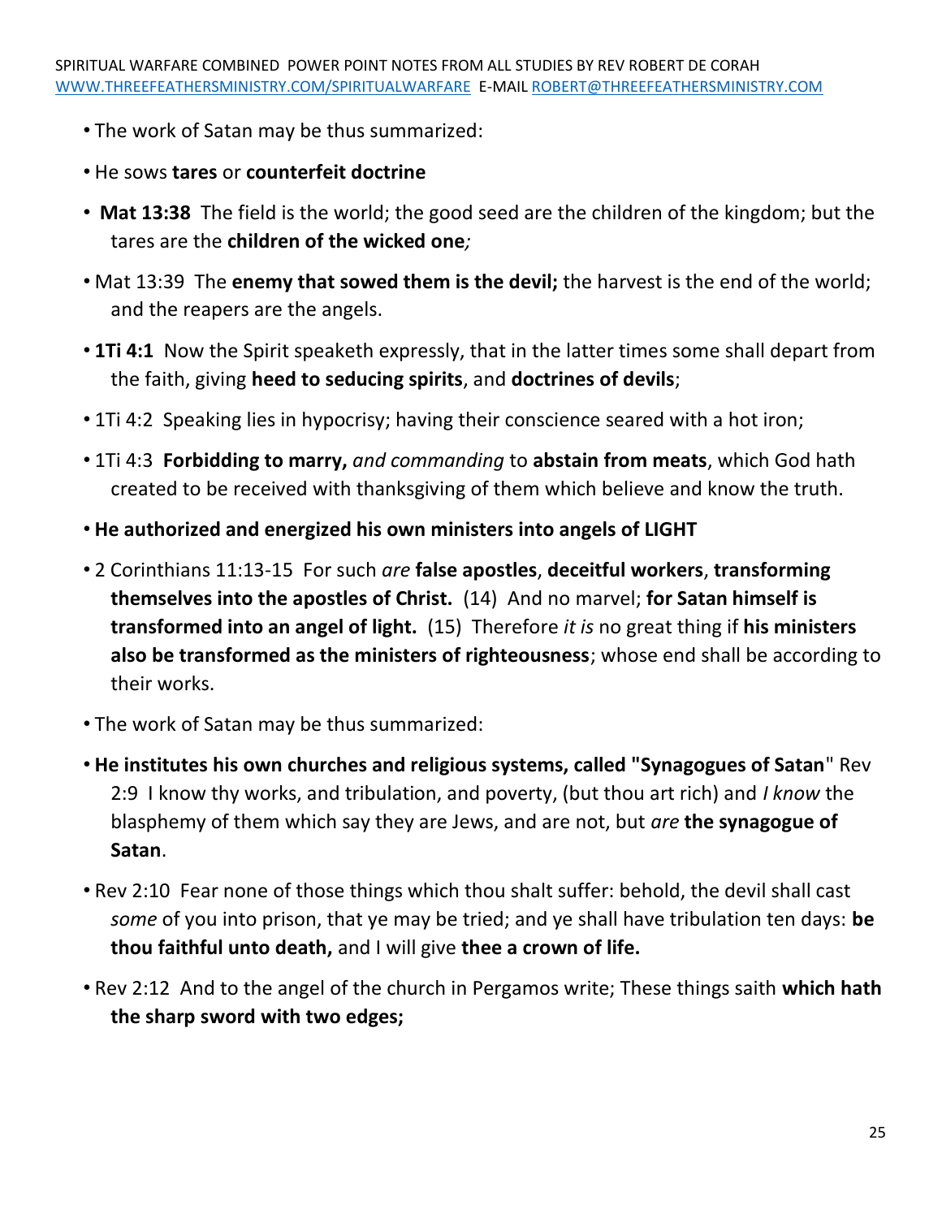- The work of Satan may be thus summarized:
- He sows **tares** or **counterfeit doctrine**
- **Mat 13:38** The field is the world; the good seed are the children of the kingdom; but the tares are the **children of the wicked one***;*
- Mat 13:39 The **enemy that sowed them is the devil;** the harvest is the end of the world; and the reapers are the angels.
- **1Ti 4:1** Now the Spirit speaketh expressly, that in the latter times some shall depart from the faith, giving **heed to seducing spirits**, and **doctrines of devils**;
- 1Ti 4:2 Speaking lies in hypocrisy; having their conscience seared with a hot iron;
- 1Ti 4:3 **Forbidding to marry,** *and commanding* to **abstain from meats**, which God hath created to be received with thanksgiving of them which believe and know the truth.
- **He authorized and energized his own ministers into angels of LIGHT**
- 2 Corinthians 11:13-15 For such *are* **false apostles**, **deceitful workers**, **transforming themselves into the apostles of Christ.** (14) And no marvel; **for Satan himself is transformed into an angel of light.** (15) Therefore *it is* no great thing if **his ministers also be transformed as the ministers of righteousness**; whose end shall be according to their works.
- The work of Satan may be thus summarized:
- **He institutes his own churches and religious systems, called "Synagogues of Satan**" Rev 2:9 I know thy works, and tribulation, and poverty, (but thou art rich) and *I know* the blasphemy of them which say they are Jews, and are not, but *are* **the synagogue of Satan**.
- Rev 2:10 Fear none of those things which thou shalt suffer: behold, the devil shall cast *some* of you into prison, that ye may be tried; and ye shall have tribulation ten days: **be thou faithful unto death,** and I will give **thee a crown of life.**
- Rev 2:12 And to the angel of the church in Pergamos write; These things saith **which hath the sharp sword with two edges;**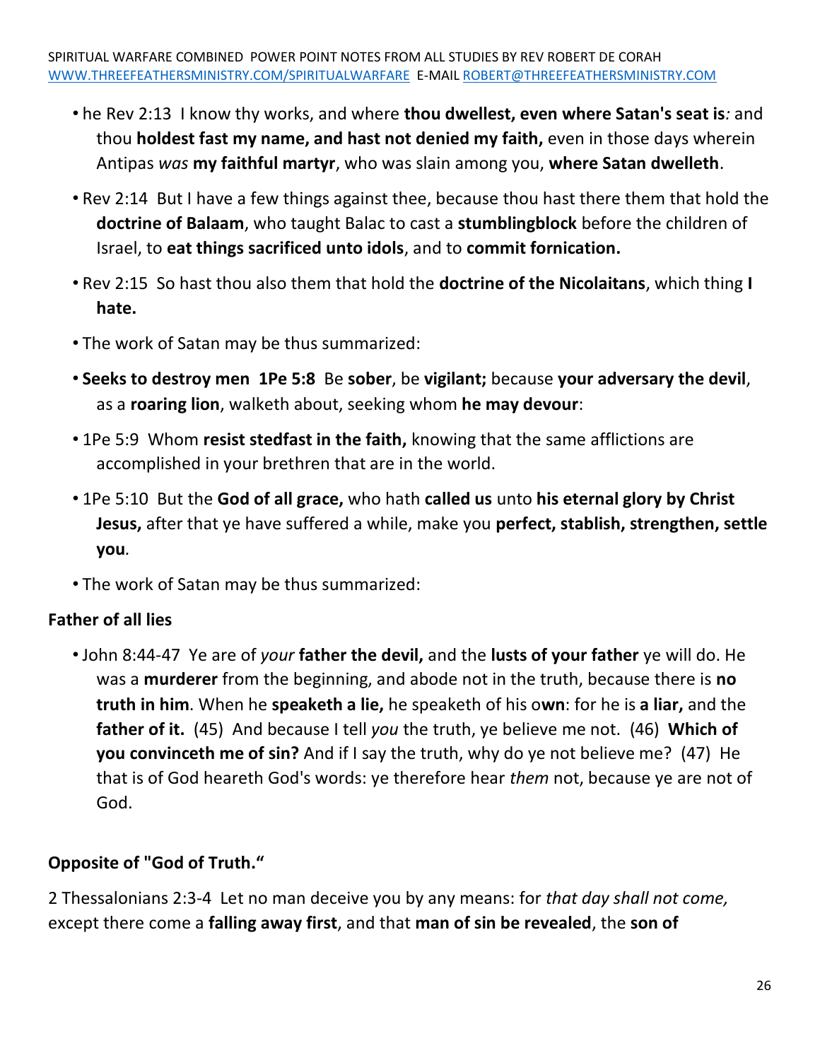- he Rev 2:13  I know thy works, and where **thou dwellest, even where Satan's seat is***:* and thou **holdest fast my name, and hast not denied my faith,** even in those days wherein Antipas *was* **my faithful martyr**, who was slain among you, **where Satan dwelleth**.
- Rev 2:14  But I have a few things against thee, because thou hast there them that hold the **doctrine of Balaam**, who taught Balac to cast a **stumblingblock** before the children of Israel, to **eat things sacrificed unto idols**, and to **commit fornication.**
- Rev 2:15  So hast thou also them that hold the **doctrine of the Nicolaitans**, which thing **I hate.**
- The work of Satan may be thus summarized:
- **Seeks to destroy men  1Pe 5:8**  Be **sober**, be **vigilant;** because **your adversary the devil**, as a **roaring lion**, walketh about, seeking whom **he may devour**:
- 1Pe 5:9  Whom **resist stedfast in the faith,** knowing that the same afflictions are accomplished in your brethren that are in the world.
- 1Pe 5:10  But the **God of all grace,** who hath **called us** unto **his eternal glory by Christ Jesus,** after that ye have suffered a while, make you **perfect, stablish, strengthen, settle you***.*
- The work of Satan may be thus summarized:

**Father of all lies**

- John 8:44-47  Ye are of *your* **father the devil,** and the **lusts of your father** ye will do. He was a **murderer** from the beginning, and abode not in the truth, because there is **no truth in him**. When he **speaketh a lie,** he speaketh of his o**wn**: for he is **a liar,** and the **father of it.**  (45)  And because I tell *you* the truth, ye believe me not.  (46)  **Which of you convinceth me of sin?** And if I say the truth, why do ye not believe me?  (47)  He that is of God heareth God's words: ye therefore hear *them* not, because ye are not of God.

**Opposite of "God of Truth."**

2 Thessalonians 2:3-4  Let no man deceive you by any means: for *that day shall not come,* except there come a **falling away first**, and that **man of sin be revealed**, the **son of**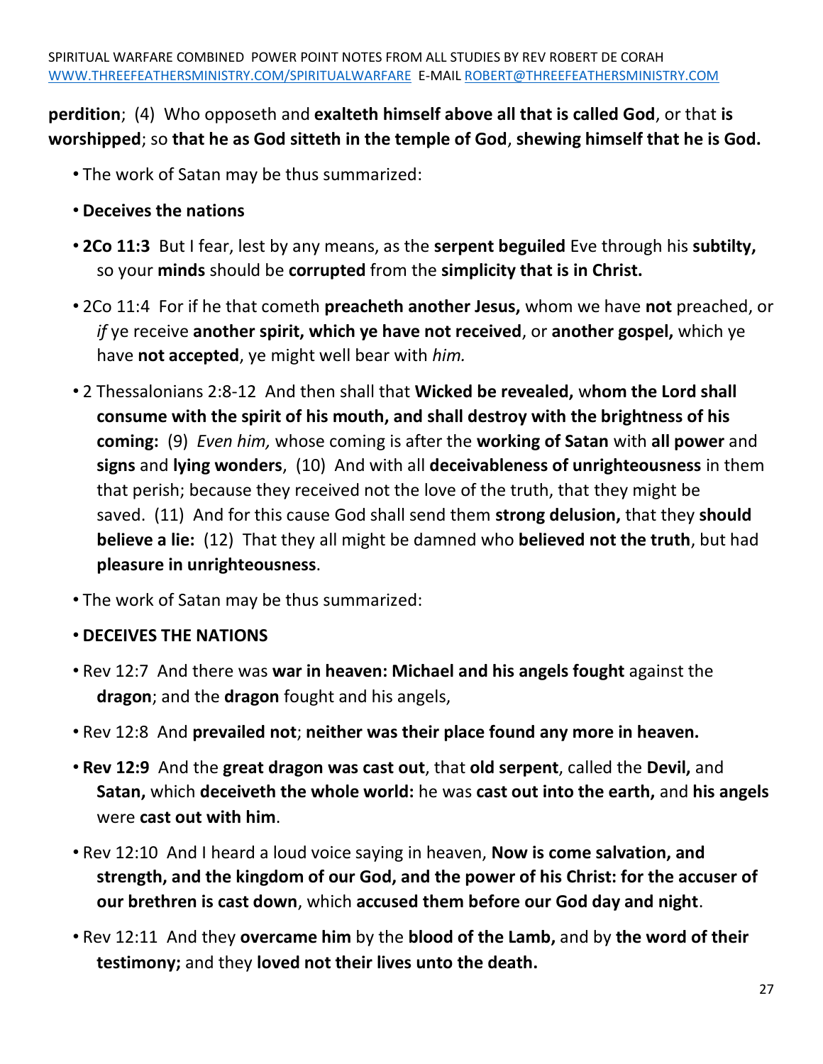**perdition**; (4) Who opposeth and **exalteth himself above all that is called God**, or that **is worshipped**; so **that he as God sitteth in the temple of God**, **shewing himself that he is God.**

- The work of Satan may be thus summarized:
- **Deceives the nations**
- **2Co 11:3** But I fear, lest by any means, as the **serpent beguiled** Eve through his **subtilty,** so your **minds** should be **corrupted** from the **simplicity that is in Christ.**
- 2Co 11:4 For if he that cometh **preacheth another Jesus,** whom we have **not** preached, or *if* ye receive **another spirit, which ye have not received**, or **another gospel,** which ye have **not accepted**, ye might well bear with *him.*
- 2 Thessalonians 2:8-12 And then shall that **Wicked be revealed,** w**hom the Lord shall consume with the spirit of his mouth, and shall destroy with the brightness of his coming:** (9) *Even him,* whose coming is after the **working of Satan** with **all power** and **signs** and **lying wonders**, (10) And with all **deceivableness of unrighteousness** in them that perish; because they received not the love of the truth, that they might be saved. (11) And for this cause God shall send them **strong delusion,** that they **should believe a lie:** (12) That they all might be damned who **believed not the truth**, but had **pleasure in unrighteousness**.
- The work of Satan may be thus summarized:
- **DECEIVES THE NATIONS**
- Rev 12:7 And there was **war in heaven: Michael and his angels fought** against the **dragon**; and the **dragon** fought and his angels,
- Rev 12:8 And **prevailed not**; **neither was their place found any more in heaven.**
- **Rev 12:9** And the **great dragon was cast out**, that **old serpent**, called the **Devil,** and **Satan,** which **deceiveth the whole world:** he was **cast out into the earth,** and **his angels** were **cast out with him**.
- Rev 12:10 And I heard a loud voice saying in heaven, **Now is come salvation, and strength, and the kingdom of our God, and the power of his Christ: for the accuser of our brethren is cast down**, which **accused them before our God day and night**.
- Rev 12:11 And they **overcame him** by the **blood of the Lamb,** and by **the word of their testimony;** and they **loved not their lives unto the death.**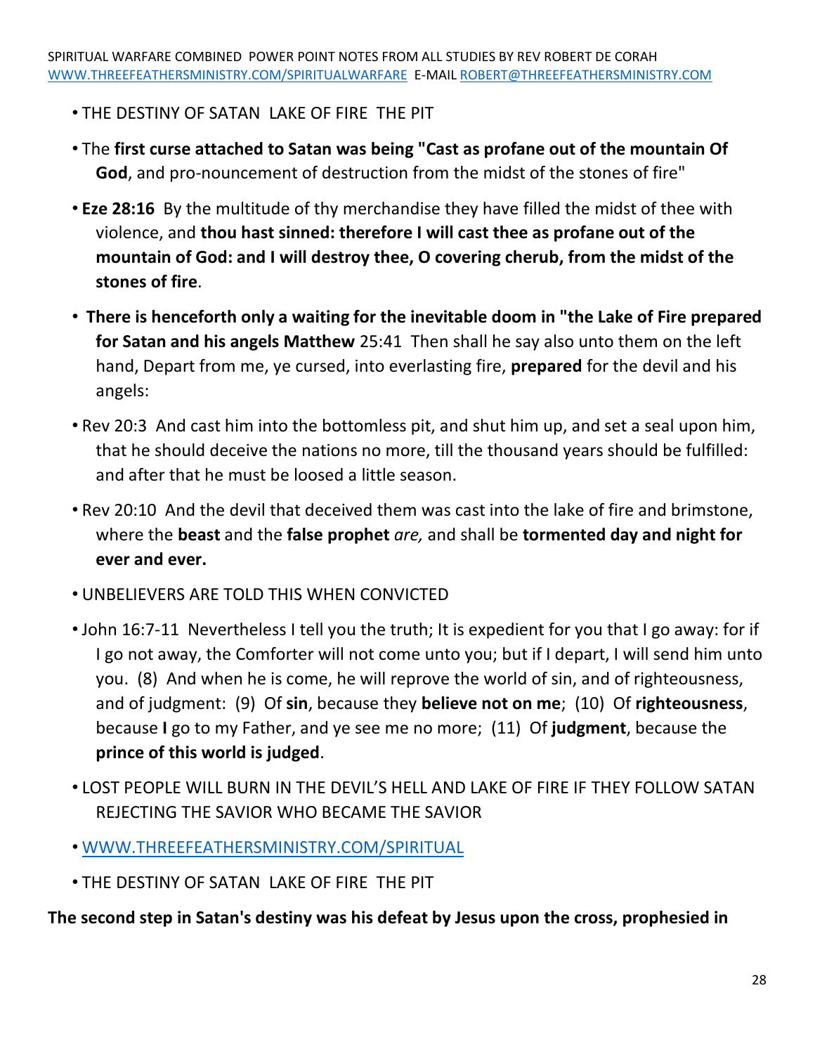- THE DESTINY OF SATAN  LAKE OF FIRE  THE PIT
- The **first curse attached to Satan was being "Cast as profane out of the mountain Of God**, and pro-nouncement of destruction from the midst of the stones of fire"
- **Eze 28:16**  By the multitude of thy merchandise they have filled the midst of thee with violence, and **thou hast sinned: therefore I will cast thee as profane out of the mountain of God: and I will destroy thee, O covering cherub, from the midst of the stones of fire**.
- **There is henceforth only a waiting for the inevitable doom in "the Lake of Fire prepared for Satan and his angels Matthew** 25:41  Then shall he say also unto them on the left hand, Depart from me, ye cursed, into everlasting fire, **prepared** for the devil and his angels:
- Rev 20:3  And cast him into the bottomless pit, and shut him up, and set a seal upon him, that he should deceive the nations no more, till the thousand years should be fulfilled: and after that he must be loosed a little season.
- Rev 20:10  And the devil that deceived them was cast into the lake of fire and brimstone, where the **beast** and the **false prophet** *are,* and shall be **tormented day and night for ever and ever.**
- UNBELIEVERS ARE TOLD THIS WHEN CONVICTED
- John 16:7-11  Nevertheless I tell you the truth; It is expedient for you that I go away: for if I go not away, the Comforter will not come unto you; but if I depart, I will send him unto you.  (8)  And when he is come, he will reprove the world of sin, and of righteousness, and of judgment:  (9)  Of **sin**, because they **believe not on me**;  (10)  Of **righteousness**, because **I** go to my Father, and ye see me no more;  (11)  Of **judgment**, because the **prince of this world is judged**.
- LOST PEOPLE WILL BURN IN THE DEVIL'S HELL AND LAKE OF FIRE IF THEY FOLLOW SATAN REJECTING THE SAVIOR WHO BECAME THE SAVIOR
- [WWW.THREEFEATHERSMINISTRY.COM/SPIRITUAL](WWW.THREEFEATHERSMINISTRY.COM/SPIRITUAL)
- THE DESTINY OF SATAN  LAKE OF FIRE  THE PIT

**The second step in Satan's destiny was his defeat by Jesus upon the cross, prophesied in**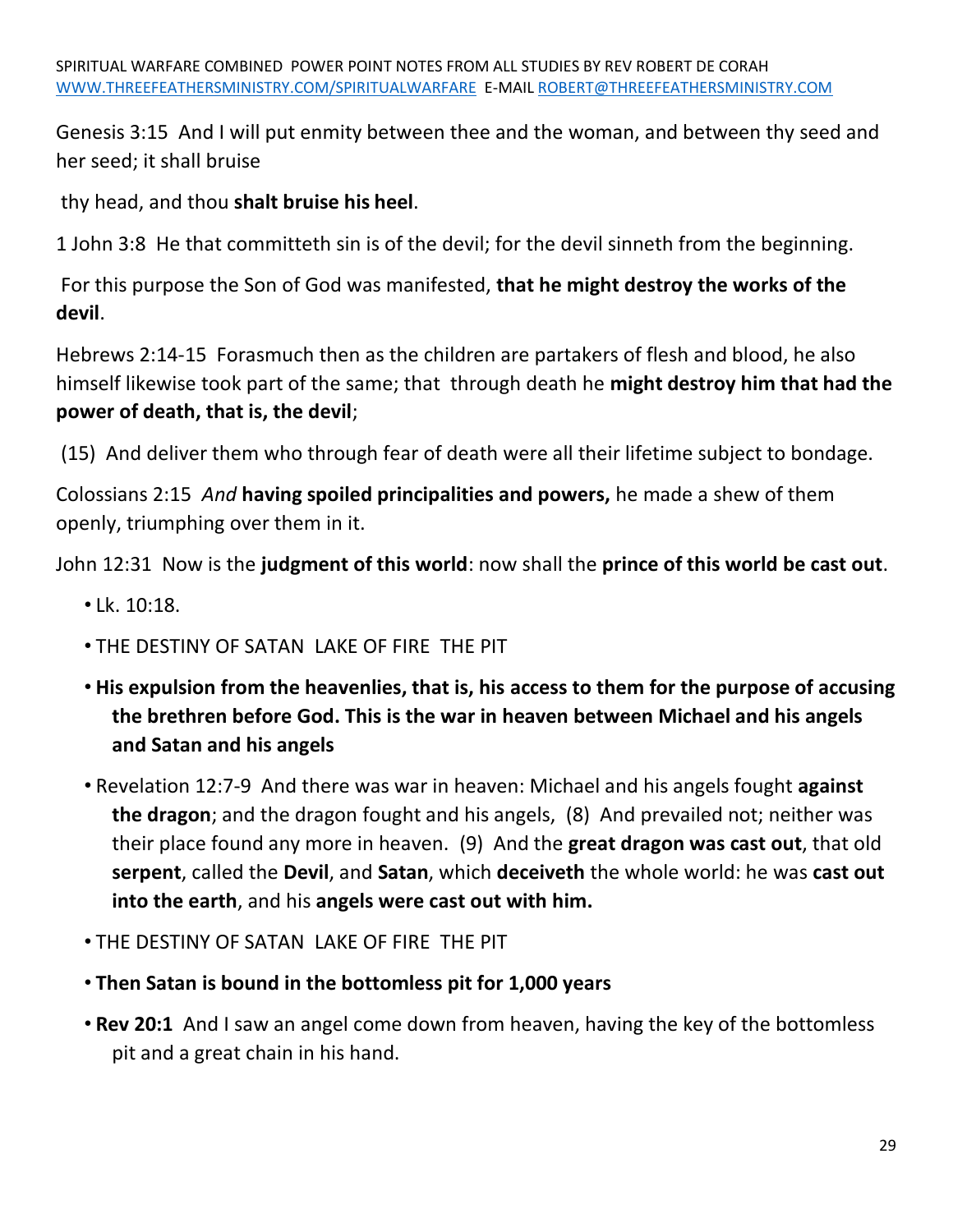Genesis 3:15  And I will put enmity between thee and the woman, and between thy seed and her seed; it shall bruise

thy head, and thou **shalt bruise his heel**.

1 John 3:8  He that committeth sin is of the devil; for the devil sinneth from the beginning.

For this purpose the Son of God was manifested, **that he might destroy the works of the devil**.

Hebrews 2:14-15  Forasmuch then as the children are partakers of flesh and blood, he also himself likewise took part of the same; that through death he **might destroy him that had the power of death, that is, the devil**;

(15)  And deliver them who through fear of death were all their lifetime subject to bondage.

Colossians 2:15  *And* **having spoiled principalities and powers,** he made a shew of them openly, triumphing over them in it.

John 12:31  Now is the **judgment of this world**: now shall the **prince of this world be cast out**.

- Lk. 10:18.
- THE DESTINY OF SATAN  LAKE OF FIRE  THE PIT
- **His expulsion from the heavenlies, that is, his access to them for the purpose of accusing the brethren before God. This is the war in heaven between Michael and his angels and Satan and his angels**
- Revelation 12:7-9  And there was war in heaven: Michael and his angels fought **against the dragon**; and the dragon fought and his angels,  (8)  And prevailed not; neither was their place found any more in heaven.  (9)  And the **great dragon was cast out**, that old **serpent**, called the **Devil**, and **Satan**, which **deceiveth** the whole world: he was **cast out into the earth**, and his **angels were cast out with him.**
- THE DESTINY OF SATAN  LAKE OF FIRE  THE PIT
- **Then Satan is bound in the bottomless pit for 1,000 years**
- **Rev 20:1**  And I saw an angel come down from heaven, having the key of the bottomless pit and a great chain in his hand.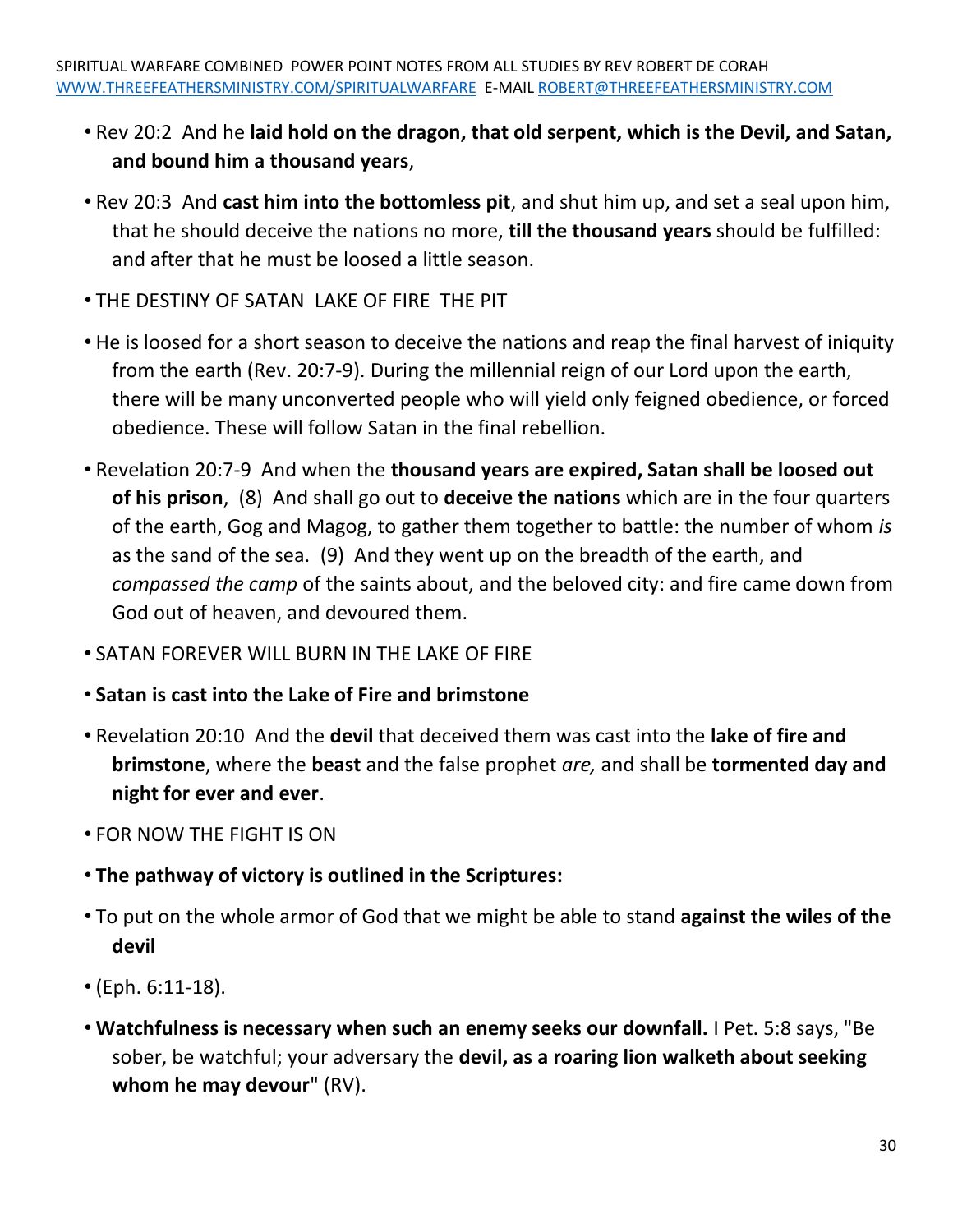- Rev 20:2 And he **laid hold on the dragon, that old serpent, which is the Devil, and Satan, and bound him a thousand years**,
- Rev 20:3 And **cast him into the bottomless pit**, and shut him up, and set a seal upon him, that he should deceive the nations no more, **till the thousand years** should be fulfilled: and after that he must be loosed a little season.
- THE DESTINY OF SATAN LAKE OF FIRE THE PIT
- He is loosed for a short season to deceive the nations and reap the final harvest of iniquity from the earth (Rev. 20:7-9). During the millennial reign of our Lord upon the earth, there will be many unconverted people who will yield only feigned obedience, or forced obedience. These will follow Satan in the final rebellion.
- Revelation 20:7-9 And when the **thousand years are expired, Satan shall be loosed out of his prison**, (8) And shall go out to **deceive the nations** which are in the four quarters of the earth, Gog and Magog, to gather them together to battle: the number of whom *is* as the sand of the sea. (9) And they went up on the breadth of the earth, and *compassed the camp* of the saints about, and the beloved city: and fire came down from God out of heaven, and devoured them.
- SATAN FOREVER WILL BURN IN THE LAKE OF FIRE
- **Satan is cast into the Lake of Fire and brimstone**
- Revelation 20:10 And the **devil** that deceived them was cast into the **lake of fire and brimstone**, where the **beast** and the false prophet *are,* and shall be **tormented day and night for ever and ever**.
- FOR NOW THE FIGHT IS ON
- **The pathway of victory is outlined in the Scriptures:**
- To put on the whole armor of God that we might be able to stand **against the wiles of the devil**
- (Eph. 6:11-18).
- **Watchfulness is necessary when such an enemy seeks our downfall.** I Pet. 5:8 says, "Be sober, be watchful; your adversary the **devil, as a roaring lion walketh about seeking whom he may devour**" (RV).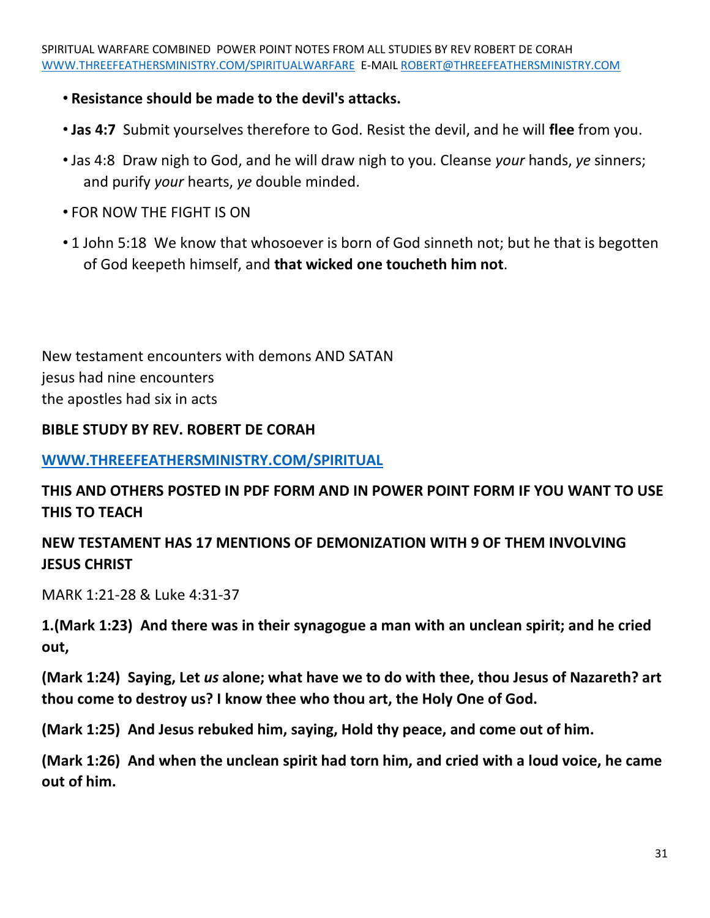- **Resistance should be made to the devil's attacks.**
- **Jas 4:7** Submit yourselves therefore to God. Resist the devil, and he will **flee** from you.
- Jas 4:8 Draw nigh to God, and he will draw nigh to you. Cleanse *your* hands, *ye* sinners; and purify *your* hearts, *ye* double minded.
- FOR NOW THE FIGHT IS ON
- 1 John 5:18 We know that whosoever is born of God sinneth not; but he that is begotten of God keepeth himself, and **that wicked one toucheth him not**.

New testament encounters with demons AND SATAN
jesus had nine encounters
the apostles had six in acts

**BIBLE STUDY BY REV. ROBERT DE CORAH**

**[WWW.THREEFEATHERSMINISTRY.COM/SPIRITUAL](http://WWW.THREEFEATHERSMINISTRY.COM/SPIRITUAL)**

**THIS AND OTHERS POSTED IN PDF FORM AND IN POWER POINT FORM IF YOU WANT TO USE THIS TO TEACH**

**NEW TESTAMENT HAS 17 MENTIONS OF DEMONIZATION WITH 9 OF THEM INVOLVING JESUS CHRIST**

MARK 1:21-28 & Luke 4:31-37

**1.(Mark 1:23) And there was in their synagogue a man with an unclean spirit; and he cried out,**

**(Mark 1:24) Saying, Let *us* alone; what have we to do with thee, thou Jesus of Nazareth? art thou come to destroy us? I know thee who thou art, the Holy One of God.**

**(Mark 1:25) And Jesus rebuked him, saying, Hold thy peace, and come out of him.**

**(Mark 1:26) And when the unclean spirit had torn him, and cried with a loud voice, he came out of him.**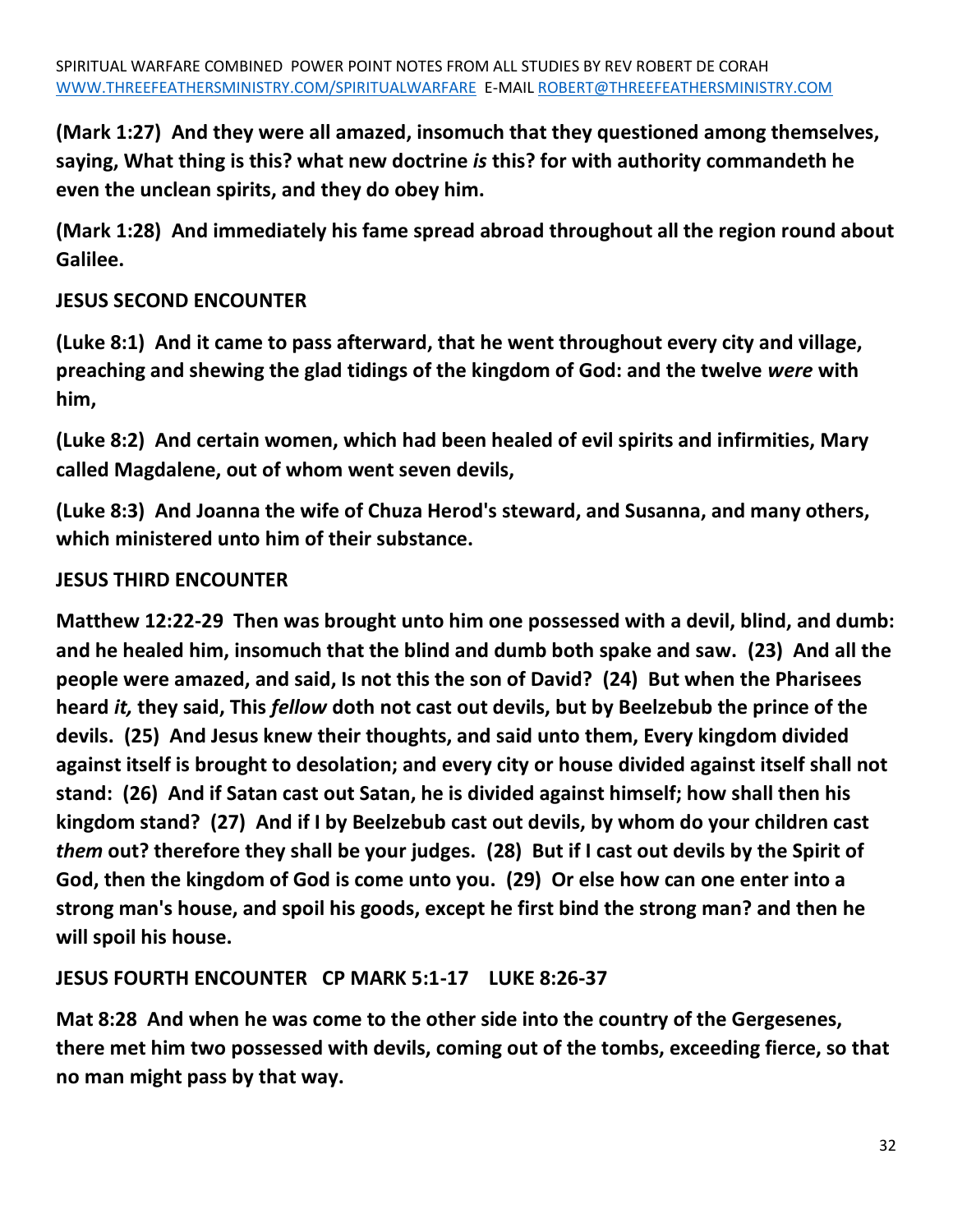**(Mark 1:27) And they were all amazed, insomuch that they questioned among themselves, saying, What thing is this? what new doctrine *is* this? for with authority commandeth he even the unclean spirits, and they do obey him.**

**(Mark 1:28) And immediately his fame spread abroad throughout all the region round about Galilee.**

**JESUS SECOND ENCOUNTER**

**(Luke 8:1) And it came to pass afterward, that he went throughout every city and village, preaching and shewing the glad tidings of the kingdom of God: and the twelve *were* with him,**

**(Luke 8:2) And certain women, which had been healed of evil spirits and infirmities, Mary called Magdalene, out of whom went seven devils,**

**(Luke 8:3) And Joanna the wife of Chuza Herod's steward, and Susanna, and many others, which ministered unto him of their substance.**

**JESUS THIRD ENCOUNTER**

**Matthew 12:22-29 Then was brought unto him one possessed with a devil, blind, and dumb: and he healed him, insomuch that the blind and dumb both spake and saw. (23) And all the people were amazed, and said, Is not this the son of David? (24) But when the Pharisees heard *it,* they said, This *fellow* doth not cast out devils, but by Beelzebub the prince of the devils. (25) And Jesus knew their thoughts, and said unto them, Every kingdom divided against itself is brought to desolation; and every city or house divided against itself shall not stand: (26) And if Satan cast out Satan, he is divided against himself; how shall then his kingdom stand? (27) And if I by Beelzebub cast out devils, by whom do your children cast *them* out? therefore they shall be your judges. (28) But if I cast out devils by the Spirit of God, then the kingdom of God is come unto you. (29) Or else how can one enter into a strong man's house, and spoil his goods, except he first bind the strong man? and then he will spoil his house.**

**JESUS FOURTH ENCOUNTER CP MARK 5:1-17 LUKE 8:26-37**

**Mat 8:28 And when he was come to the other side into the country of the Gergesenes, there met him two possessed with devils, coming out of the tombs, exceeding fierce, so that no man might pass by that way.**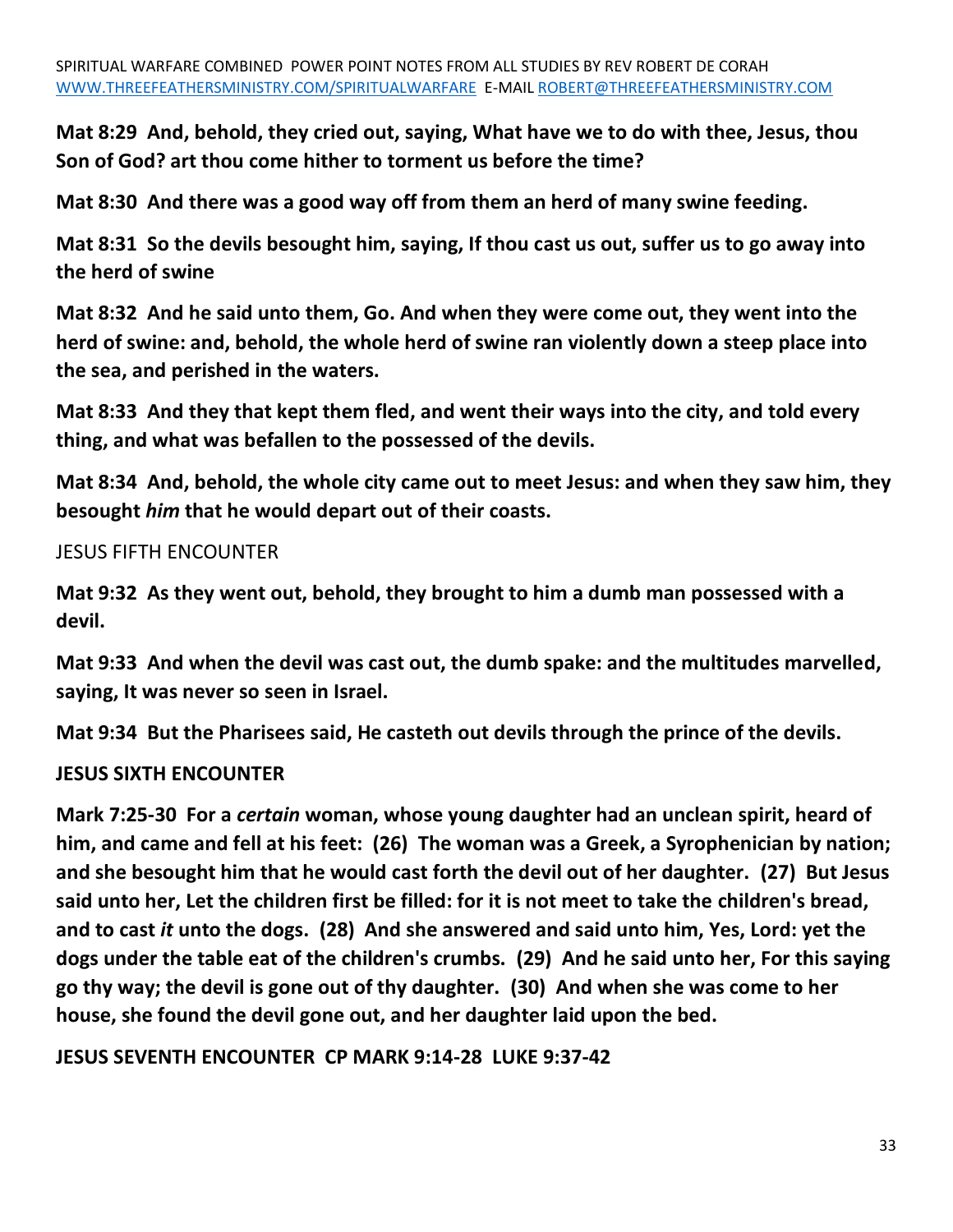**Mat 8:29 And, behold, they cried out, saying, What have we to do with thee, Jesus, thou Son of God? art thou come hither to torment us before the time?**

**Mat 8:30 And there was a good way off from them an herd of many swine feeding.**

**Mat 8:31 So the devils besought him, saying, If thou cast us out, suffer us to go away into the herd of swine**

**Mat 8:32 And he said unto them, Go. And when they were come out, they went into the herd of swine: and, behold, the whole herd of swine ran violently down a steep place into the sea, and perished in the waters.**

**Mat 8:33 And they that kept them fled, and went their ways into the city, and told every thing, and what was befallen to the possessed of the devils.**

**Mat 8:34 And, behold, the whole city came out to meet Jesus: and when they saw him, they besought *him* that he would depart out of their coasts.**

JESUS FIFTH ENCOUNTER

**Mat 9:32 As they went out, behold, they brought to him a dumb man possessed with a devil.**

**Mat 9:33 And when the devil was cast out, the dumb spake: and the multitudes marvelled, saying, It was never so seen in Israel.**

**Mat 9:34 But the Pharisees said, He casteth out devils through the prince of the devils.**

**JESUS SIXTH ENCOUNTER**

**Mark 7:25-30 For a *certain* woman, whose young daughter had an unclean spirit, heard of him, and came and fell at his feet: (26) The woman was a Greek, a Syrophenician by nation; and she besought him that he would cast forth the devil out of her daughter. (27) But Jesus said unto her, Let the children first be filled: for it is not meet to take the children's bread, and to cast *it* unto the dogs. (28) And she answered and said unto him, Yes, Lord: yet the dogs under the table eat of the children's crumbs. (29) And he said unto her, For this saying go thy way; the devil is gone out of thy daughter. (30) And when she was come to her house, she found the devil gone out, and her daughter laid upon the bed.**

**JESUS SEVENTH ENCOUNTER CP MARK 9:14-28 LUKE 9:37-42**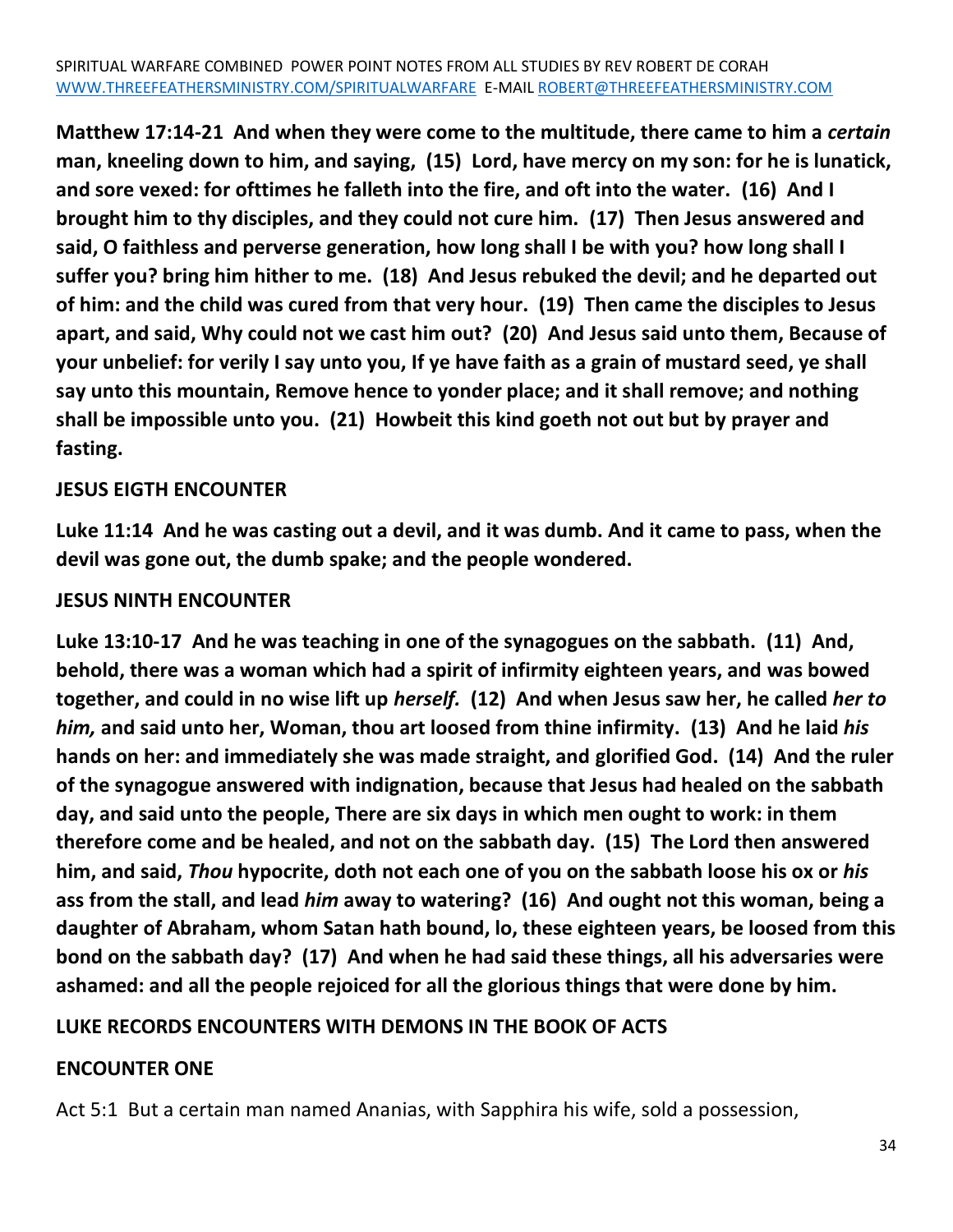**Matthew 17:14-21 And when they were come to the multitude, there came to him a *certain* man, kneeling down to him, and saying, (15) Lord, have mercy on my son: for he is lunatick, and sore vexed: for ofttimes he falleth into the fire, and oft into the water. (16) And I brought him to thy disciples, and they could not cure him. (17) Then Jesus answered and said, O faithless and perverse generation, how long shall I be with you? how long shall I suffer you? bring him hither to me. (18) And Jesus rebuked the devil; and he departed out of him: and the child was cured from that very hour. (19) Then came the disciples to Jesus apart, and said, Why could not we cast him out? (20) And Jesus said unto them, Because of your unbelief: for verily I say unto you, If ye have faith as a grain of mustard seed, ye shall say unto this mountain, Remove hence to yonder place; and it shall remove; and nothing shall be impossible unto you. (21) Howbeit this kind goeth not out but by prayer and fasting.**

**JESUS EIGTH ENCOUNTER**

**Luke 11:14 And he was casting out a devil, and it was dumb. And it came to pass, when the devil was gone out, the dumb spake; and the people wondered.**

**JESUS NINTH ENCOUNTER**

**Luke 13:10-17 And he was teaching in one of the synagogues on the sabbath. (11) And, behold, there was a woman which had a spirit of infirmity eighteen years, and was bowed together, and could in no wise lift up *herself.* (12) And when Jesus saw her, he called *her to him,* and said unto her, Woman, thou art loosed from thine infirmity. (13) And he laid *his* hands on her: and immediately she was made straight, and glorified God. (14) And the ruler of the synagogue answered with indignation, because that Jesus had healed on the sabbath day, and said unto the people, There are six days in which men ought to work: in them therefore come and be healed, and not on the sabbath day. (15) The Lord then answered him, and said, *Thou* hypocrite, doth not each one of you on the sabbath loose his ox or *his* ass from the stall, and lead *him* away to watering? (16) And ought not this woman, being a daughter of Abraham, whom Satan hath bound, lo, these eighteen years, be loosed from this bond on the sabbath day? (17) And when he had said these things, all his adversaries were ashamed: and all the people rejoiced for all the glorious things that were done by him.**

**LUKE RECORDS ENCOUNTERS WITH DEMONS IN THE BOOK OF ACTS**

**ENCOUNTER ONE**

Act 5:1 But a certain man named Ananias, with Sapphira his wife, sold a possession,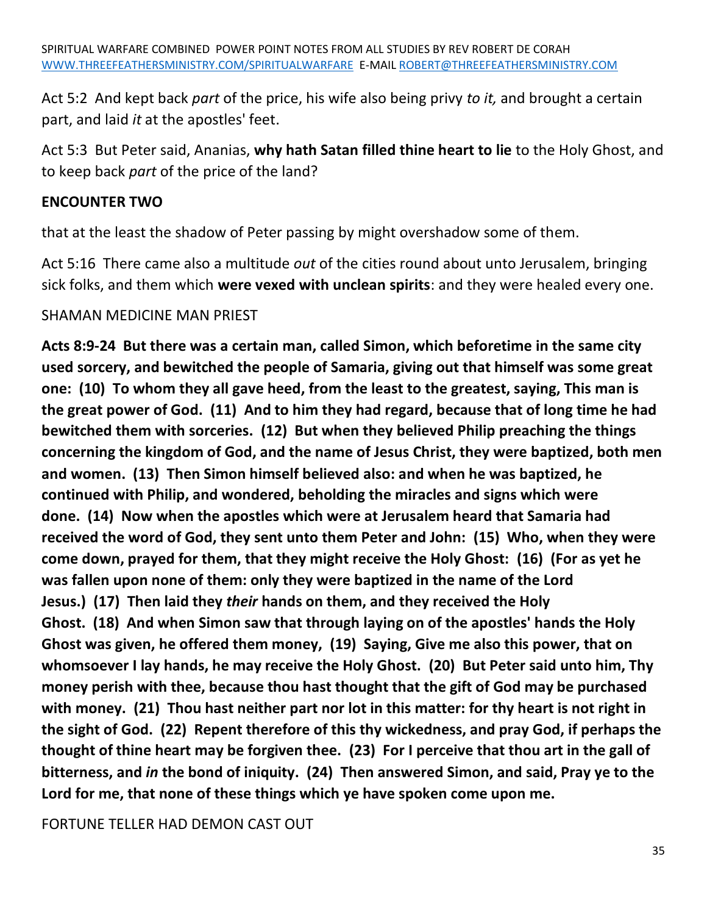Act 5:2 And kept back *part* of the price, his wife also being privy *to it,* and brought a certain part, and laid *it* at the apostles' feet.

Act 5:3 But Peter said, Ananias, **why hath Satan filled thine heart to lie** to the Holy Ghost, and to keep back *part* of the price of the land?

**ENCOUNTER TWO**

that at the least the shadow of Peter passing by might overshadow some of them.

Act 5:16 There came also a multitude *out* of the cities round about unto Jerusalem, bringing sick folks, and them which **were vexed with unclean spirits**: and they were healed every one.

SHAMAN MEDICINE MAN PRIEST

**Acts 8:9-24 But there was a certain man, called Simon, which beforetime in the same city used sorcery, and bewitched the people of Samaria, giving out that himself was some great one: (10) To whom they all gave heed, from the least to the greatest, saying, This man is the great power of God. (11) And to him they had regard, because that of long time he had bewitched them with sorceries. (12) But when they believed Philip preaching the things concerning the kingdom of God, and the name of Jesus Christ, they were baptized, both men and women. (13) Then Simon himself believed also: and when he was baptized, he continued with Philip, and wondered, beholding the miracles and signs which were done. (14) Now when the apostles which were at Jerusalem heard that Samaria had received the word of God, they sent unto them Peter and John: (15) Who, when they were come down, prayed for them, that they might receive the Holy Ghost: (16) (For as yet he was fallen upon none of them: only they were baptized in the name of the Lord Jesus.) (17) Then laid they *their* hands on them, and they received the Holy Ghost. (18) And when Simon saw that through laying on of the apostles' hands the Holy Ghost was given, he offered them money, (19) Saying, Give me also this power, that on whomsoever I lay hands, he may receive the Holy Ghost. (20) But Peter said unto him, Thy money perish with thee, because thou hast thought that the gift of God may be purchased with money. (21) Thou hast neither part nor lot in this matter: for thy heart is not right in the sight of God. (22) Repent therefore of this thy wickedness, and pray God, if perhaps the thought of thine heart may be forgiven thee. (23) For I perceive that thou art in the gall of bitterness, and *in* the bond of iniquity. (24) Then answered Simon, and said, Pray ye to the Lord for me, that none of these things which ye have spoken come upon me.**

FORTUNE TELLER HAD DEMON CAST OUT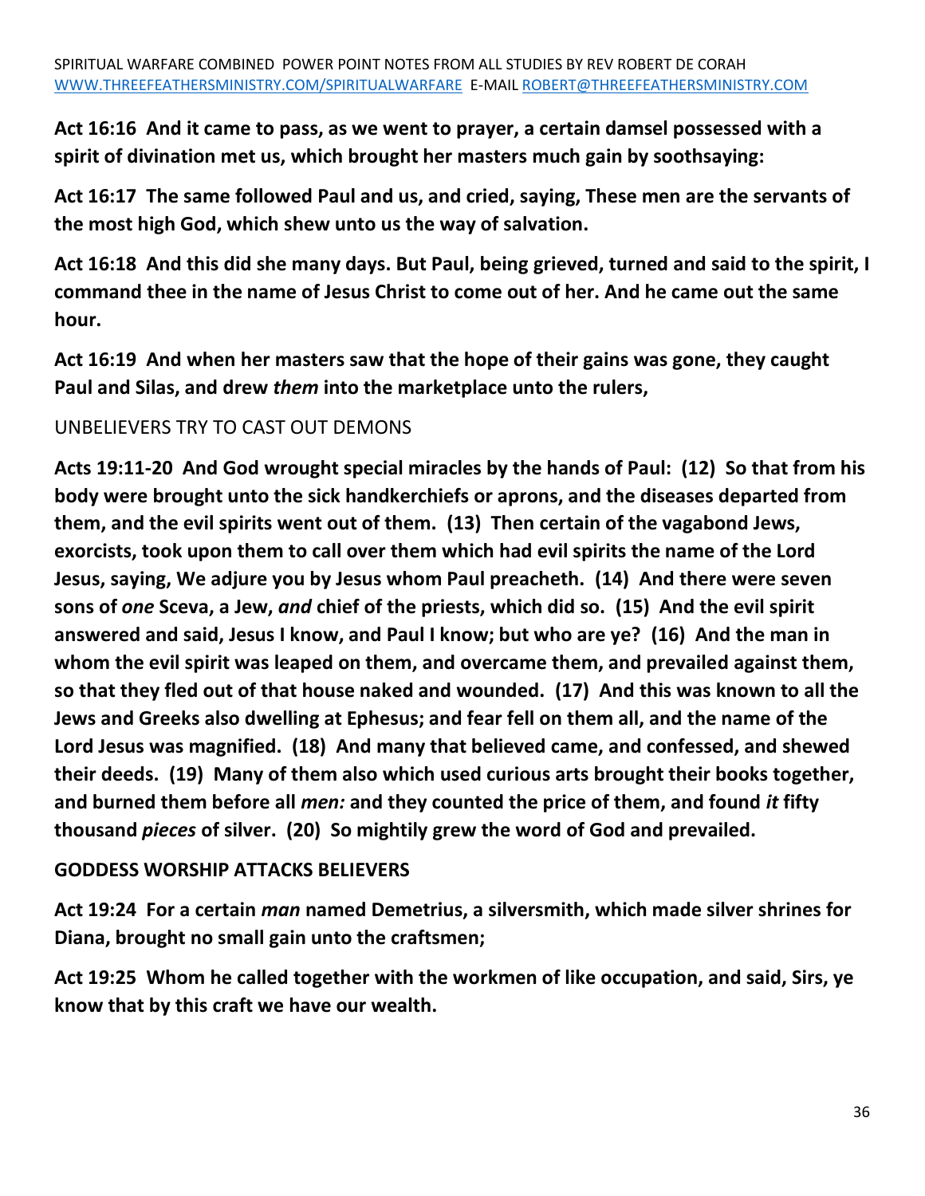**Act 16:16 And it came to pass, as we went to prayer, a certain damsel possessed with a spirit of divination met us, which brought her masters much gain by soothsaying:**

**Act 16:17 The same followed Paul and us, and cried, saying, These men are the servants of the most high God, which shew unto us the way of salvation.**

**Act 16:18 And this did she many days. But Paul, being grieved, turned and said to the spirit, I command thee in the name of Jesus Christ to come out of her. And he came out the same hour.**

**Act 16:19 And when her masters saw that the hope of their gains was gone, they caught Paul and Silas, and drew *them* into the marketplace unto the rulers,**

UNBELIEVERS TRY TO CAST OUT DEMONS

**Acts 19:11-20 And God wrought special miracles by the hands of Paul: (12) So that from his body were brought unto the sick handkerchiefs or aprons, and the diseases departed from them, and the evil spirits went out of them. (13) Then certain of the vagabond Jews, exorcists, took upon them to call over them which had evil spirits the name of the Lord Jesus, saying, We adjure you by Jesus whom Paul preacheth. (14) And there were seven sons of *one* Sceva, a Jew, *and* chief of the priests, which did so. (15) And the evil spirit answered and said, Jesus I know, and Paul I know; but who are ye? (16) And the man in whom the evil spirit was leaped on them, and overcame them, and prevailed against them, so that they fled out of that house naked and wounded. (17) And this was known to all the Jews and Greeks also dwelling at Ephesus; and fear fell on them all, and the name of the Lord Jesus was magnified. (18) And many that believed came, and confessed, and shewed their deeds. (19) Many of them also which used curious arts brought their books together, and burned them before all *men:* and they counted the price of them, and found *it* fifty thousand *pieces* of silver. (20) So mightily grew the word of God and prevailed.**

**GODDESS WORSHIP ATTACKS BELIEVERS**

**Act 19:24 For a certain *man* named Demetrius, a silversmith, which made silver shrines for Diana, brought no small gain unto the craftsmen;**

**Act 19:25 Whom he called together with the workmen of like occupation, and said, Sirs, ye know that by this craft we have our wealth.**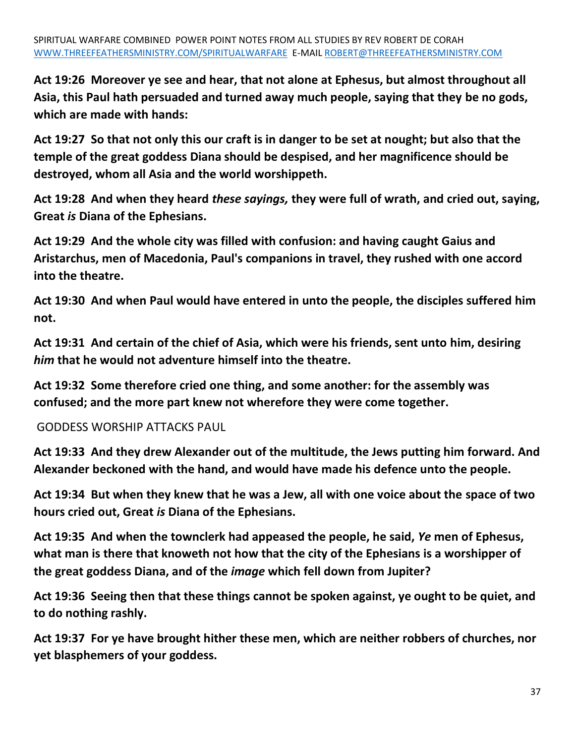**Act 19:26  Moreover ye see and hear, that not alone at Ephesus, but almost throughout all Asia, this Paul hath persuaded and turned away much people, saying that they be no gods, which are made with hands:**

**Act 19:27  So that not only this our craft is in danger to be set at nought; but also that the temple of the great goddess Diana should be despised, and her magnificence should be destroyed, whom all Asia and the world worshippeth.**

**Act 19:28  And when they heard *these sayings,* they were full of wrath, and cried out, saying, Great *is* Diana of the Ephesians.**

**Act 19:29  And the whole city was filled with confusion: and having caught Gaius and Aristarchus, men of Macedonia, Paul's companions in travel, they rushed with one accord into the theatre.**

**Act 19:30  And when Paul would have entered in unto the people, the disciples suffered him not.**

**Act 19:31  And certain of the chief of Asia, which were his friends, sent unto him, desiring *him* that he would not adventure himself into the theatre.**

**Act 19:32  Some therefore cried one thing, and some another: for the assembly was confused; and the more part knew not wherefore they were come together.**

GODDESS WORSHIP ATTACKS PAUL

**Act 19:33  And they drew Alexander out of the multitude, the Jews putting him forward. And Alexander beckoned with the hand, and would have made his defence unto the people.**

**Act 19:34  But when they knew that he was a Jew, all with one voice about the space of two hours cried out, Great *is* Diana of the Ephesians.**

**Act 19:35  And when the townclerk had appeased the people, he said, *Ye* men of Ephesus, what man is there that knoweth not how that the city of the Ephesians is a worshipper of the great goddess Diana, and of the *image* which fell down from Jupiter?**

**Act 19:36  Seeing then that these things cannot be spoken against, ye ought to be quiet, and to do nothing rashly.**

**Act 19:37  For ye have brought hither these men, which are neither robbers of churches, nor yet blasphemers of your goddess.**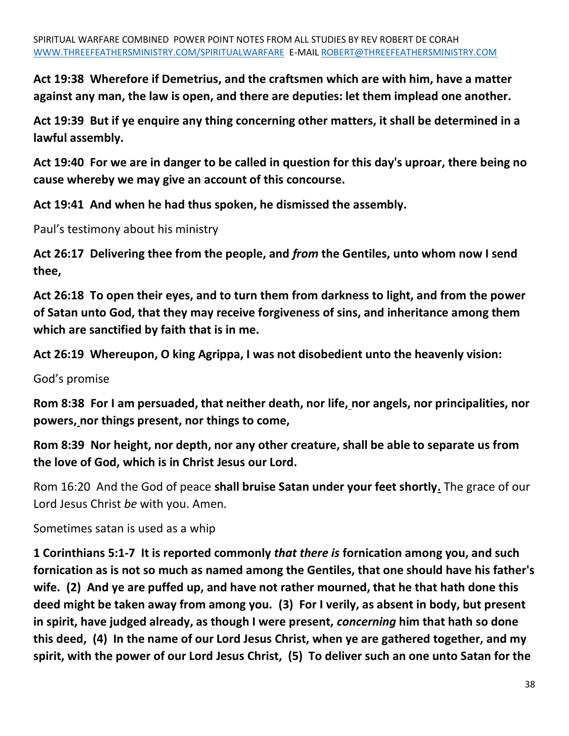**Act 19:38 Wherefore if Demetrius, and the craftsmen which are with him, have a matter against any man, the law is open, and there are deputies: let them implead one another.**

**Act 19:39 But if ye enquire any thing concerning other matters, it shall be determined in a lawful assembly.**

**Act 19:40 For we are in danger to be called in question for this day's uproar, there being no cause whereby we may give an account of this concourse.**

**Act 19:41 And when he had thus spoken, he dismissed the assembly.**

Paul's testimony about his ministry

**Act 26:17 Delivering thee from the people, and *from* the Gentiles, unto whom now I send thee,**

**Act 26:18 To open their eyes, and to turn them from darkness to light, and from the power of Satan unto God, that they may receive forgiveness of sins, and inheritance among them which are sanctified by faith that is in me.**

**Act 26:19 Whereupon, O king Agrippa, I was not disobedient unto the heavenly vision:**

God's promise

**Rom 8:38 For I am persuaded, that neither death, nor life, nor angels, nor principalities, nor powers, nor things present, nor things to come,**

**Rom 8:39 Nor height, nor depth, nor any other creature, shall be able to separate us from the love of God, which is in Christ Jesus our Lord.**

Rom 16:20 And the God of peace **shall bruise Satan under your feet shortly.** The grace of our Lord Jesus Christ *be* with you. Amen.

Sometimes satan is used as a whip

**1 Corinthians 5:1-7 It is reported commonly *that there is* fornication among you, and such fornication as is not so much as named among the Gentiles, that one should have his father's wife. (2) And ye are puffed up, and have not rather mourned, that he that hath done this deed might be taken away from among you. (3) For I verily, as absent in body, but present in spirit, have judged already, as though I were present, *concerning* him that hath so done this deed, (4) In the name of our Lord Jesus Christ, when ye are gathered together, and my spirit, with the power of our Lord Jesus Christ, (5) To deliver such an one unto Satan for the**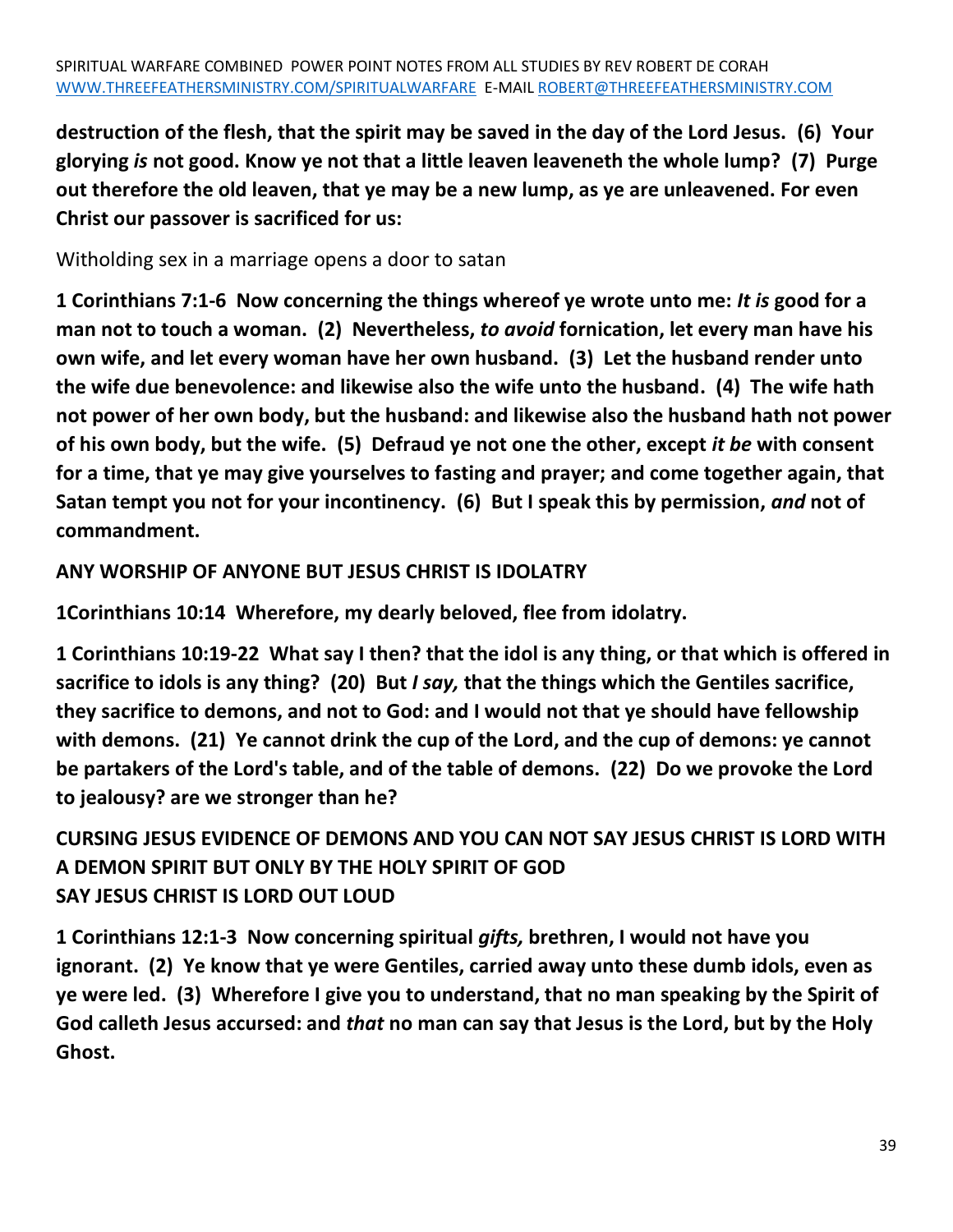**destruction of the flesh, that the spirit may be saved in the day of the Lord Jesus. (6) Your glorying *is* not good. Know ye not that a little leaven leaveneth the whole lump? (7) Purge out therefore the old leaven, that ye may be a new lump, as ye are unleavened. For even Christ our passover is sacrificed for us:**

Witholding sex in a marriage opens a door to satan

**1 Corinthians 7:1-6 Now concerning the things whereof ye wrote unto me: *It is* good for a man not to touch a woman. (2) Nevertheless, *to avoid* fornication, let every man have his own wife, and let every woman have her own husband. (3) Let the husband render unto the wife due benevolence: and likewise also the wife unto the husband. (4) The wife hath not power of her own body, but the husband: and likewise also the husband hath not power of his own body, but the wife. (5) Defraud ye not one the other, except *it be* with consent for a time, that ye may give yourselves to fasting and prayer; and come together again, that Satan tempt you not for your incontinency. (6) But I speak this by permission, *and* not of commandment.**

**ANY WORSHIP OF ANYONE BUT JESUS CHRIST IS IDOLATRY**

**1Corinthians 10:14 Wherefore, my dearly beloved, flee from idolatry.**

**1 Corinthians 10:19-22 What say I then? that the idol is any thing, or that which is offered in sacrifice to idols is any thing? (20) But *I say,* that the things which the Gentiles sacrifice, they sacrifice to demons, and not to God: and I would not that ye should have fellowship with demons. (21) Ye cannot drink the cup of the Lord, and the cup of demons: ye cannot be partakers of the Lord's table, and of the table of demons. (22) Do we provoke the Lord to jealousy? are we stronger than he?**

**CURSING JESUS EVIDENCE OF DEMONS AND YOU CAN NOT SAY JESUS CHRIST IS LORD WITH A DEMON SPIRIT BUT ONLY BY THE HOLY SPIRIT OF GOD**
**SAY JESUS CHRIST IS LORD OUT LOUD**

**1 Corinthians 12:1-3 Now concerning spiritual *gifts,* brethren, I would not have you ignorant. (2) Ye know that ye were Gentiles, carried away unto these dumb idols, even as ye were led. (3) Wherefore I give you to understand, that no man speaking by the Spirit of God calleth Jesus accursed: and *that* no man can say that Jesus is the Lord, but by the Holy Ghost.**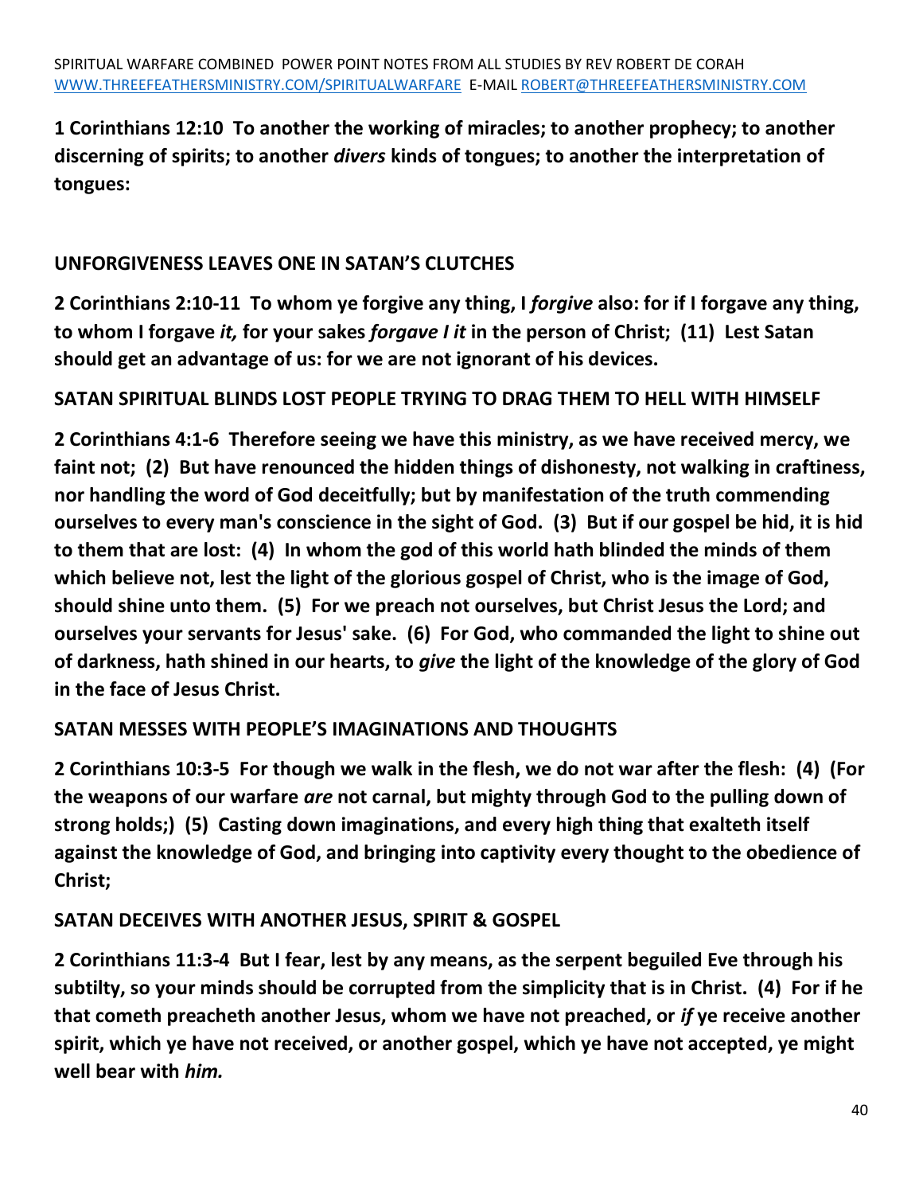**1 Corinthians 12:10 To another the working of miracles; to another prophecy; to another discerning of spirits; to another *divers* kinds of tongues; to another the interpretation of tongues:**

**UNFORGIVENESS LEAVES ONE IN SATAN'S CLUTCHES**

**2 Corinthians 2:10-11 To whom ye forgive any thing, I *forgive* also: for if I forgave any thing, to whom I forgave *it,* for your sakes *forgave I it* in the person of Christ; (11) Lest Satan should get an advantage of us: for we are not ignorant of his devices.**

**SATAN SPIRITUAL BLINDS LOST PEOPLE TRYING TO DRAG THEM TO HELL WITH HIMSELF**

**2 Corinthians 4:1-6 Therefore seeing we have this ministry, as we have received mercy, we faint not; (2) But have renounced the hidden things of dishonesty, not walking in craftiness, nor handling the word of God deceitfully; but by manifestation of the truth commending ourselves to every man's conscience in the sight of God. (3) But if our gospel be hid, it is hid to them that are lost: (4) In whom the god of this world hath blinded the minds of them which believe not, lest the light of the glorious gospel of Christ, who is the image of God, should shine unto them. (5) For we preach not ourselves, but Christ Jesus the Lord; and ourselves your servants for Jesus' sake. (6) For God, who commanded the light to shine out of darkness, hath shined in our hearts, to *give* the light of the knowledge of the glory of God in the face of Jesus Christ.**

**SATAN MESSES WITH PEOPLE'S IMAGINATIONS AND THOUGHTS**

**2 Corinthians 10:3-5 For though we walk in the flesh, we do not war after the flesh: (4) (For the weapons of our warfare *are* not carnal, but mighty through God to the pulling down of strong holds;) (5) Casting down imaginations, and every high thing that exalteth itself against the knowledge of God, and bringing into captivity every thought to the obedience of Christ;**

**SATAN DECEIVES WITH ANOTHER JESUS, SPIRIT & GOSPEL**

**2 Corinthians 11:3-4 But I fear, lest by any means, as the serpent beguiled Eve through his subtilty, so your minds should be corrupted from the simplicity that is in Christ. (4) For if he that cometh preacheth another Jesus, whom we have not preached, or *if* ye receive another spirit, which ye have not received, or another gospel, which ye have not accepted, ye might well bear with *him.***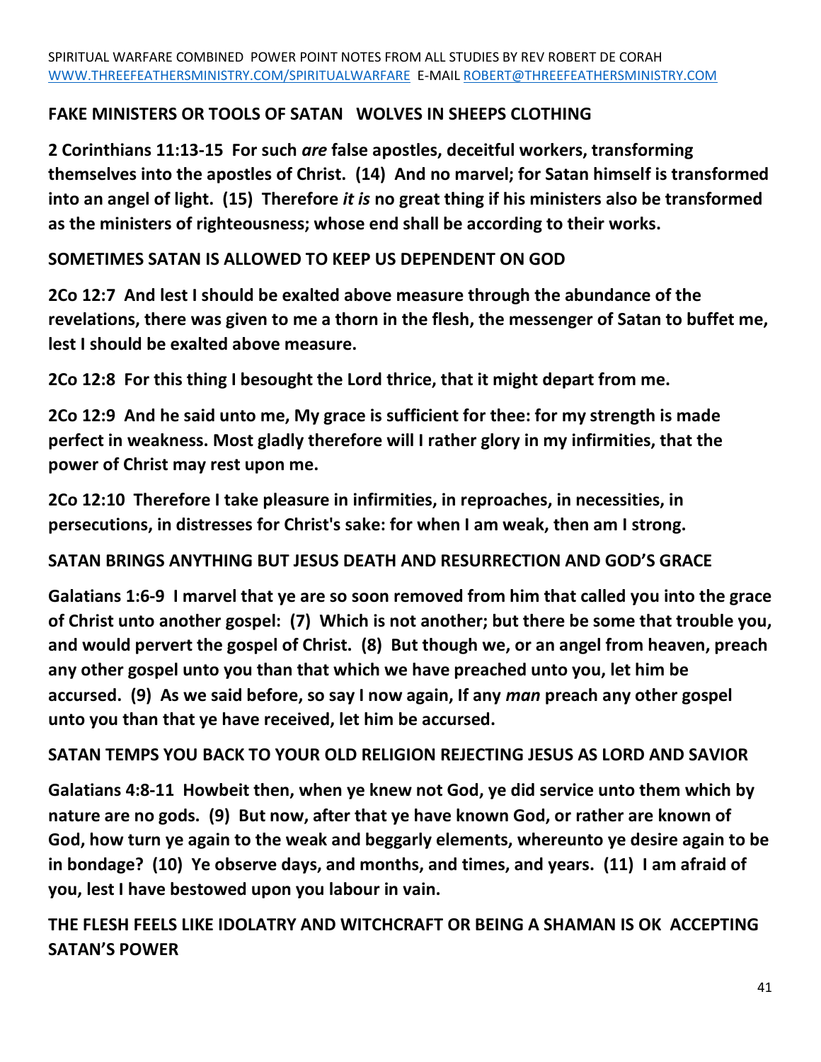## FAKE MINISTERS OR TOOLS OF SATAN WOLVES IN SHEEPS CLOTHING

**2 Corinthians 11:13-15 For such *are* false apostles, deceitful workers, transforming themselves into the apostles of Christ. (14) And no marvel; for Satan himself is transformed into an angel of light. (15) Therefore *it is* no great thing if his ministers also be transformed as the ministers of righteousness; whose end shall be according to their works.**

## SOMETIMES SATAN IS ALLOWED TO KEEP US DEPENDENT ON GOD

**2Co 12:7 And lest I should be exalted above measure through the abundance of the revelations, there was given to me a thorn in the flesh, the messenger of Satan to buffet me, lest I should be exalted above measure.**

**2Co 12:8 For this thing I besought the Lord thrice, that it might depart from me.**

**2Co 12:9 And he said unto me, My grace is sufficient for thee: for my strength is made perfect in weakness. Most gladly therefore will I rather glory in my infirmities, that the power of Christ may rest upon me.**

**2Co 12:10 Therefore I take pleasure in infirmities, in reproaches, in necessities, in persecutions, in distresses for Christ's sake: for when I am weak, then am I strong.**

## SATAN BRINGS ANYTHING BUT JESUS DEATH AND RESURRECTION AND GOD'S GRACE

**Galatians 1:6-9 I marvel that ye are so soon removed from him that called you into the grace of Christ unto another gospel: (7) Which is not another; but there be some that trouble you, and would pervert the gospel of Christ. (8) But though we, or an angel from heaven, preach any other gospel unto you than that which we have preached unto you, let him be accursed. (9) As we said before, so say I now again, If any *man* preach any other gospel unto you than that ye have received, let him be accursed.**

## SATAN TEMPS YOU BACK TO YOUR OLD RELIGION REJECTING JESUS AS LORD AND SAVIOR

**Galatians 4:8-11 Howbeit then, when ye knew not God, ye did service unto them which by nature are no gods. (9) But now, after that ye have known God, or rather are known of God, how turn ye again to the weak and beggarly elements, whereunto ye desire again to be in bondage? (10) Ye observe days, and months, and times, and years. (11) I am afraid of you, lest I have bestowed upon you labour in vain.**

## THE FLESH FEELS LIKE IDOLATRY AND WITCHCRAFT OR BEING A SHAMAN IS OK ACCEPTING SATAN'S POWER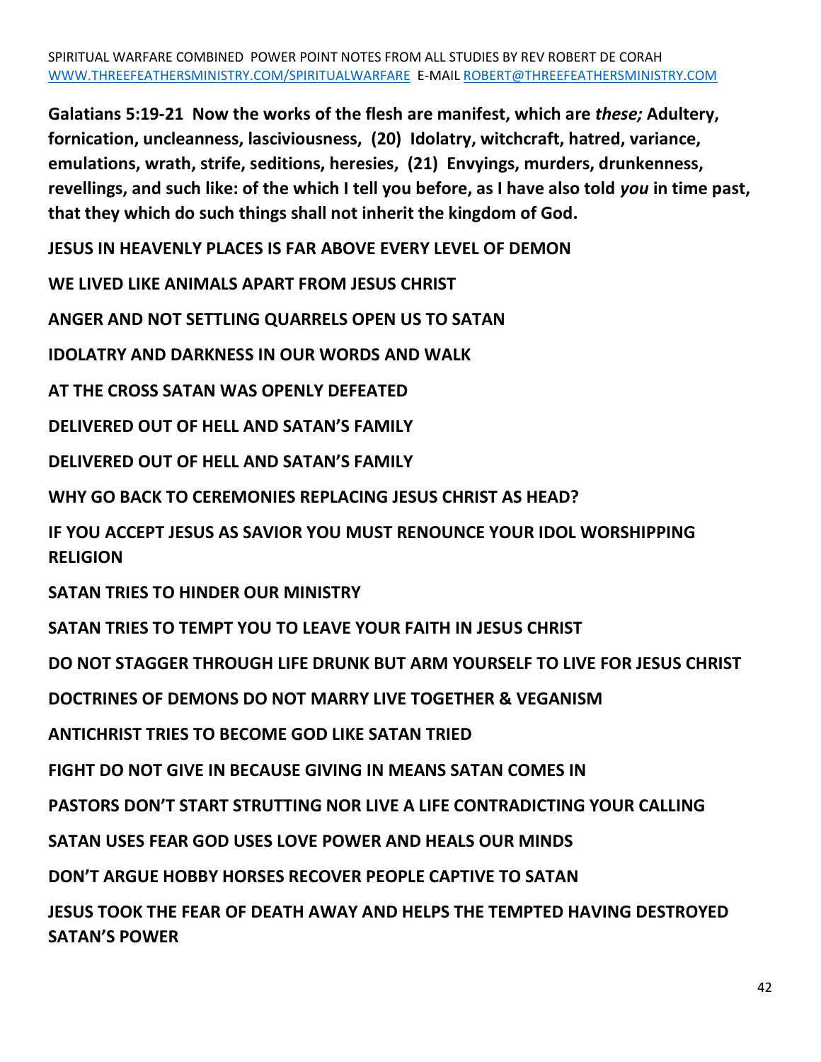**Galatians 5:19-21 Now the works of the flesh are manifest, which are *these;* Adultery, fornication, uncleanness, lasciviousness, (20) Idolatry, witchcraft, hatred, variance, emulations, wrath, strife, seditions, heresies, (21) Envyings, murders, drunkenness, revellings, and such like: of the which I tell you before, as I have also told *you* in time past, that they which do such things shall not inherit the kingdom of God.**

**JESUS IN HEAVENLY PLACES IS FAR ABOVE EVERY LEVEL OF DEMON**

**WE LIVED LIKE ANIMALS APART FROM JESUS CHRIST**

**ANGER AND NOT SETTLING QUARRELS OPEN US TO SATAN**

**IDOLATRY AND DARKNESS IN OUR WORDS AND WALK**

**AT THE CROSS SATAN WAS OPENLY DEFEATED**

**DELIVERED OUT OF HELL AND SATAN'S FAMILY**

**DELIVERED OUT OF HELL AND SATAN'S FAMILY**

**WHY GO BACK TO CEREMONIES REPLACING JESUS CHRIST AS HEAD?**

**IF YOU ACCEPT JESUS AS SAVIOR YOU MUST RENOUNCE YOUR IDOL WORSHIPPING RELIGION**

**SATAN TRIES TO HINDER OUR MINISTRY**

**SATAN TRIES TO TEMPT YOU TO LEAVE YOUR FAITH IN JESUS CHRIST**

**DO NOT STAGGER THROUGH LIFE DRUNK BUT ARM YOURSELF TO LIVE FOR JESUS CHRIST**

**DOCTRINES OF DEMONS DO NOT MARRY LIVE TOGETHER & VEGANISM**

**ANTICHRIST TRIES TO BECOME GOD LIKE SATAN TRIED**

**FIGHT DO NOT GIVE IN BECAUSE GIVING IN MEANS SATAN COMES IN**

**PASTORS DON'T START STRUTTING NOR LIVE A LIFE CONTRADICTING YOUR CALLING**

**SATAN USES FEAR GOD USES LOVE POWER AND HEALS OUR MINDS**

**DON'T ARGUE HOBBY HORSES RECOVER PEOPLE CAPTIVE TO SATAN**

**JESUS TOOK THE FEAR OF DEATH AWAY AND HELPS THE TEMPTED HAVING DESTROYED SATAN'S POWER**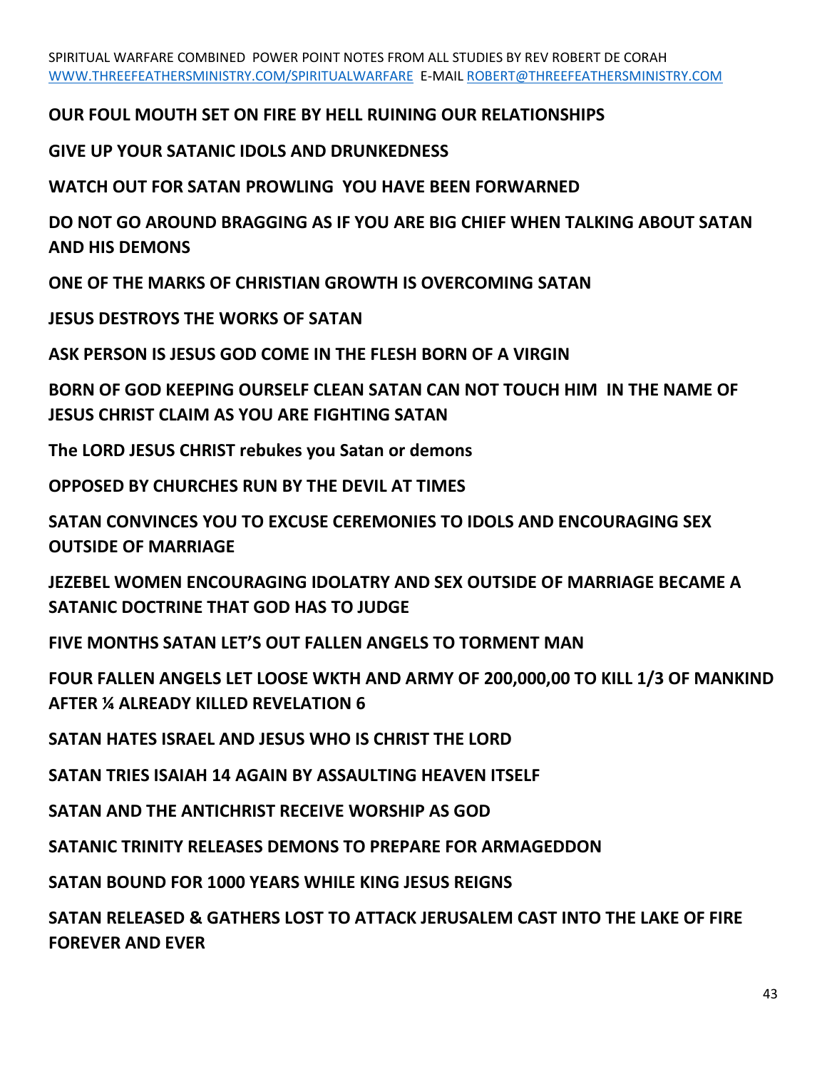**OUR FOUL MOUTH SET ON FIRE BY HELL RUINING OUR RELATIONSHIPS**

**GIVE UP YOUR SATANIC IDOLS AND DRUNKEDNESS**

**WATCH OUT FOR SATAN PROWLING YOU HAVE BEEN FORWARNED**

**DO NOT GO AROUND BRAGGING AS IF YOU ARE BIG CHIEF WHEN TALKING ABOUT SATAN AND HIS DEMONS**

**ONE OF THE MARKS OF CHRISTIAN GROWTH IS OVERCOMING SATAN**

**JESUS DESTROYS THE WORKS OF SATAN**

**ASK PERSON IS JESUS GOD COME IN THE FLESH BORN OF A VIRGIN**

**BORN OF GOD KEEPING OURSELF CLEAN SATAN CAN NOT TOUCH HIM IN THE NAME OF JESUS CHRIST CLAIM AS YOU ARE FIGHTING SATAN**

**The LORD JESUS CHRIST rebukes you Satan or demons**

**OPPOSED BY CHURCHES RUN BY THE DEVIL AT TIMES**

**SATAN CONVINCES YOU TO EXCUSE CEREMONIES TO IDOLS AND ENCOURAGING SEX OUTSIDE OF MARRIAGE**

**JEZEBEL WOMEN ENCOURAGING IDOLATRY AND SEX OUTSIDE OF MARRIAGE BECAME A SATANIC DOCTRINE THAT GOD HAS TO JUDGE**

**FIVE MONTHS SATAN LET'S OUT FALLEN ANGELS TO TORMENT MAN**

**FOUR FALLEN ANGELS LET LOOSE WKTH AND ARMY OF 200,000,00 TO KILL 1/3 OF MANKIND AFTER ¼ ALREADY KILLED REVELATION 6**

**SATAN HATES ISRAEL AND JESUS WHO IS CHRIST THE LORD**

**SATAN TRIES ISAIAH 14 AGAIN BY ASSAULTING HEAVEN ITSELF**

**SATAN AND THE ANTICHRIST RECEIVE WORSHIP AS GOD**

**SATANIC TRINITY RELEASES DEMONS TO PREPARE FOR ARMAGEDDON**

**SATAN BOUND FOR 1000 YEARS WHILE KING JESUS REIGNS**

**SATAN RELEASED & GATHERS LOST TO ATTACK JERUSALEM CAST INTO THE LAKE OF FIRE FOREVER AND EVER**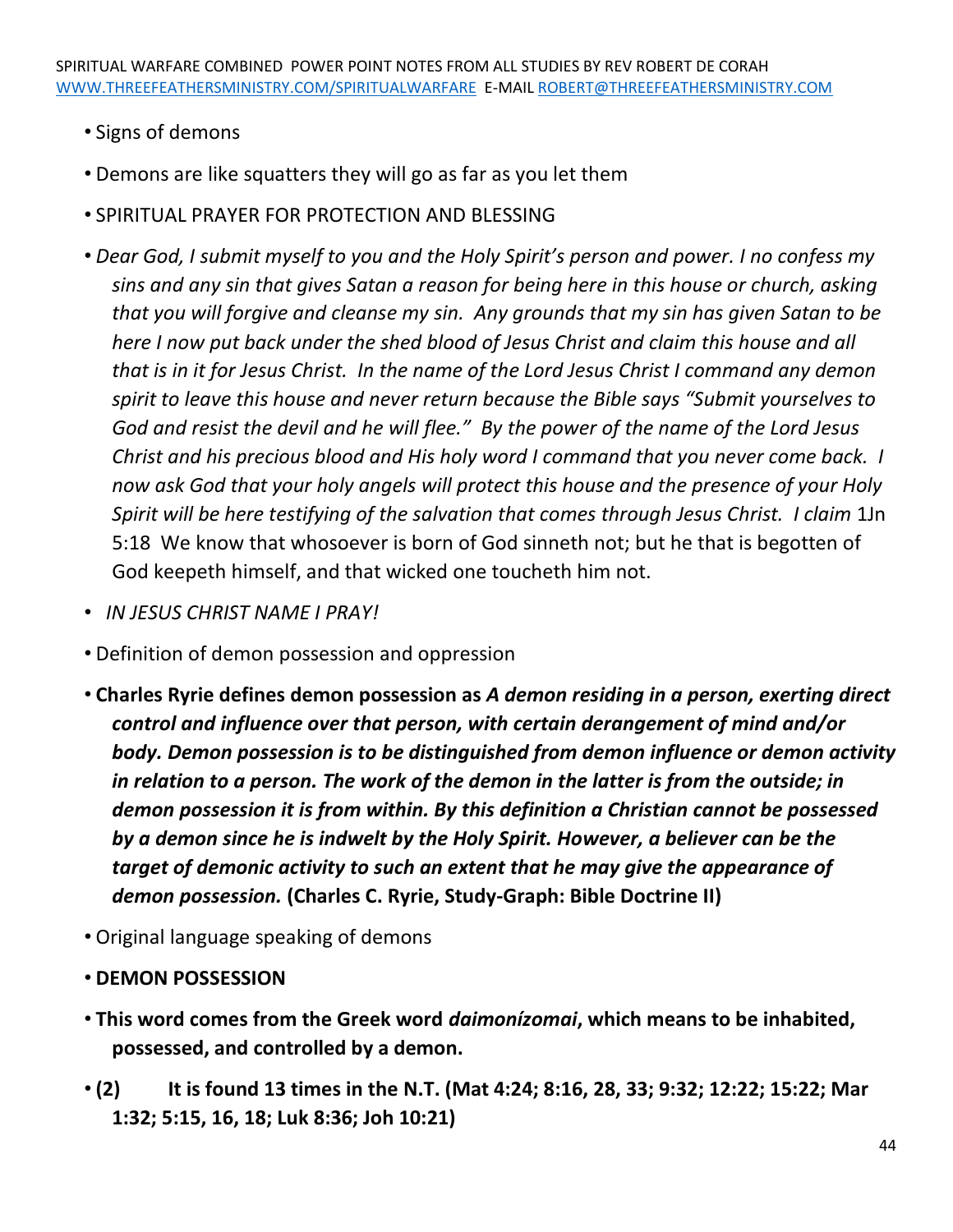- Signs of demons
- Demons are like squatters they will go as far as you let them
- SPIRITUAL PRAYER FOR PROTECTION AND BLESSING
- *Dear God, I submit myself to you and the Holy Spirit's person and power. I no confess my sins and any sin that gives Satan a reason for being here in this house or church, asking that you will forgive and cleanse my sin. Any grounds that my sin has given Satan to be here I now put back under the shed blood of Jesus Christ and claim this house and all that is in it for Jesus Christ. In the name of the Lord Jesus Christ I command any demon spirit to leave this house and never return because the Bible says "Submit yourselves to God and resist the devil and he will flee." By the power of the name of the Lord Jesus Christ and his precious blood and His holy word I command that you never come back. I now ask God that your holy angels will protect this house and the presence of your Holy Spirit will be here testifying of the salvation that comes through Jesus Christ. I claim* 1Jn 5:18 We know that whosoever is born of God sinneth not; but he that is begotten of God keepeth himself, and that wicked one toucheth him not.
- *IN JESUS CHRIST NAME I PRAY!*
- Definition of demon possession and oppression
- **Charles Ryrie defines demon possession as *A demon residing in a person, exerting direct control and influence over that person, with certain derangement of mind and/or body. Demon possession is to be distinguished from demon influence or demon activity in relation to a person. The work of the demon in the latter is from the outside; in demon possession it is from within. By this definition a Christian cannot be possessed by a demon since he is indwelt by the Holy Spirit. However, a believer can be the target of demonic activity to such an extent that he may give the appearance of demon possession.* (Charles C. Ryrie, Study-Graph: Bible Doctrine II)**
- Original language speaking of demons
- **DEMON POSSESSION**
- **This word comes from the Greek word *daimonízomai*, which means to be inhabited, possessed, and controlled by a demon.**
- **(2) It is found 13 times in the N.T. (Mat 4:24; 8:16, 28, 33; 9:32; 12:22; 15:22; Mar 1:32; 5:15, 16, 18; Luk 8:36; Joh 10:21)**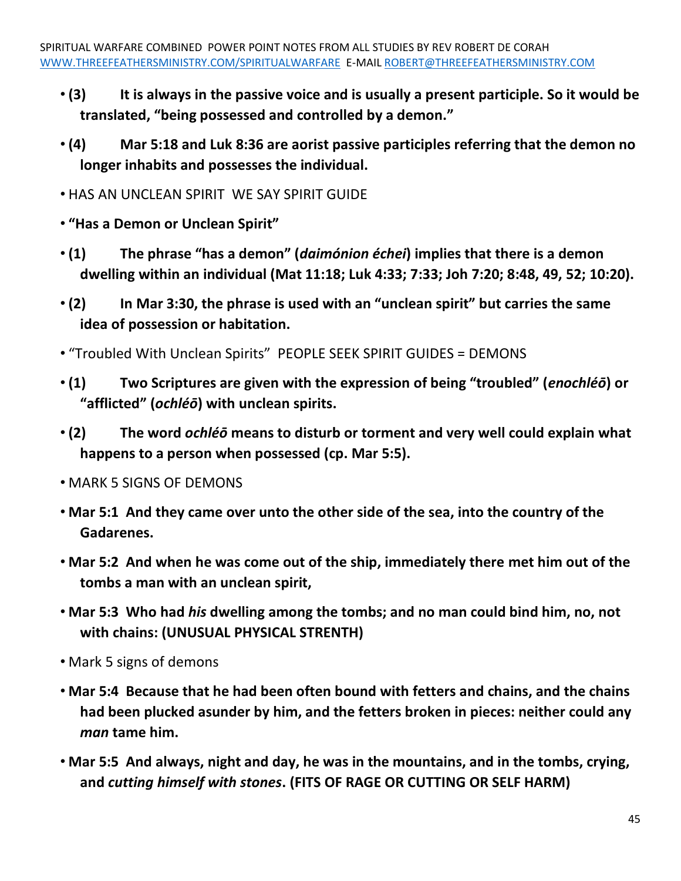- **(3) It is always in the passive voice and is usually a present participle. So it would be translated, "being possessed and controlled by a demon."**
- **(4) Mar 5:18 and Luk 8:36 are aorist passive participles referring that the demon no longer inhabits and possesses the individual.**
- HAS AN UNCLEAN SPIRIT WE SAY SPIRIT GUIDE
- **"Has a Demon or Unclean Spirit"**
- **(1) The phrase "has a demon" (*daimónion échei*) implies that there is a demon dwelling within an individual (Mat 11:18; Luk 4:33; 7:33; Joh 7:20; 8:48, 49, 52; 10:20).**
- **(2) In Mar 3:30, the phrase is used with an "unclean spirit" but carries the same idea of possession or habitation.**
- "Troubled With Unclean Spirits" PEOPLE SEEK SPIRIT GUIDES = DEMONS
- **(1) Two Scriptures are given with the expression of being "troubled" (*enochléō*) or "afflicted" (*ochléō*) with unclean spirits.**
- **(2) The word *ochléō* means to disturb or torment and very well could explain what happens to a person when possessed (cp. Mar 5:5).**
- MARK 5 SIGNS OF DEMONS
- **Mar 5:1 And they came over unto the other side of the sea, into the country of the Gadarenes.**
- **Mar 5:2 And when he was come out of the ship, immediately there met him out of the tombs a man with an unclean spirit,**
- **Mar 5:3 Who had *his* dwelling among the tombs; and no man could bind him, no, not with chains: (UNUSUAL PHYSICAL STRENTH)**
- Mark 5 signs of demons
- **Mar 5:4 Because that he had been often bound with fetters and chains, and the chains had been plucked asunder by him, and the fetters broken in pieces: neither could any *man* tame him.**
- **Mar 5:5 And always, night and day, he was in the mountains, and in the tombs, crying, and *cutting himself with stones*. (FITS OF RAGE OR CUTTING OR SELF HARM)**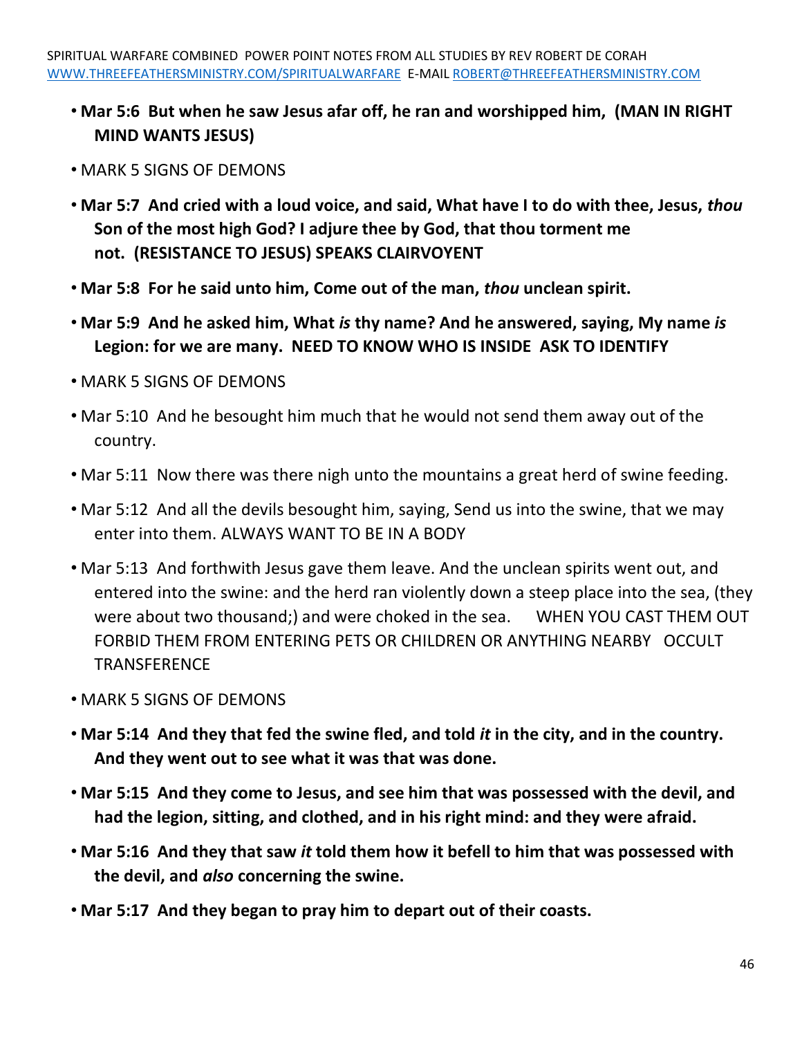- **Mar 5:6 But when he saw Jesus afar off, he ran and worshipped him, (MAN IN RIGHT MIND WANTS JESUS)**
- MARK 5 SIGNS OF DEMONS
- **Mar 5:7 And cried with a loud voice, and said, What have I to do with thee, Jesus, *thou* Son of the most high God? I adjure thee by God, that thou torment me not. (RESISTANCE TO JESUS) SPEAKS CLAIRVOYENT**
- **Mar 5:8 For he said unto him, Come out of the man, *thou* unclean spirit.**
- **Mar 5:9 And he asked him, What *is* thy name? And he answered, saying, My name *is* Legion: for we are many. NEED TO KNOW WHO IS INSIDE ASK TO IDENTIFY**
- MARK 5 SIGNS OF DEMONS
- Mar 5:10 And he besought him much that he would not send them away out of the country.
- Mar 5:11 Now there was there nigh unto the mountains a great herd of swine feeding.
- Mar 5:12 And all the devils besought him, saying, Send us into the swine, that we may enter into them. ALWAYS WANT TO BE IN A BODY
- Mar 5:13 And forthwith Jesus gave them leave. And the unclean spirits went out, and entered into the swine: and the herd ran violently down a steep place into the sea, (they were about two thousand;) and were choked in the sea. WHEN YOU CAST THEM OUT FORBID THEM FROM ENTERING PETS OR CHILDREN OR ANYTHING NEARBY OCCULT TRANSFERENCE
- MARK 5 SIGNS OF DEMONS
- **Mar 5:14 And they that fed the swine fled, and told *it* in the city, and in the country. And they went out to see what it was that was done.**
- **Mar 5:15 And they come to Jesus, and see him that was possessed with the devil, and had the legion, sitting, and clothed, and in his right mind: and they were afraid.**
- **Mar 5:16 And they that saw *it* told them how it befell to him that was possessed with the devil, and *also* concerning the swine.**
- **Mar 5:17 And they began to pray him to depart out of their coasts.**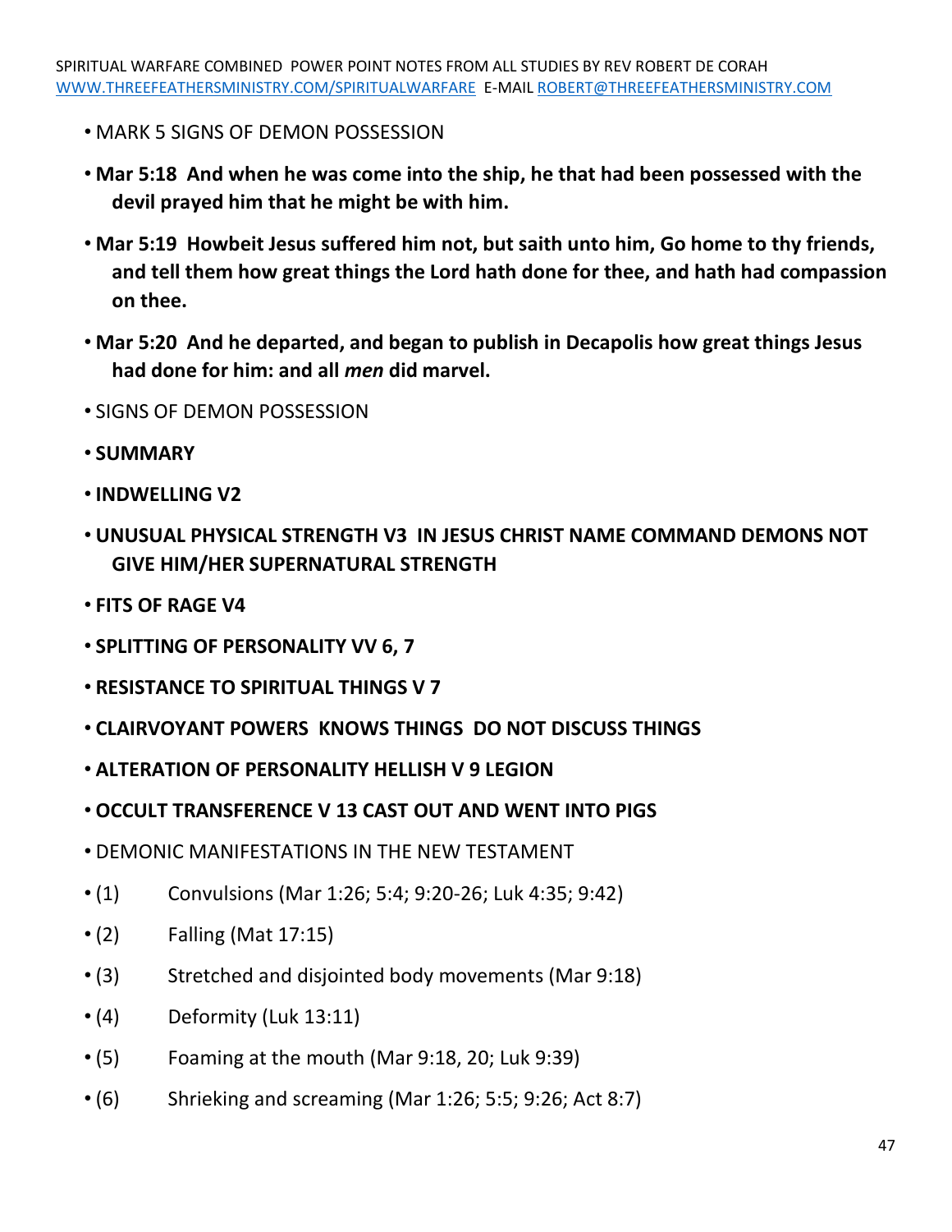- MARK 5 SIGNS OF DEMON POSSESSION
- **Mar 5:18 And when he was come into the ship, he that had been possessed with the devil prayed him that he might be with him.**
- **Mar 5:19 Howbeit Jesus suffered him not, but saith unto him, Go home to thy friends, and tell them how great things the Lord hath done for thee, and hath had compassion on thee.**
- **Mar 5:20 And he departed, and began to publish in Decapolis how great things Jesus had done for him: and all *men* did marvel.**
- SIGNS OF DEMON POSSESSION
- **SUMMARY**
- **INDWELLING V2**
- **UNUSUAL PHYSICAL STRENGTH V3 IN JESUS CHRIST NAME COMMAND DEMONS NOT GIVE HIM/HER SUPERNATURAL STRENGTH**
- **FITS OF RAGE V4**
- **SPLITTING OF PERSONALITY VV 6, 7**
- **RESISTANCE TO SPIRITUAL THINGS V 7**
- **CLAIRVOYANT POWERS KNOWS THINGS DO NOT DISCUSS THINGS**
- **ALTERATION OF PERSONALITY HELLISH V 9 LEGION**
- **OCCULT TRANSFERENCE V 13 CAST OUT AND WENT INTO PIGS**
- DEMONIC MANIFESTATIONS IN THE NEW TESTAMENT
- (1) Convulsions (Mar 1:26; 5:4; 9:20-26; Luk 4:35; 9:42)
- (2) Falling (Mat 17:15)
- (3) Stretched and disjointed body movements (Mar 9:18)
- (4) Deformity (Luk 13:11)
- (5) Foaming at the mouth (Mar 9:18, 20; Luk 9:39)
- (6) Shrieking and screaming (Mar 1:26; 5:5; 9:26; Act 8:7)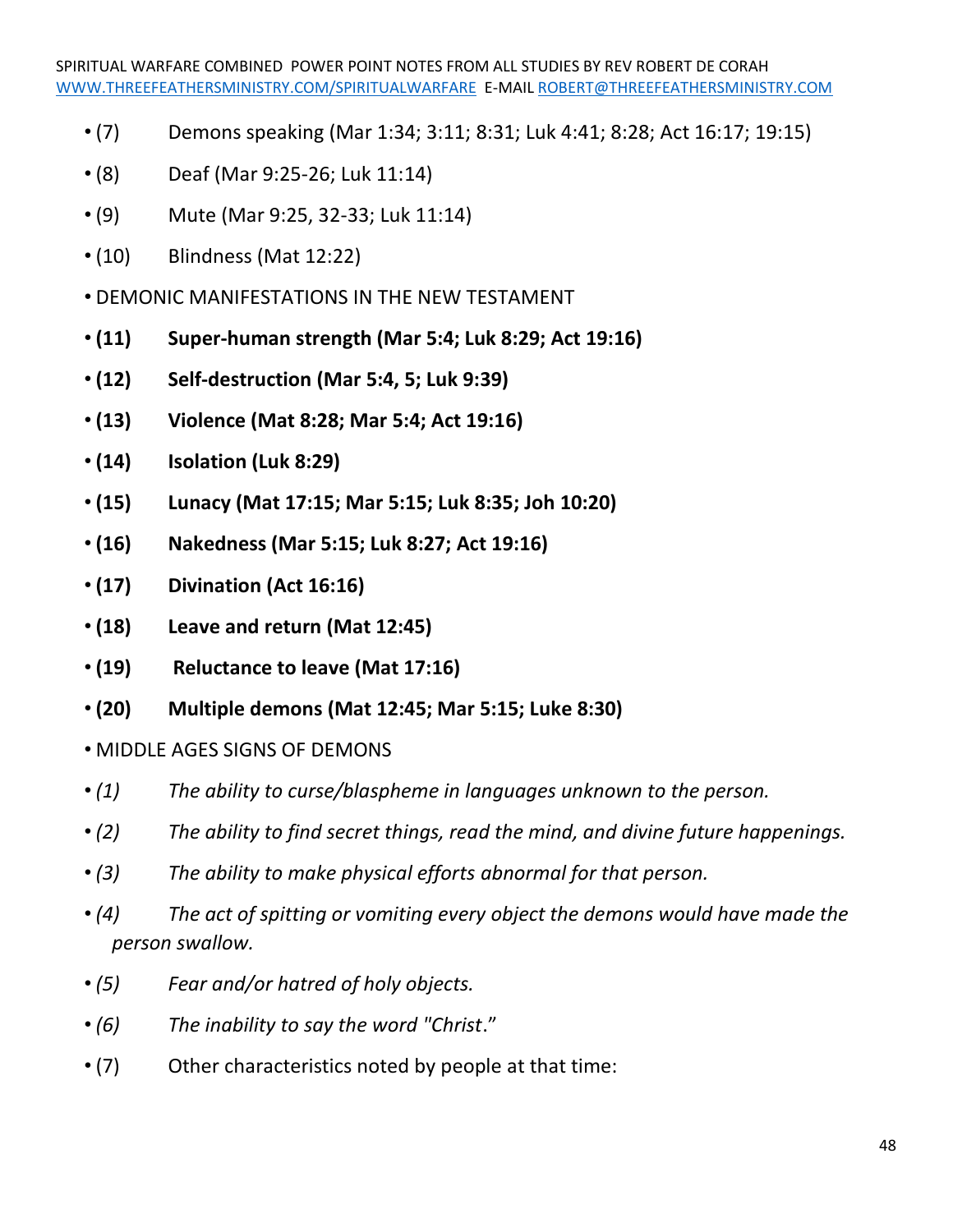- (7) Demons speaking (Mar 1:34; 3:11; 8:31; Luk 4:41; 8:28; Act 16:17; 19:15)
- (8) Deaf (Mar 9:25-26; Luk 11:14)
- (9) Mute (Mar 9:25, 32-33; Luk 11:14)
- (10) Blindness (Mat 12:22)
- DEMONIC MANIFESTATIONS IN THE NEW TESTAMENT
- **(11) Super-human strength (Mar 5:4; Luk 8:29; Act 19:16)**
- **(12) Self-destruction (Mar 5:4, 5; Luk 9:39)**
- **(13) Violence (Mat 8:28; Mar 5:4; Act 19:16)**
- **(14) Isolation (Luk 8:29)**
- **(15) Lunacy (Mat 17:15; Mar 5:15; Luk 8:35; Joh 10:20)**
- **(16) Nakedness (Mar 5:15; Luk 8:27; Act 19:16)**
- **(17) Divination (Act 16:16)**
- **(18) Leave and return (Mat 12:45)**
- **(19) Reluctance to leave (Mat 17:16)**
- **(20) Multiple demons (Mat 12:45; Mar 5:15; Luke 8:30)**
- MIDDLE AGES SIGNS OF DEMONS
- *(1) The ability to curse/blaspheme in languages unknown to the person.*
- *(2) The ability to find secret things, read the mind, and divine future happenings.*
- *(3) The ability to make physical efforts abnormal for that person.*
- *(4) The act of spitting or vomiting every object the demons would have made the person swallow.*
- *(5) Fear and/or hatred of holy objects.*
- *(6) The inability to say the word "Christ."*
- (7) Other characteristics noted by people at that time: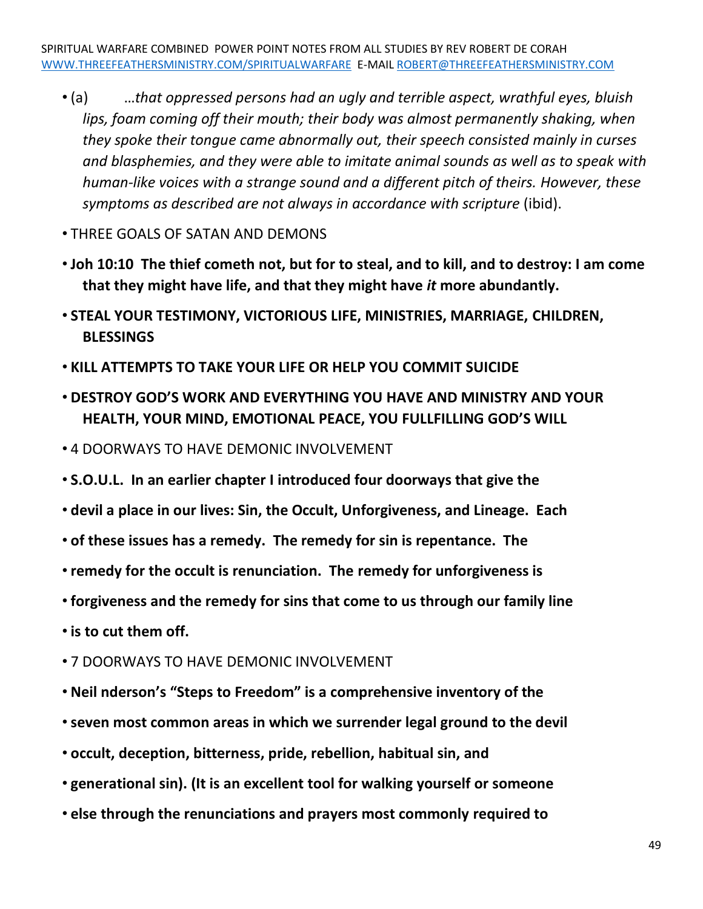- (a) …*that oppressed persons had an ugly and terrible aspect, wrathful eyes, bluish lips, foam coming off their mouth; their body was almost permanently shaking, when they spoke their tongue came abnormally out, their speech consisted mainly in curses and blasphemies, and they were able to imitate animal sounds as well as to speak with human-like voices with a strange sound and a different pitch of theirs. However, these symptoms as described are not always in accordance with scripture* (ibid).
- THREE GOALS OF SATAN AND DEMONS
- **Joh 10:10 The thief cometh not, but for to steal, and to kill, and to destroy: I am come that they might have life, and that they might have *it* more abundantly.**
- **STEAL YOUR TESTIMONY, VICTORIOUS LIFE, MINISTRIES, MARRIAGE, CHILDREN, BLESSINGS**
- **KILL ATTEMPTS TO TAKE YOUR LIFE OR HELP YOU COMMIT SUICIDE**
- **DESTROY GOD'S WORK AND EVERYTHING YOU HAVE AND MINISTRY AND YOUR HEALTH, YOUR MIND, EMOTIONAL PEACE, YOU FULLFILLING GOD'S WILL**
- 4 DOORWAYS TO HAVE DEMONIC INVOLVEMENT
- **S.O.U.L. In an earlier chapter I introduced four doorways that give the**
- **devil a place in our lives: Sin, the Occult, Unforgiveness, and Lineage. Each**
- **of these issues has a remedy. The remedy for sin is repentance. The**
- **remedy for the occult is renunciation. The remedy for unforgiveness is**
- **forgiveness and the remedy for sins that come to us through our family line**
- **is to cut them off.**
- 7 DOORWAYS TO HAVE DEMONIC INVOLVEMENT
- **Neil nderson's "Steps to Freedom" is a comprehensive inventory of the**
- **seven most common areas in which we surrender legal ground to the devil**
- **occult, deception, bitterness, pride, rebellion, habitual sin, and**
- **generational sin). (It is an excellent tool for walking yourself or someone**
- **else through the renunciations and prayers most commonly required to**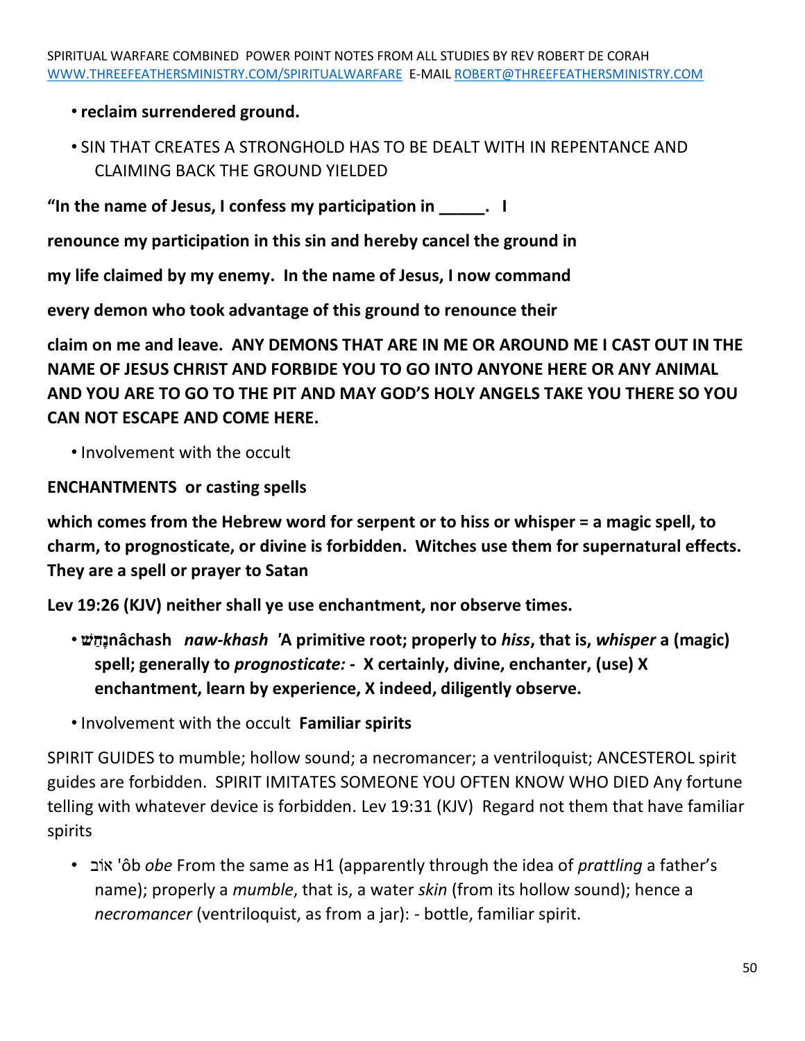- **reclaim surrendered ground.**
- SIN THAT CREATES A STRONGHOLD HAS TO BE DEALT WITH IN REPENTANCE AND CLAIMING BACK THE GROUND YIELDED

**"In the name of Jesus, I confess my participation in _____. I**

**renounce my participation in this sin and hereby cancel the ground in**

**my life claimed by my enemy. In the name of Jesus, I now command**

**every demon who took advantage of this ground to renounce their**

**claim on me and leave. ANY DEMONS THAT ARE IN ME OR AROUND ME I CAST OUT IN THE NAME OF JESUS CHRIST AND FORBIDE YOU TO GO INTO ANYONE HERE OR ANY ANIMAL AND YOU ARE TO GO TO THE PIT AND MAY GOD'S HOLY ANGELS TAKE YOU THERE SO YOU CAN NOT ESCAPE AND COME HERE.**

- Involvement with the occult

**ENCHANTMENTS or casting spells**

**which comes from the Hebrew word for serpent or to hiss or whisper = a magic spell, to charm, to prognosticate, or divine is forbidden. Witches use them for supernatural effects. They are a spell or prayer to Satan**

**Lev 19:26 (KJV) neither shall ye use enchantment, nor observe times.**

- **נָחַשׁ nâchash** ***naw-khash*** **'A primitive root; properly to *hiss*, that is, *whisper* a (magic) spell; generally to *prognosticate:* - X certainly, divine, enchanter, (use) X enchantment, learn by experience, X indeed, diligently observe.**
- Involvement with the occult **Familiar spirits**

SPIRIT GUIDES to mumble; hollow sound; a necromancer; a ventriloquist; ANCESTEROL spirit guides are forbidden. SPIRIT IMITATES SOMEONE YOU OFTEN KNOW WHO DIED Any fortune telling with whatever device is forbidden. Lev 19:31 (KJV) Regard not them that have familiar spirits

- אוֹב 'ôb *obe* From the same as H1 (apparently through the idea of *prattling* a father's name); properly a *mumble*, that is, a water *skin* (from its hollow sound); hence a *necromancer* (ventriloquist, as from a jar): - bottle, familiar spirit.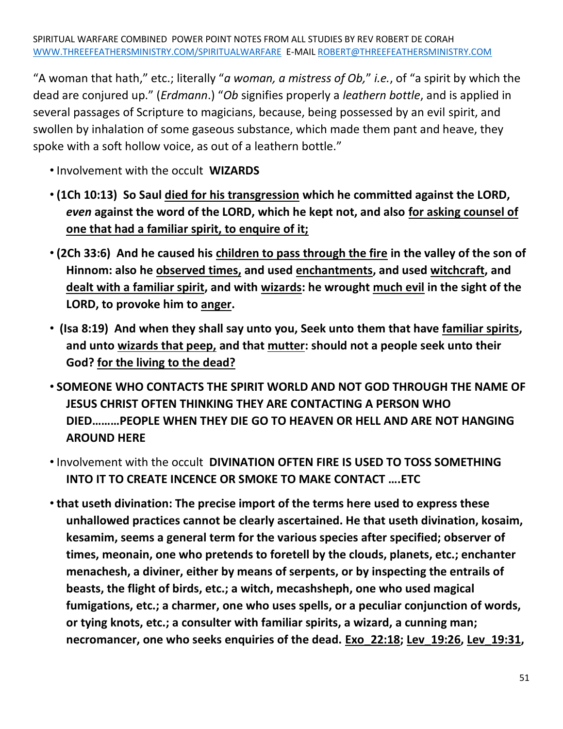"A woman that hath," etc.; literally "*a woman, a mistress of Ob,*" *i.e.*, of "a spirit by which the dead are conjured up." (*Erdmann*.) "*Ob* signifies properly a *leathern bottle*, and is applied in several passages of Scripture to magicians, because, being possessed by an evil spirit, and swollen by inhalation of some gaseous substance, which made them pant and heave, they spoke with a soft hollow voice, as out of a leathern bottle."

- Involvement with the occult **WIZARDS**
- **(1Ch 10:13) So Saul died for his transgression which he committed against the LORD, *even* against the word of the LORD, which he kept not, and also for asking counsel of one that had a familiar spirit, to enquire of it;**
- **(2Ch 33:6) And he caused his children to pass through the fire in the valley of the son of Hinnom: also he observed times, and used enchantments, and used witchcraft, and dealt with a familiar spirit, and with wizards: he wrought much evil in the sight of the LORD, to provoke him to anger.**
- **(Isa 8:19) And when they shall say unto you, Seek unto them that have familiar spirits, and unto wizards that peep, and that mutter: should not a people seek unto their God? for the living to the dead?**
- **SOMEONE WHO CONTACTS THE SPIRIT WORLD AND NOT GOD THROUGH THE NAME OF JESUS CHRIST OFTEN THINKING THEY ARE CONTACTING A PERSON WHO DIED………PEOPLE WHEN THEY DIE GO TO HEAVEN OR HELL AND ARE NOT HANGING AROUND HERE**
- Involvement with the occult **DIVINATION OFTEN FIRE IS USED TO TOSS SOMETHING INTO IT TO CREATE INCENCE OR SMOKE TO MAKE CONTACT ….ETC**
- **that useth divination: The precise import of the terms here used to express these unhallowed practices cannot be clearly ascertained. He that useth divination, kosaim, kesamim, seems a general term for the various species after specified; observer of times, meonain, one who pretends to foretell by the clouds, planets, etc.; enchanter menachesh, a diviner, either by means of serpents, or by inspecting the entrails of beasts, the flight of birds, etc.; a witch, mecashsheph, one who used magical fumigations, etc.; a charmer, one who uses spells, or a peculiar conjunction of words, or tying knots, etc.; a consulter with familiar spirits, a wizard, a cunning man; necromancer, one who seeks enquiries of the dead. Exo_22:18; Lev_19:26, Lev_19:31,**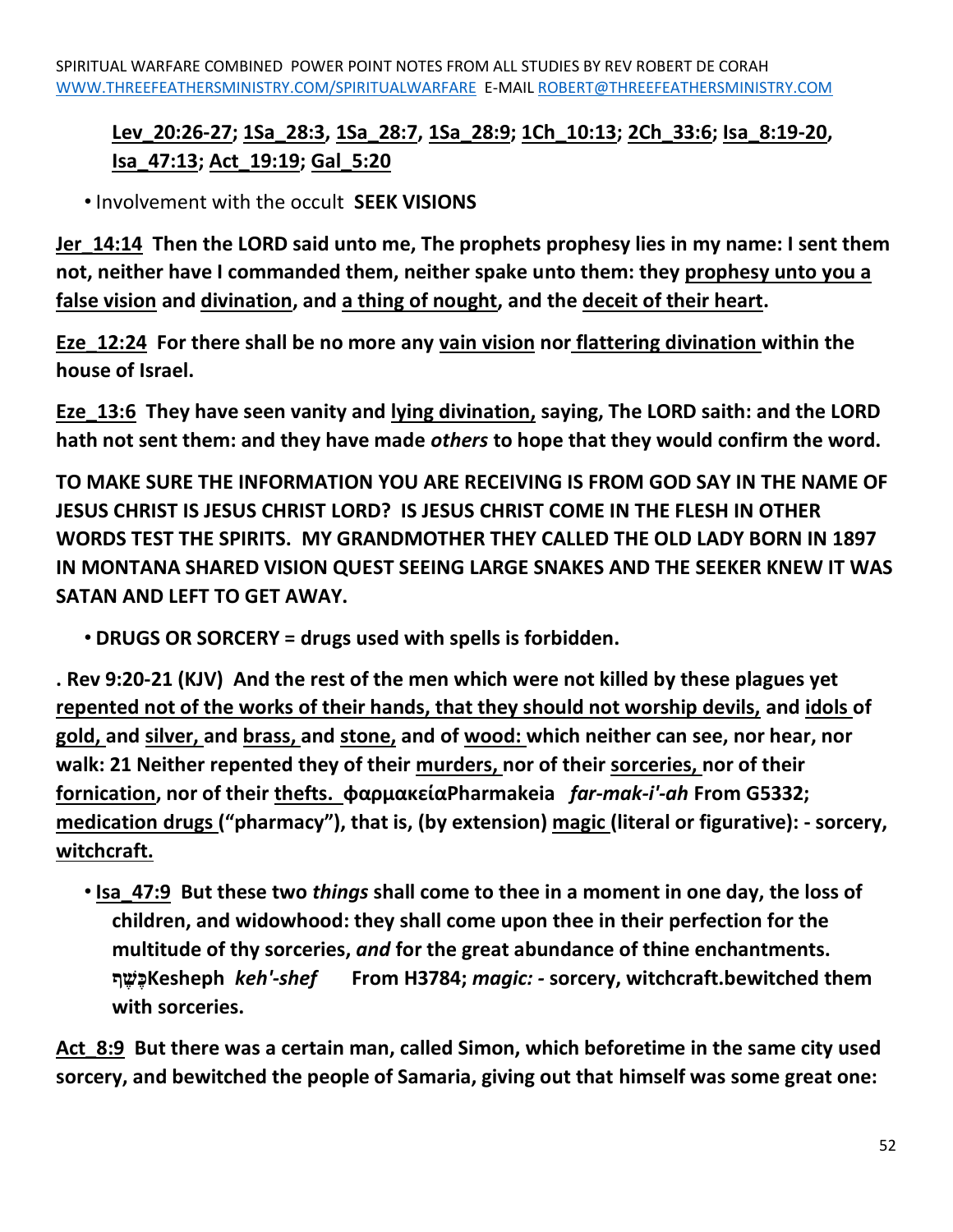**<u>Lev_20:26-27</u>; <u>1Sa_28:3</u>, <u>1Sa_28:7</u>, <u>1Sa_28:9</u>; <u>1Ch_10:13</u>; <u>2Ch_33:6</u>; <u>Isa_8:19-20</u>, <u>Isa_47:13</u>; <u>Act_19:19</u>; <u>Gal_5:20</u>**

- Involvement with the occult **SEEK VISIONS**

**<u>Jer_14:14</u> Then the LORD said unto me, The prophets prophesy lies in my name: I sent them not, neither have I commanded them, neither spake unto them: they <u>prophesy unto you a false vision</u> and <u>divination</u>, and <u>a thing of nought</u>, and the <u>deceit of their heart</u>.**

**<u>Eze_12:24</u> For there shall be no more any <u>vain vision</u> nor <u>flattering divination</u> within the house of Israel.**

**<u>Eze_13:6</u> They have seen vanity and <u>lying divination,</u> saying, The LORD saith: and the LORD hath not sent them: and they have made *others* to hope that they would confirm the word.**

**TO MAKE SURE THE INFORMATION YOU ARE RECEIVING IS FROM GOD SAY IN THE NAME OF JESUS CHRIST IS JESUS CHRIST LORD? IS JESUS CHRIST COME IN THE FLESH IN OTHER WORDS TEST THE SPIRITS. MY GRANDMOTHER THEY CALLED THE OLD LADY BORN IN 1897 IN MONTANA SHARED VISION QUEST SEEING LARGE SNAKES AND THE SEEKER KNEW IT WAS SATAN AND LEFT TO GET AWAY.**

- **DRUGS OR SORCERY = drugs used with spells is forbidden.**

**. Rev 9:20-21 (KJV) And the rest of the men which were not killed by these plagues yet <u>repented not of the works of their hands, that they should not worship devils,</u> and <u>idols</u> of <u>gold,</u> and <u>silver,</u> and <u>brass,</u> and <u>stone,</u> and of <u>wood:</u> which neither can see, nor hear, nor walk: 21 Neither repented they of their <u>murders,</u> nor of their <u>sorceries,</u> nor of their <u>fornication</u>, nor of their <u>thefts.</u> φαρμακεία Pharmakeia *far-mak-i'-ah* From G5332; <u>medication drugs</u> ("pharmacy"), that is, (by extension) <u>magic</u> (literal or figurative): - sorcery, <u>witchcraft.</u>**

- **<u>Isa_47:9</u> But these two *things* shall come to thee in a moment in one day, the loss of children, and widowhood: they shall come upon thee in their perfection for the multitude of thy sorceries, *and* for the great abundance of thine enchantments. כֶּשֶׁף Kesheph *keh'-shef* From H3784; *magic:* - sorcery, witchcraft.bewitched them with sorceries.**

**<u>Act_8:9</u> But there was a certain man, called Simon, which beforetime in the same city used sorcery, and bewitched the people of Samaria, giving out that himself was some great one:**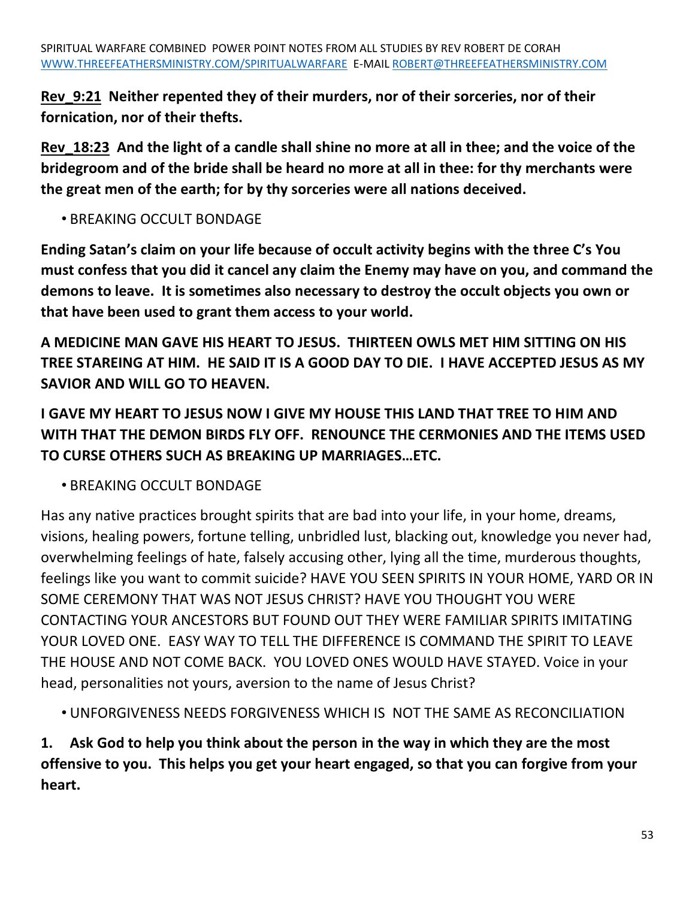**Rev_9:21 Neither repented they of their murders, nor of their sorceries, nor of their fornication, nor of their thefts.**

**Rev_18:23 And the light of a candle shall shine no more at all in thee; and the voice of the bridegroom and of the bride shall be heard no more at all in thee: for thy merchants were the great men of the earth; for by thy sorceries were all nations deceived.**

- BREAKING OCCULT BONDAGE

**Ending Satan's claim on your life because of occult activity begins with the three C's You must confess that you did it cancel any claim the Enemy may have on you, and command the demons to leave. It is sometimes also necessary to destroy the occult objects you own or that have been used to grant them access to your world.**

**A MEDICINE MAN GAVE HIS HEART TO JESUS. THIRTEEN OWLS MET HIM SITTING ON HIS TREE STAREING AT HIM. HE SAID IT IS A GOOD DAY TO DIE. I HAVE ACCEPTED JESUS AS MY SAVIOR AND WILL GO TO HEAVEN.**

**I GAVE MY HEART TO JESUS NOW I GIVE MY HOUSE THIS LAND THAT TREE TO HIM AND WITH THAT THE DEMON BIRDS FLY OFF. RENOUNCE THE CERMONIES AND THE ITEMS USED TO CURSE OTHERS SUCH AS BREAKING UP MARRIAGES…ETC.**

- BREAKING OCCULT BONDAGE

Has any native practices brought spirits that are bad into your life, in your home, dreams, visions, healing powers, fortune telling, unbridled lust, blacking out, knowledge you never had, overwhelming feelings of hate, falsely accusing other, lying all the time, murderous thoughts, feelings like you want to commit suicide? HAVE YOU SEEN SPIRITS IN YOUR HOME, YARD OR IN SOME CEREMONY THAT WAS NOT JESUS CHRIST? HAVE YOU THOUGHT YOU WERE CONTACTING YOUR ANCESTORS BUT FOUND OUT THEY WERE FAMILIAR SPIRITS IMITATING YOUR LOVED ONE. EASY WAY TO TELL THE DIFFERENCE IS COMMAND THE SPIRIT TO LEAVE THE HOUSE AND NOT COME BACK. YOU LOVED ONES WOULD HAVE STAYED. Voice in your head, personalities not yours, aversion to the name of Jesus Christ?

- UNFORGIVENESS NEEDS FORGIVENESS WHICH IS NOT THE SAME AS RECONCILIATION

**1. Ask God to help you think about the person in the way in which they are the most offensive to you. This helps you get your heart engaged, so that you can forgive from your heart.**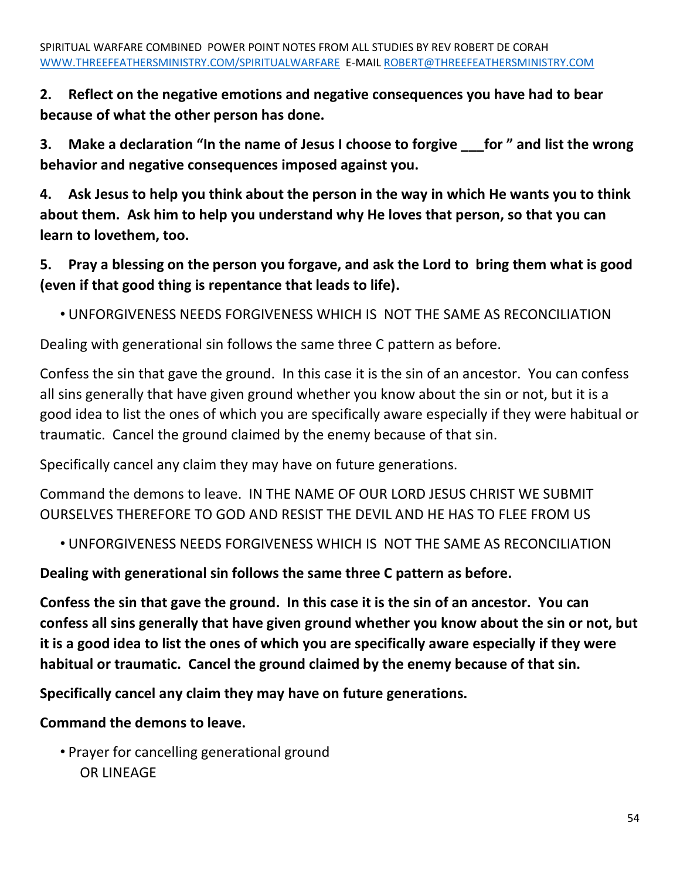**2. Reflect on the negative emotions and negative consequences you have had to bear because of what the other person has done.**

**3. Make a declaration "In the name of Jesus I choose to forgive ___for " and list the wrong behavior and negative consequences imposed against you.**

**4. Ask Jesus to help you think about the person in the way in which He wants you to think about them. Ask him to help you understand why He loves that person, so that you can learn to lovethem, too.**

**5. Pray a blessing on the person you forgave, and ask the Lord to bring them what is good (even if that good thing is repentance that leads to life).**

- UNFORGIVENESS NEEDS FORGIVENESS WHICH IS NOT THE SAME AS RECONCILIATION

Dealing with generational sin follows the same three C pattern as before.

Confess the sin that gave the ground. In this case it is the sin of an ancestor. You can confess all sins generally that have given ground whether you know about the sin or not, but it is a good idea to list the ones of which you are specifically aware especially if they were habitual or traumatic. Cancel the ground claimed by the enemy because of that sin.

Specifically cancel any claim they may have on future generations.

Command the demons to leave. IN THE NAME OF OUR LORD JESUS CHRIST WE SUBMIT OURSELVES THEREFORE TO GOD AND RESIST THE DEVIL AND HE HAS TO FLEE FROM US

- UNFORGIVENESS NEEDS FORGIVENESS WHICH IS NOT THE SAME AS RECONCILIATION

**Dealing with generational sin follows the same three C pattern as before.**

**Confess the sin that gave the ground. In this case it is the sin of an ancestor. You can confess all sins generally that have given ground whether you know about the sin or not, but it is a good idea to list the ones of which you are specifically aware especially if they were habitual or traumatic. Cancel the ground claimed by the enemy because of that sin.**

**Specifically cancel any claim they may have on future generations.**

**Command the demons to leave.**

- Prayer for cancelling generational ground OR LINEAGE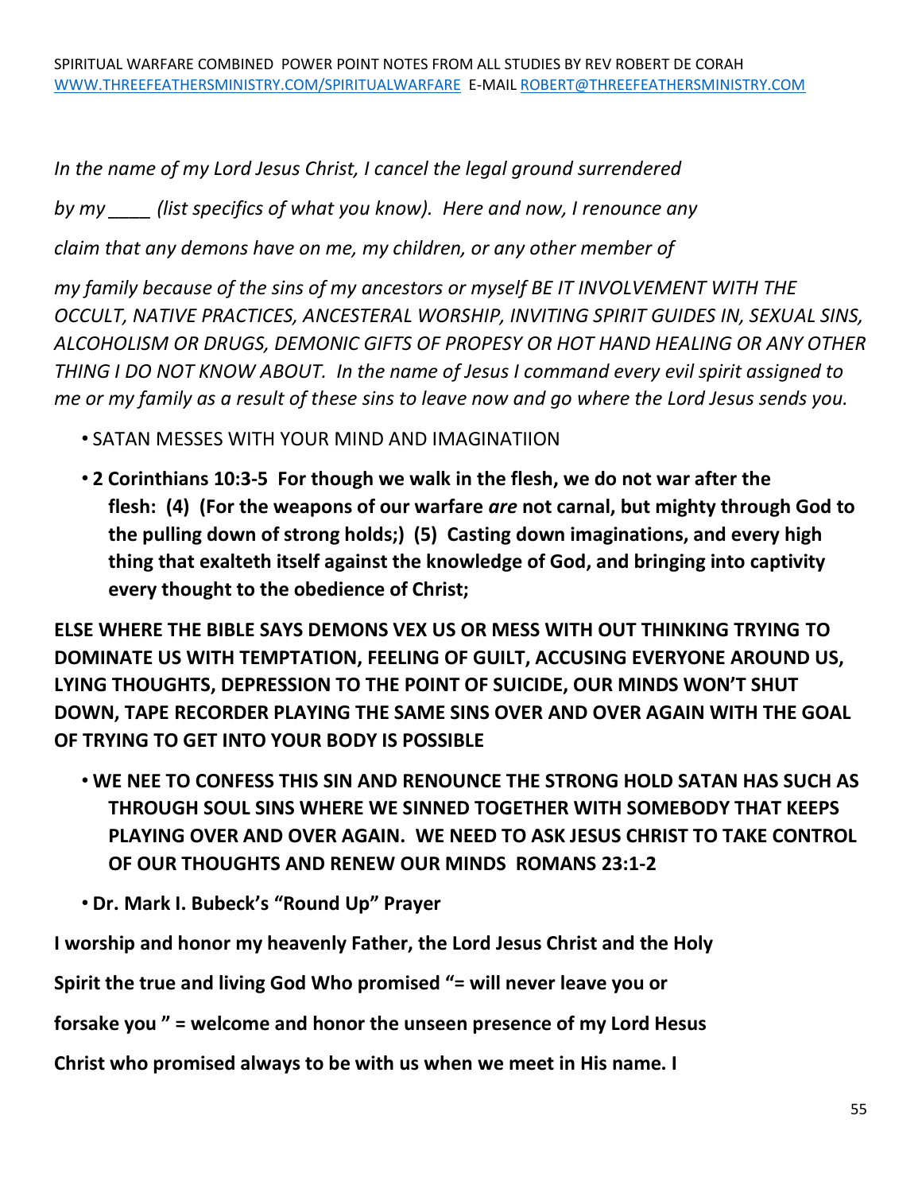*In the name of my Lord Jesus Christ, I cancel the legal ground surrendered*

*by my ____ (list specifics of what you know). Here and now, I renounce any*

*claim that any demons have on me, my children, or any other member of*

*my family because of the sins of my ancestors or myself BE IT INVOLVEMENT WITH THE OCCULT, NATIVE PRACTICES, ANCESTERAL WORSHIP, INVITING SPIRIT GUIDES IN, SEXUAL SINS, ALCOHOLISM OR DRUGS, DEMONIC GIFTS OF PROPESY OR HOT HAND HEALING OR ANY OTHER THING I DO NOT KNOW ABOUT. In the name of Jesus I command every evil spirit assigned to me or my family as a result of these sins to leave now and go where the Lord Jesus sends you.*

- SATAN MESSES WITH YOUR MIND AND IMAGINATIION
- **2 Corinthians 10:3-5 For though we walk in the flesh, we do not war after the flesh: (4) (For the weapons of our warfare *are* not carnal, but mighty through God to the pulling down of strong holds;) (5) Casting down imaginations, and every high thing that exalteth itself against the knowledge of God, and bringing into captivity every thought to the obedience of Christ;**

**ELSE WHERE THE BIBLE SAYS DEMONS VEX US OR MESS WITH OUT THINKING TRYING TO DOMINATE US WITH TEMPTATION, FEELING OF GUILT, ACCUSING EVERYONE AROUND US, LYING THOUGHTS, DEPRESSION TO THE POINT OF SUICIDE, OUR MINDS WON'T SHUT DOWN, TAPE RECORDER PLAYING THE SAME SINS OVER AND OVER AGAIN WITH THE GOAL OF TRYING TO GET INTO YOUR BODY IS POSSIBLE**

- **WE NEE TO CONFESS THIS SIN AND RENOUNCE THE STRONG HOLD SATAN HAS SUCH AS THROUGH SOUL SINS WHERE WE SINNED TOGETHER WITH SOMEBODY THAT KEEPS PLAYING OVER AND OVER AGAIN. WE NEED TO ASK JESUS CHRIST TO TAKE CONTROL OF OUR THOUGHTS AND RENEW OUR MINDS ROMANS 23:1-2**
- **Dr. Mark I. Bubeck's "Round Up" Prayer**

**I worship and honor my heavenly Father, the Lord Jesus Christ and the Holy**

**Spirit the true and living God Who promised "= will never leave you or**

**forsake you " = welcome and honor the unseen presence of my Lord Hesus**

**Christ who promised always to be with us when we meet in His name. I**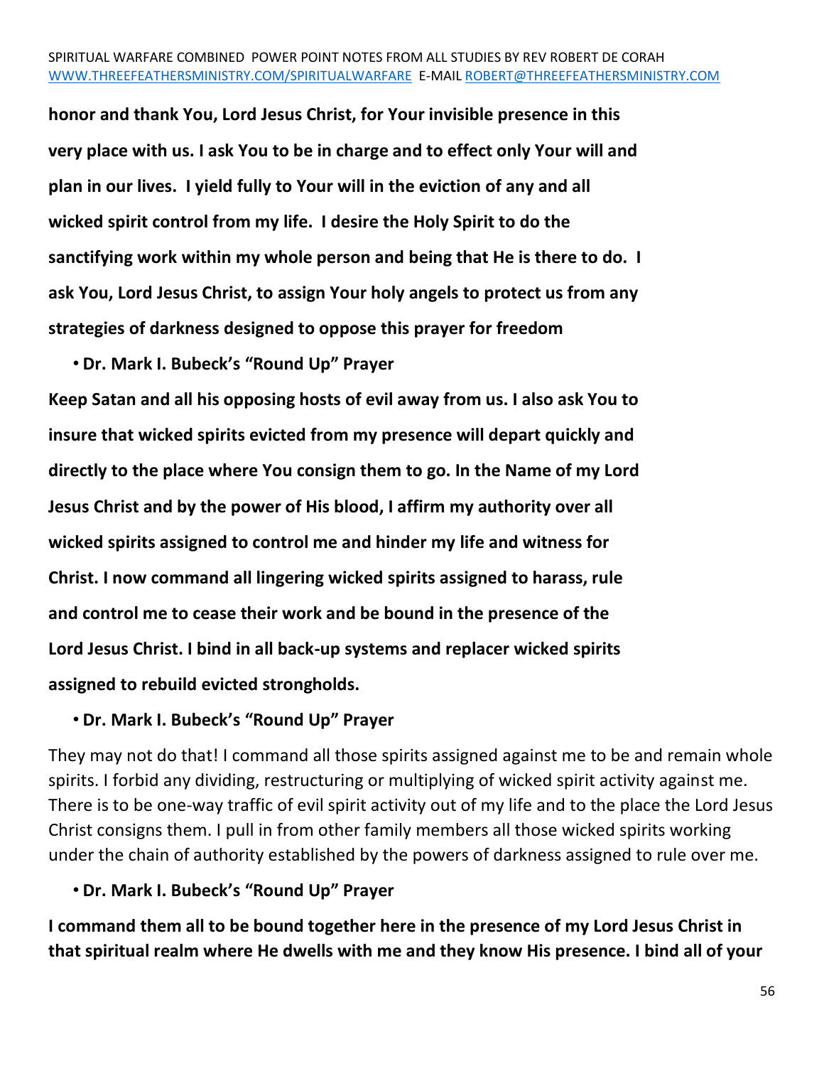**honor and thank You, Lord Jesus Christ, for Your invisible presence in this very place with us. I ask You to be in charge and to effect only Your will and plan in our lives. I yield fully to Your will in the eviction of any and all wicked spirit control from my life. I desire the Holy Spirit to do the sanctifying work within my whole person and being that He is there to do. I ask You, Lord Jesus Christ, to assign Your holy angels to protect us from any strategies of darkness designed to oppose this prayer for freedom**

- **Dr. Mark I. Bubeck's "Round Up" Prayer**

**Keep Satan and all his opposing hosts of evil away from us. I also ask You to insure that wicked spirits evicted from my presence will depart quickly and directly to the place where You consign them to go. In the Name of my Lord Jesus Christ and by the power of His blood, I affirm my authority over all wicked spirits assigned to control me and hinder my life and witness for Christ. I now command all lingering wicked spirits assigned to harass, rule and control me to cease their work and be bound in the presence of the Lord Jesus Christ. I bind in all back-up systems and replacer wicked spirits assigned to rebuild evicted strongholds.**

- **Dr. Mark I. Bubeck's "Round Up" Prayer**

They may not do that! I command all those spirits assigned against me to be and remain whole spirits. I forbid any dividing, restructuring or multiplying of wicked spirit activity against me. There is to be one-way traffic of evil spirit activity out of my life and to the place the Lord Jesus Christ consigns them. I pull in from other family members all those wicked spirits working under the chain of authority established by the powers of darkness assigned to rule over me.

- **Dr. Mark I. Bubeck's "Round Up" Prayer**

**I command them all to be bound together here in the presence of my Lord Jesus Christ in that spiritual realm where He dwells with me and they know His presence. I bind all of your**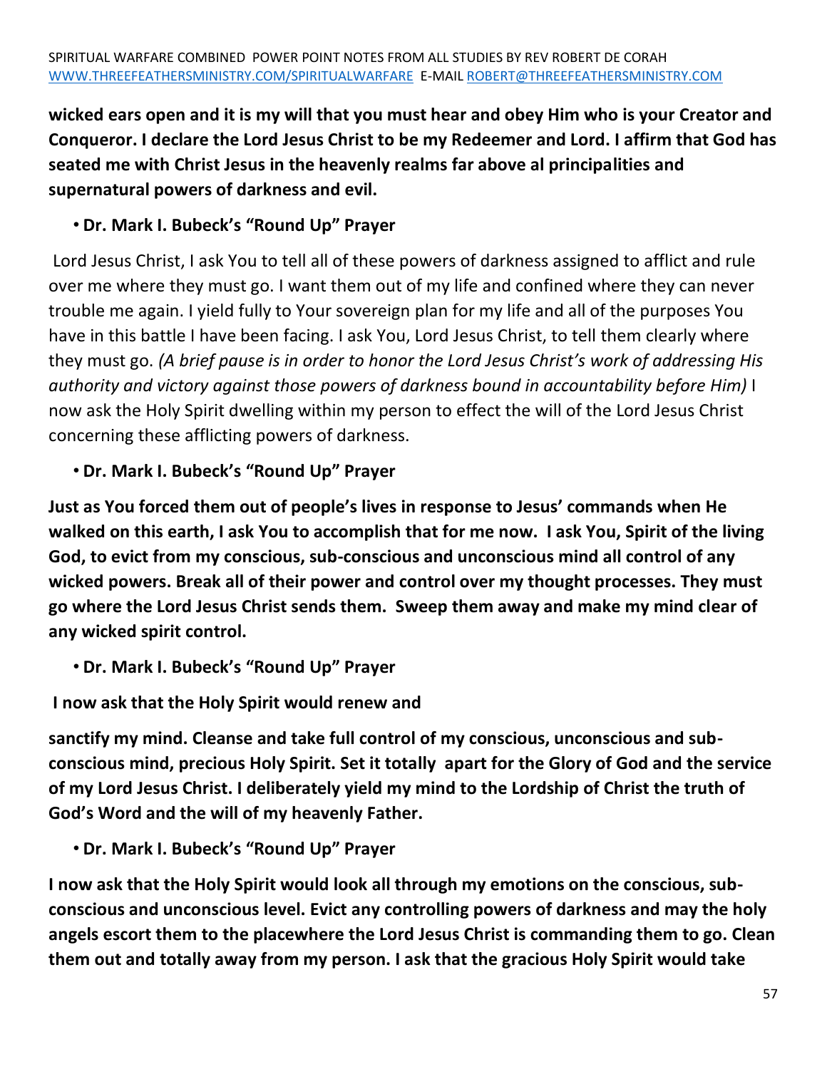**wicked ears open and it is my will that you must hear and obey Him who is your Creator and Conqueror. I declare the Lord Jesus Christ to be my Redeemer and Lord. I affirm that God has seated me with Christ Jesus in the heavenly realms far above al principalities and supernatural powers of darkness and evil.**

- **Dr. Mark I. Bubeck's "Round Up" Prayer**

Lord Jesus Christ, I ask You to tell all of these powers of darkness assigned to afflict and rule over me where they must go. I want them out of my life and confined where they can never trouble me again. I yield fully to Your sovereign plan for my life and all of the purposes You have in this battle I have been facing. I ask You, Lord Jesus Christ, to tell them clearly where they must go. *(A brief pause is in order to honor the Lord Jesus Christ's work of addressing His authority and victory against those powers of darkness bound in accountability before Him)* I now ask the Holy Spirit dwelling within my person to effect the will of the Lord Jesus Christ concerning these afflicting powers of darkness.

- **Dr. Mark I. Bubeck's "Round Up" Prayer**

**Just as You forced them out of people's lives in response to Jesus' commands when He walked on this earth, I ask You to accomplish that for me now. I ask You, Spirit of the living God, to evict from my conscious, sub-conscious and unconscious mind all control of any wicked powers. Break all of their power and control over my thought processes. They must go where the Lord Jesus Christ sends them. Sweep them away and make my mind clear of any wicked spirit control.**

- **Dr. Mark I. Bubeck's "Round Up" Prayer**

**I now ask that the Holy Spirit would renew and**

**sanctify my mind. Cleanse and take full control of my conscious, unconscious and sub-conscious mind, precious Holy Spirit. Set it totally apart for the Glory of God and the service of my Lord Jesus Christ. I deliberately yield my mind to the Lordship of Christ the truth of God's Word and the will of my heavenly Father.**

- **Dr. Mark I. Bubeck's "Round Up" Prayer**

**I now ask that the Holy Spirit would look all through my emotions on the conscious, sub-conscious and unconscious level. Evict any controlling powers of darkness and may the holy angels escort them to the placewhere the Lord Jesus Christ is commanding them to go. Clean them out and totally away from my person. I ask that the gracious Holy Spirit would take**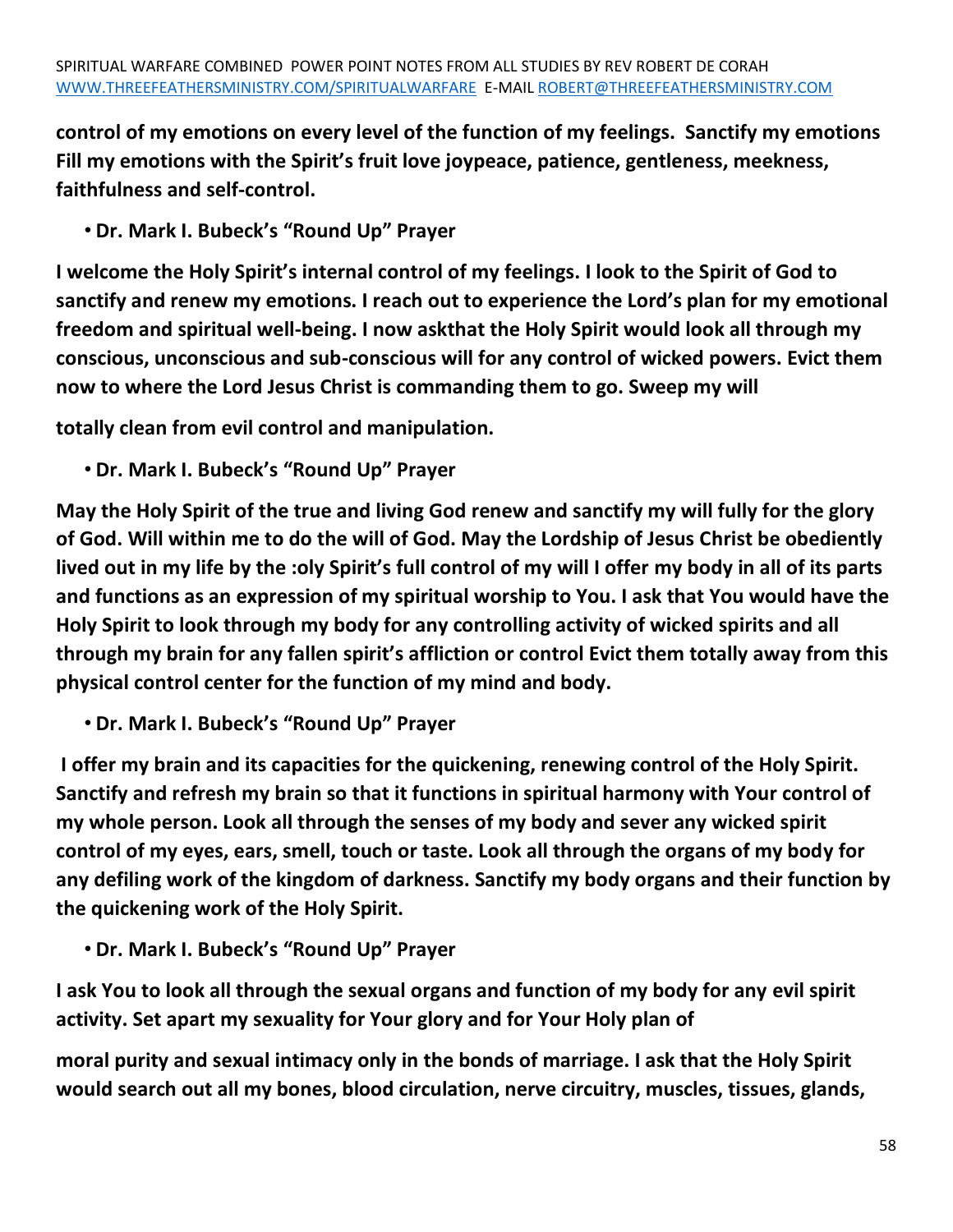**control of my emotions on every level of the function of my feelings. Sanctify my emotions Fill my emotions with the Spirit's fruit love joypeace, patience, gentleness, meekness, faithfulness and self-control.**

- **Dr. Mark I. Bubeck's "Round Up" Prayer**

**I welcome the Holy Spirit's internal control of my feelings. I look to the Spirit of God to sanctify and renew my emotions. I reach out to experience the Lord's plan for my emotional freedom and spiritual well-being. I now askthat the Holy Spirit would look all through my conscious, unconscious and sub-conscious will for any control of wicked powers. Evict them now to where the Lord Jesus Christ is commanding them to go. Sweep my will**

**totally clean from evil control and manipulation.**

- **Dr. Mark I. Bubeck's "Round Up" Prayer**

**May the Holy Spirit of the true and living God renew and sanctify my will fully for the glory of God. Will within me to do the will of God. May the Lordship of Jesus Christ be obediently lived out in my life by the :oly Spirit's full control of my will I offer my body in all of its parts and functions as an expression of my spiritual worship to You. I ask that You would have the Holy Spirit to look through my body for any controlling activity of wicked spirits and all through my brain for any fallen spirit's affliction or control Evict them totally away from this physical control center for the function of my mind and body.**

- **Dr. Mark I. Bubeck's "Round Up" Prayer**

**I offer my brain and its capacities for the quickening, renewing control of the Holy Spirit. Sanctify and refresh my brain so that it functions in spiritual harmony with Your control of my whole person. Look all through the senses of my body and sever any wicked spirit control of my eyes, ears, smell, touch or taste. Look all through the organs of my body for any defiling work of the kingdom of darkness. Sanctify my body organs and their function by the quickening work of the Holy Spirit.**

- **Dr. Mark I. Bubeck's "Round Up" Prayer**

**I ask You to look all through the sexual organs and function of my body for any evil spirit activity. Set apart my sexuality for Your glory and for Your Holy plan of**

**moral purity and sexual intimacy only in the bonds of marriage. I ask that the Holy Spirit would search out all my bones, blood circulation, nerve circuitry, muscles, tissues, glands,**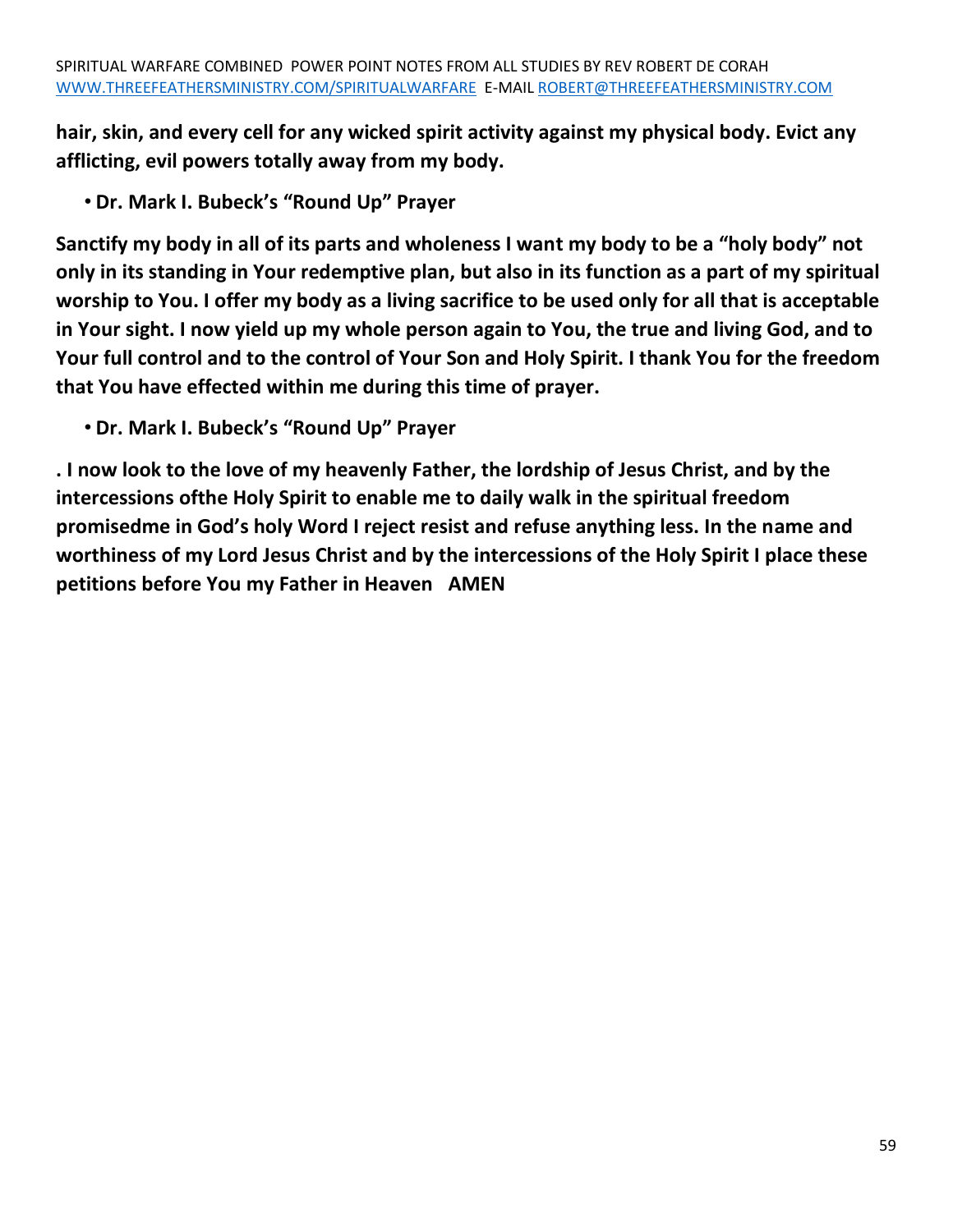**hair, skin, and every cell for any wicked spirit activity against my physical body. Evict any afflicting, evil powers totally away from my body.**

- **Dr. Mark I. Bubeck's "Round Up" Prayer**

**Sanctify my body in all of its parts and wholeness I want my body to be a "holy body" not only in its standing in Your redemptive plan, but also in its function as a part of my spiritual worship to You. I offer my body as a living sacrifice to be used only for all that is acceptable in Your sight. I now yield up my whole person again to You, the true and living God, and to Your full control and to the control of Your Son and Holy Spirit. I thank You for the freedom that You have effected within me during this time of prayer.**

- **Dr. Mark I. Bubeck's "Round Up" Prayer**

**. I now look to the love of my heavenly Father, the lordship of Jesus Christ, and by the intercessions ofthe Holy Spirit to enable me to daily walk in the spiritual freedom promisedme in God's holy Word I reject resist and refuse anything less. In the name and worthiness of my Lord Jesus Christ and by the intercessions of the Holy Spirit I place these petitions before You my Father in Heaven AMEN**